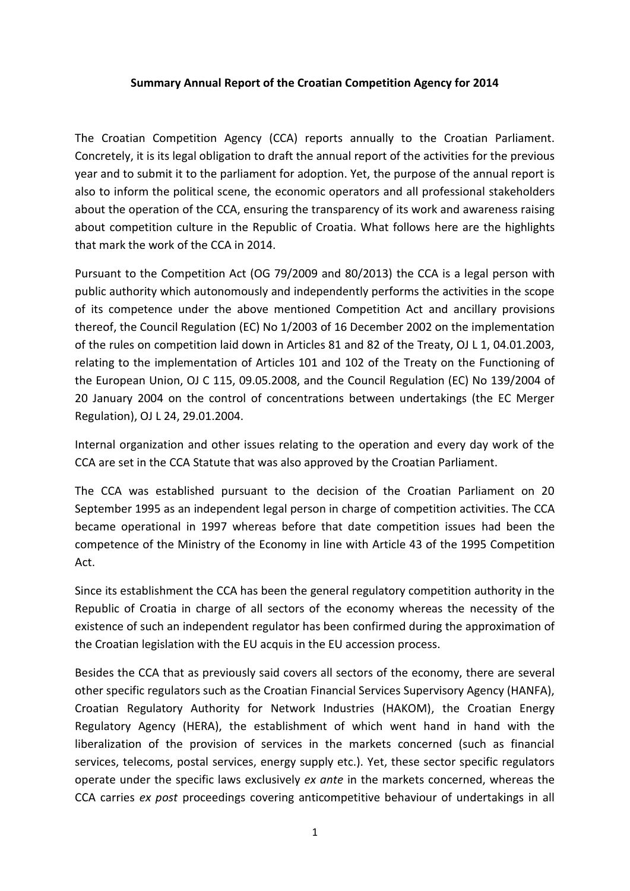**Summary Annual Report of the Croatian Competition Agency for 2014**

The Croatian Competition Agency (CCA) reports annually to the Croatian Parliament. Concretely, it is its legal obligation to draft the annual report of the activities for the previous year and to submit it to the parliament for adoption. Yet, the purpose of the annual report is also to inform the political scene, the economic operators and all professional stakeholders about the operation of the CCA, ensuring the transparency of its work and awareness raising about competition culture in the Republic of Croatia. What follows here are the highlights that mark the work of the CCA in 2014.

Pursuant to the Competition Act (OG 79/2009 and 80/2013) the CCA is a legal person with public authority which autonomously and independently performs the activities in the scope of its competence under the above mentioned Competition Act and ancillary provisions thereof, the Council Regulation (EC) No 1/2003 of 16 December 2002 on the implementation of the rules on competition laid down in Articles 81 and 82 of the Treaty, OJ L 1, 04.01.2003, relating to the implementation of Articles 101 and 102 of the Treaty on the Functioning of the European Union, OJ C 115, 09.05.2008, and the Council Regulation (EC) No 139/2004 of 20 January 2004 on the control of concentrations between undertakings (the EC Merger Regulation), OJ L 24, 29.01.2004.

Internal organization and other issues relating to the operation and every day work of the CCA are set in the CCA Statute that was also approved by the Croatian Parliament.

The CCA was established pursuant to the decision of the Croatian Parliament on 20 September 1995 as an independent legal person in charge of competition activities. The CCA became operational in 1997 whereas before that date competition issues had been the competence of the Ministry of the Economy in line with Article 43 of the 1995 Competition Act.

Since its establishment the CCA has been the general regulatory competition authority in the Republic of Croatia in charge of all sectors of the economy whereas the necessity of the existence of such an independent regulator has been confirmed during the approximation of the Croatian legislation with the EU acquis in the EU accession process.

Besides the CCA that as previously said covers all sectors of the economy, there are several other specific regulators such as the Croatian Financial Services Supervisory Agency (HANFA), Croatian Regulatory Authority for Network Industries (HAKOM), the Croatian Energy Regulatory Agency (HERA), the establishment of which went hand in hand with the liberalization of the provision of services in the markets concerned (such as financial services, telecoms, postal services, energy supply etc.). Yet, these sector specific regulators operate under the specific laws exclusively *ex ante* in the markets concerned, whereas the CCA carries *ex post* proceedings covering anticompetitive behaviour of undertakings in all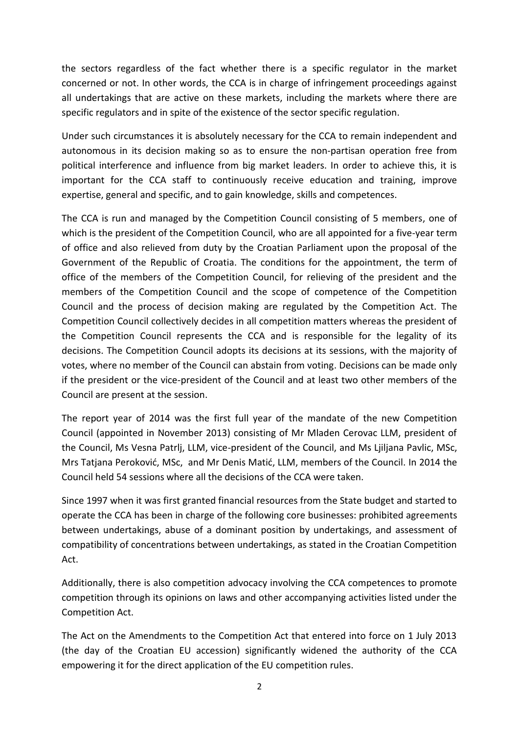the sectors regardless of the fact whether there is a specific regulator in the market concerned or not. In other words, the CCA is in charge of infringement proceedings against all undertakings that are active on these markets, including the markets where there are specific regulators and in spite of the existence of the sector specific regulation.

Under such circumstances it is absolutely necessary for the CCA to remain independent and autonomous in its decision making so as to ensure the non-partisan operation free from political interference and influence from big market leaders. In order to achieve this, it is important for the CCA staff to continuously receive education and training, improve expertise, general and specific, and to gain knowledge, skills and competences.

The CCA is run and managed by the Competition Council consisting of 5 members, one of which is the president of the Competition Council, who are all appointed for a five-year term of office and also relieved from duty by the Croatian Parliament upon the proposal of the Government of the Republic of Croatia. The conditions for the appointment, the term of office of the members of the Competition Council, for relieving of the president and the members of the Competition Council and the scope of competence of the Competition Council and the process of decision making are regulated by the Competition Act. The Competition Council collectively decides in all competition matters whereas the president of the Competition Council represents the CCA and is responsible for the legality of its decisions. The Competition Council adopts its decisions at its sessions, with the majority of votes, where no member of the Council can abstain from voting. Decisions can be made only if the president or the vice-president of the Council and at least two other members of the Council are present at the session.

The report year of 2014 was the first full year of the mandate of the new Competition Council (appointed in November 2013) consisting of Mr Mladen Cerovac LLM, president of the Council, Ms Vesna Patrlj, LLM, vice-president of the Council, and Ms Ljiljana Pavlic, MSc, Mrs Tatjana Peroković, MSc, and Mr Denis Matić, LLM, members of the Council. In 2014 the Council held 54 sessions where all the decisions of the CCA were taken.

Since 1997 when it was first granted financial resources from the State budget and started to operate the CCA has been in charge of the following core businesses: prohibited agreements between undertakings, abuse of a dominant position by undertakings, and assessment of compatibility of concentrations between undertakings, as stated in the Croatian Competition Act.

Additionally, there is also competition advocacy involving the CCA competences to promote competition through its opinions on laws and other accompanying activities listed under the Competition Act.

The Act on the Amendments to the Competition Act that entered into force on 1 July 2013 (the day of the Croatian EU accession) significantly widened the authority of the CCA empowering it for the direct application of the EU competition rules.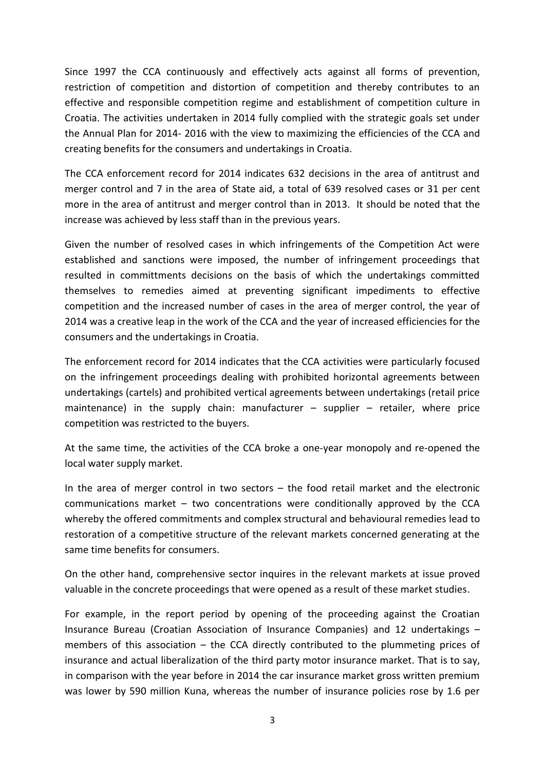Since 1997 the CCA continuously and effectively acts against all forms of prevention, restriction of competition and distortion of competition and thereby contributes to an effective and responsible competition regime and establishment of competition culture in Croatia. The activities undertaken in 2014 fully complied with the strategic goals set under the Annual Plan for 2014- 2016 with the view to maximizing the efficiencies of the CCA and creating benefits for the consumers and undertakings in Croatia.

The CCA enforcement record for 2014 indicates 632 decisions in the area of antitrust and merger control and 7 in the area of State aid, a total of 639 resolved cases or 31 per cent more in the area of antitrust and merger control than in 2013. It should be noted that the increase was achieved by less staff than in the previous years.

Given the number of resolved cases in which infringements of the Competition Act were established and sanctions were imposed, the number of infringement proceedings that resulted in committments decisions on the basis of which the undertakings committed themselves to remedies aimed at preventing significant impediments to effective competition and the increased number of cases in the area of merger control, the year of 2014 was a creative leap in the work of the CCA and the year of increased efficiencies for the consumers and the undertakings in Croatia.

The enforcement record for 2014 indicates that the CCA activities were particularly focused on the infringement proceedings dealing with prohibited horizontal agreements between undertakings (cartels) and prohibited vertical agreements between undertakings (retail price maintenance) in the supply chain: manufacturer – supplier – retailer, where price competition was restricted to the buyers.

At the same time, the activities of the CCA broke a one-year monopoly and re-opened the local water supply market.

In the area of merger control in two sectors – the food retail market and the electronic communications market – two concentrations were conditionally approved by the CCA whereby the offered commitments and complex structural and behavioural remedies lead to restoration of a competitive structure of the relevant markets concerned generating at the same time benefits for consumers.

On the other hand, comprehensive sector inquires in the relevant markets at issue proved valuable in the concrete proceedings that were opened as a result of these market studies.

For example, in the report period by opening of the proceeding against the Croatian Insurance Bureau (Croatian Association of Insurance Companies) and 12 undertakings – members of this association – the CCA directly contributed to the plummeting prices of insurance and actual liberalization of the third party motor insurance market. That is to say, in comparison with the year before in 2014 the car insurance market gross written premium was lower by 590 million Kuna, whereas the number of insurance policies rose by 1.6 per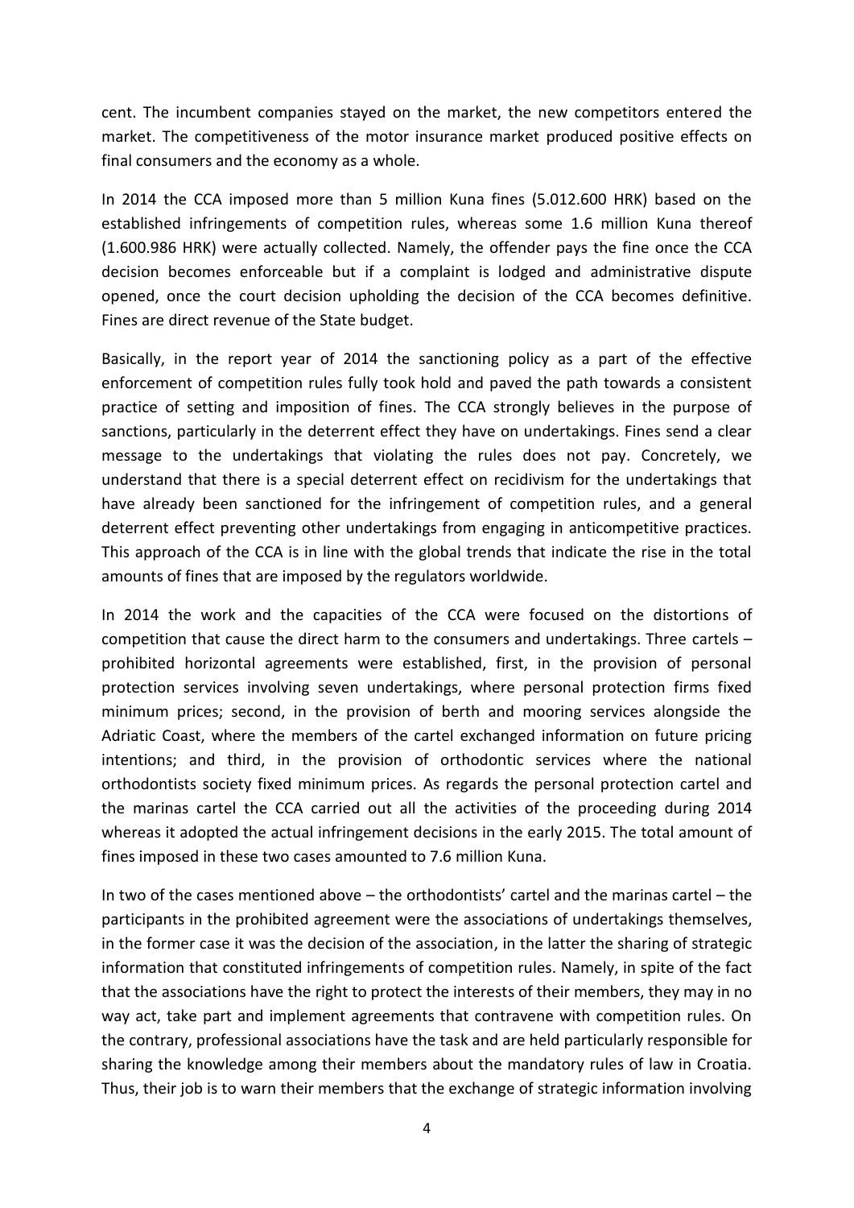cent. The incumbent companies stayed on the market, the new competitors entered the market. The competitiveness of the motor insurance market produced positive effects on final consumers and the economy as a whole.

In 2014 the CCA imposed more than 5 million Kuna fines (5.012.600 HRK) based on the established infringements of competition rules, whereas some 1.6 million Kuna thereof (1.600.986 HRK) were actually collected. Namely, the offender pays the fine once the CCA decision becomes enforceable but if a complaint is lodged and administrative dispute opened, once the court decision upholding the decision of the CCA becomes definitive. Fines are direct revenue of the State budget.

Basically, in the report year of 2014 the sanctioning policy as a part of the effective enforcement of competition rules fully took hold and paved the path towards a consistent practice of setting and imposition of fines. The CCA strongly believes in the purpose of sanctions, particularly in the deterrent effect they have on undertakings. Fines send a clear message to the undertakings that violating the rules does not pay. Concretely, we understand that there is a special deterrent effect on recidivism for the undertakings that have already been sanctioned for the infringement of competition rules, and a general deterrent effect preventing other undertakings from engaging in anticompetitive practices. This approach of the CCA is in line with the global trends that indicate the rise in the total amounts of fines that are imposed by the regulators worldwide.

In 2014 the work and the capacities of the CCA were focused on the distortions of competition that cause the direct harm to the consumers and undertakings. Three cartels – prohibited horizontal agreements were established, first, in the provision of personal protection services involving seven undertakings, where personal protection firms fixed minimum prices; second, in the provision of berth and mooring services alongside the Adriatic Coast, where the members of the cartel exchanged information on future pricing intentions; and third, in the provision of orthodontic services where the national orthodontists society fixed minimum prices. As regards the personal protection cartel and the marinas cartel the CCA carried out all the activities of the proceeding during 2014 whereas it adopted the actual infringement decisions in the early 2015. The total amount of fines imposed in these two cases amounted to 7.6 million Kuna.

In two of the cases mentioned above – the orthodontists' cartel and the marinas cartel – the participants in the prohibited agreement were the associations of undertakings themselves, in the former case it was the decision of the association, in the latter the sharing of strategic information that constituted infringements of competition rules. Namely, in spite of the fact that the associations have the right to protect the interests of their members, they may in no way act, take part and implement agreements that contravene with competition rules. On the contrary, professional associations have the task and are held particularly responsible for sharing the knowledge among their members about the mandatory rules of law in Croatia. Thus, their job is to warn their members that the exchange of strategic information involving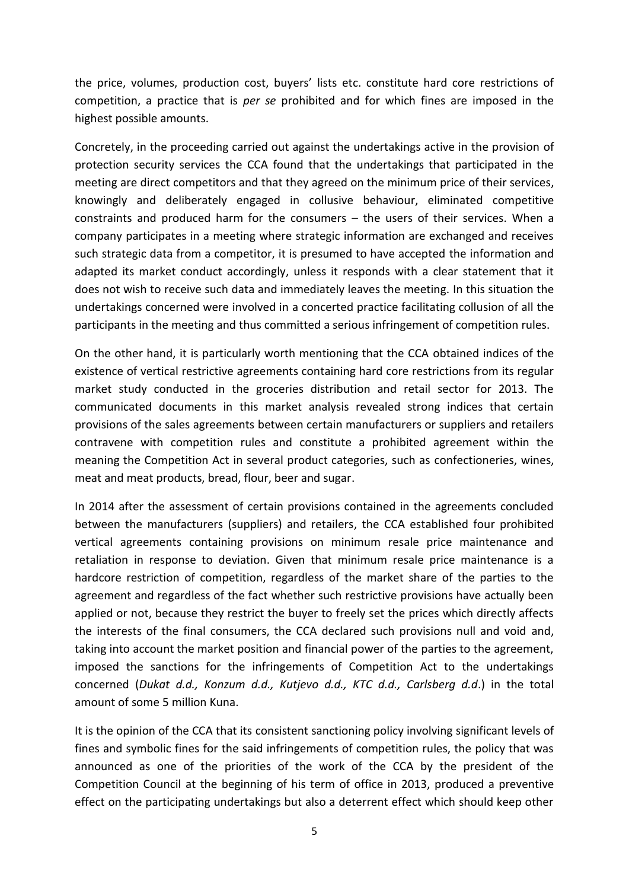the price, volumes, production cost, buyers' lists etc. constitute hard core restrictions of competition, a practice that is *per se* prohibited and for which fines are imposed in the highest possible amounts.

Concretely, in the proceeding carried out against the undertakings active in the provision of protection security services the CCA found that the undertakings that participated in the meeting are direct competitors and that they agreed on the minimum price of their services, knowingly and deliberately engaged in collusive behaviour, eliminated competitive constraints and produced harm for the consumers – the users of their services. When a company participates in a meeting where strategic information are exchanged and receives such strategic data from a competitor, it is presumed to have accepted the information and adapted its market conduct accordingly, unless it responds with a clear statement that it does not wish to receive such data and immediately leaves the meeting. In this situation the undertakings concerned were involved in a concerted practice facilitating collusion of all the participants in the meeting and thus committed a serious infringement of competition rules.

On the other hand, it is particularly worth mentioning that the CCA obtained indices of the existence of vertical restrictive agreements containing hard core restrictions from its regular market study conducted in the groceries distribution and retail sector for 2013. The communicated documents in this market analysis revealed strong indices that certain provisions of the sales agreements between certain manufacturers or suppliers and retailers contravene with competition rules and constitute a prohibited agreement within the meaning the Competition Act in several product categories, such as confectioneries, wines, meat and meat products, bread, flour, beer and sugar.

In 2014 after the assessment of certain provisions contained in the agreements concluded between the manufacturers (suppliers) and retailers, the CCA established four prohibited vertical agreements containing provisions on minimum resale price maintenance and retaliation in response to deviation. Given that minimum resale price maintenance is a hardcore restriction of competition, regardless of the market share of the parties to the agreement and regardless of the fact whether such restrictive provisions have actually been applied or not, because they restrict the buyer to freely set the prices which directly affects the interests of the final consumers, the CCA declared such provisions null and void and, taking into account the market position and financial power of the parties to the agreement, imposed the sanctions for the infringements of Competition Act to the undertakings concerned (*Dukat d.d., Konzum d.d., Kutjevo d.d., KTC d.d., Carlsberg d.d*.) in the total amount of some 5 million Kuna.

It is the opinion of the CCA that its consistent sanctioning policy involving significant levels of fines and symbolic fines for the said infringements of competition rules, the policy that was announced as one of the priorities of the work of the CCA by the president of the Competition Council at the beginning of his term of office in 2013, produced a preventive effect on the participating undertakings but also a deterrent effect which should keep other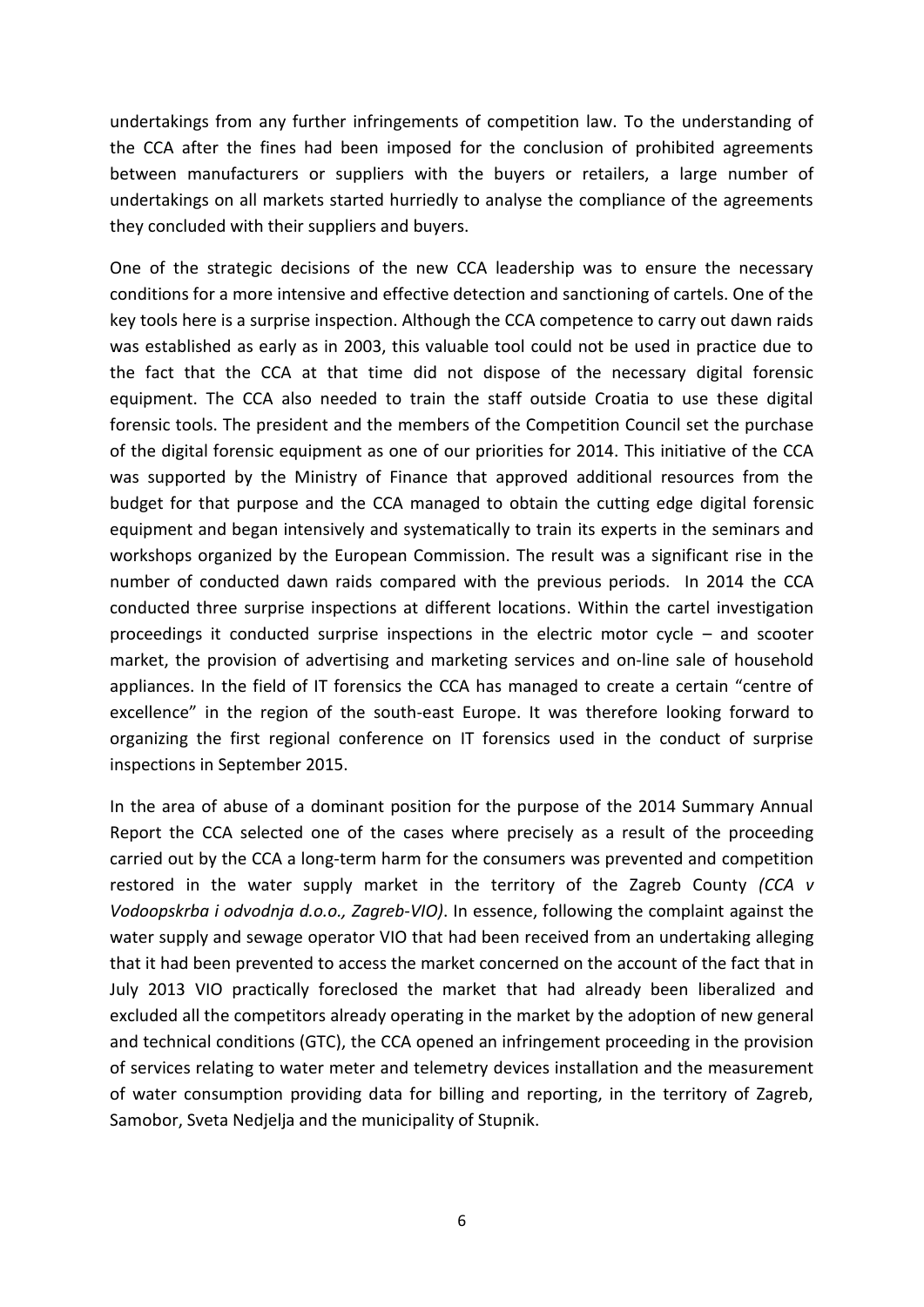undertakings from any further infringements of competition law. To the understanding of the CCA after the fines had been imposed for the conclusion of prohibited agreements between manufacturers or suppliers with the buyers or retailers, a large number of undertakings on all markets started hurriedly to analyse the compliance of the agreements they concluded with their suppliers and buyers.

One of the strategic decisions of the new CCA leadership was to ensure the necessary conditions for a more intensive and effective detection and sanctioning of cartels. One of the key tools here is a surprise inspection. Although the CCA competence to carry out dawn raids was established as early as in 2003, this valuable tool could not be used in practice due to the fact that the CCA at that time did not dispose of the necessary digital forensic equipment. The CCA also needed to train the staff outside Croatia to use these digital forensic tools. The president and the members of the Competition Council set the purchase of the digital forensic equipment as one of our priorities for 2014. This initiative of the CCA was supported by the Ministry of Finance that approved additional resources from the budget for that purpose and the CCA managed to obtain the cutting edge digital forensic equipment and began intensively and systematically to train its experts in the seminars and workshops organized by the European Commission. The result was a significant rise in the number of conducted dawn raids compared with the previous periods. In 2014 the CCA conducted three surprise inspections at different locations. Within the cartel investigation proceedings it conducted surprise inspections in the electric motor cycle – and scooter market, the provision of advertising and marketing services and on-line sale of household appliances. In the field of IT forensics the CCA has managed to create a certain "centre of excellence" in the region of the south-east Europe. It was therefore looking forward to organizing the first regional conference on IT forensics used in the conduct of surprise inspections in September 2015.

In the area of abuse of a dominant position for the purpose of the 2014 Summary Annual Report the CCA selected one of the cases where precisely as a result of the proceeding carried out by the CCA a long-term harm for the consumers was prevented and competition restored in the water supply market in the territory of the Zagreb County *(CCA v Vodoopskrba i odvodnja d.o.o., Zagreb-VIO)*. In essence, following the complaint against the water supply and sewage operator VIO that had been received from an undertaking alleging that it had been prevented to access the market concerned on the account of the fact that in July 2013 VIO practically foreclosed the market that had already been liberalized and excluded all the competitors already operating in the market by the adoption of new general and technical conditions (GTC), the CCA opened an infringement proceeding in the provision of services relating to water meter and telemetry devices installation and the measurement of water consumption providing data for billing and reporting, in the territory of Zagreb, Samobor, Sveta Nedjelja and the municipality of Stupnik.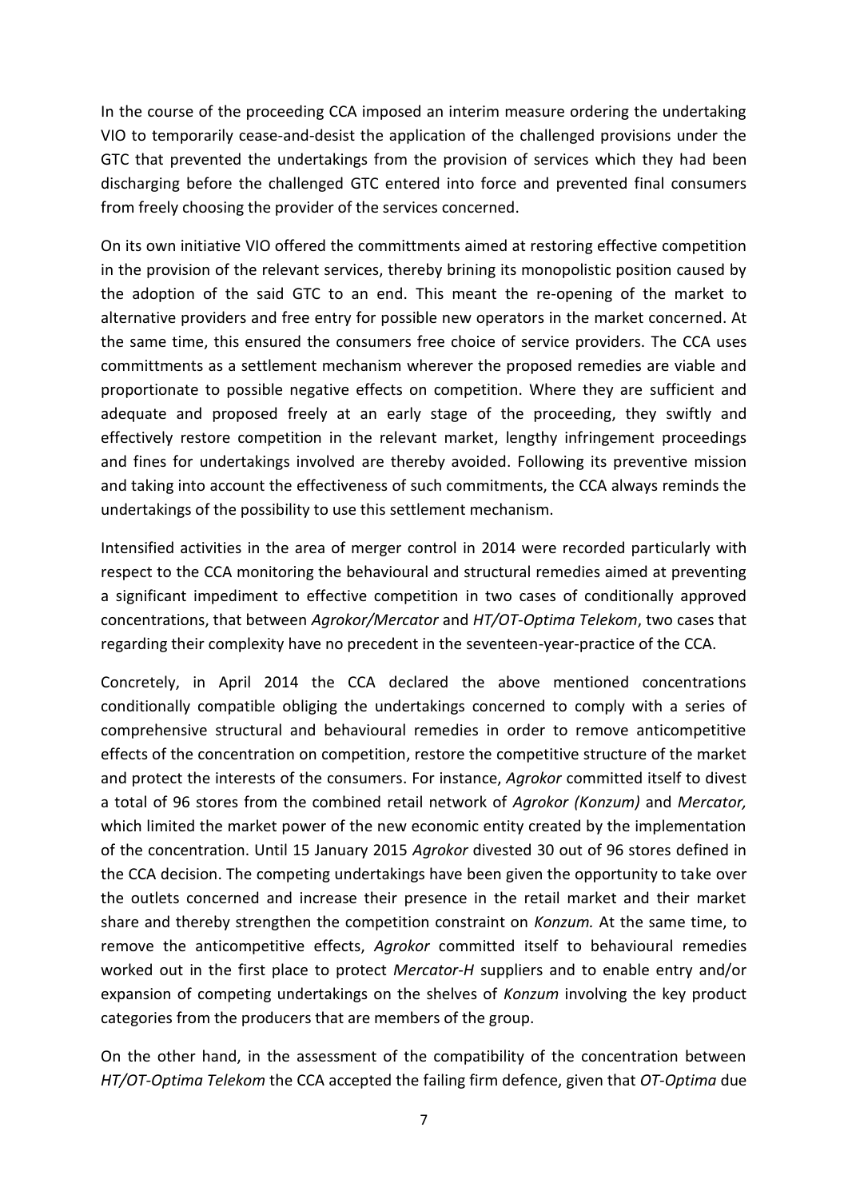In the course of the proceeding CCA imposed an interim measure ordering the undertaking VIO to temporarily cease-and-desist the application of the challenged provisions under the GTC that prevented the undertakings from the provision of services which they had been discharging before the challenged GTC entered into force and prevented final consumers from freely choosing the provider of the services concerned.

On its own initiative VIO offered the committments aimed at restoring effective competition in the provision of the relevant services, thereby brining its monopolistic position caused by the adoption of the said GTC to an end. This meant the re-opening of the market to alternative providers and free entry for possible new operators in the market concerned. At the same time, this ensured the consumers free choice of service providers. The CCA uses committments as a settlement mechanism wherever the proposed remedies are viable and proportionate to possible negative effects on competition. Where they are sufficient and adequate and proposed freely at an early stage of the proceeding, they swiftly and effectively restore competition in the relevant market, lengthy infringement proceedings and fines for undertakings involved are thereby avoided. Following its preventive mission and taking into account the effectiveness of such commitments, the CCA always reminds the undertakings of the possibility to use this settlement mechanism.

Intensified activities in the area of merger control in 2014 were recorded particularly with respect to the CCA monitoring the behavioural and structural remedies aimed at preventing a significant impediment to effective competition in two cases of conditionally approved concentrations, that between *Agrokor/Mercator* and *HT/OT-Optima Telekom*, two cases that regarding their complexity have no precedent in the seventeen-year-practice of the CCA.

Concretely, in April 2014 the CCA declared the above mentioned concentrations conditionally compatible obliging the undertakings concerned to comply with a series of comprehensive structural and behavioural remedies in order to remove anticompetitive effects of the concentration on competition, restore the competitive structure of the market and protect the interests of the consumers. For instance, *Agrokor* committed itself to divest a total of 96 stores from the combined retail network of *Agrokor (Konzum)* and *Mercator,* which limited the market power of the new economic entity created by the implementation of the concentration. Until 15 January 2015 *Agrokor* divested 30 out of 96 stores defined in the CCA decision. The competing undertakings have been given the opportunity to take over the outlets concerned and increase their presence in the retail market and their market share and thereby strengthen the competition constraint on *Konzum.* At the same time, to remove the anticompetitive effects, *Agrokor* committed itself to behavioural remedies worked out in the first place to protect *Mercator-H* suppliers and to enable entry and/or expansion of competing undertakings on the shelves of *Konzum* involving the key product categories from the producers that are members of the group.

On the other hand, in the assessment of the compatibility of the concentration between *HT/OT-Optima Telekom* the CCA accepted the failing firm defence, given that *OT-Optima* due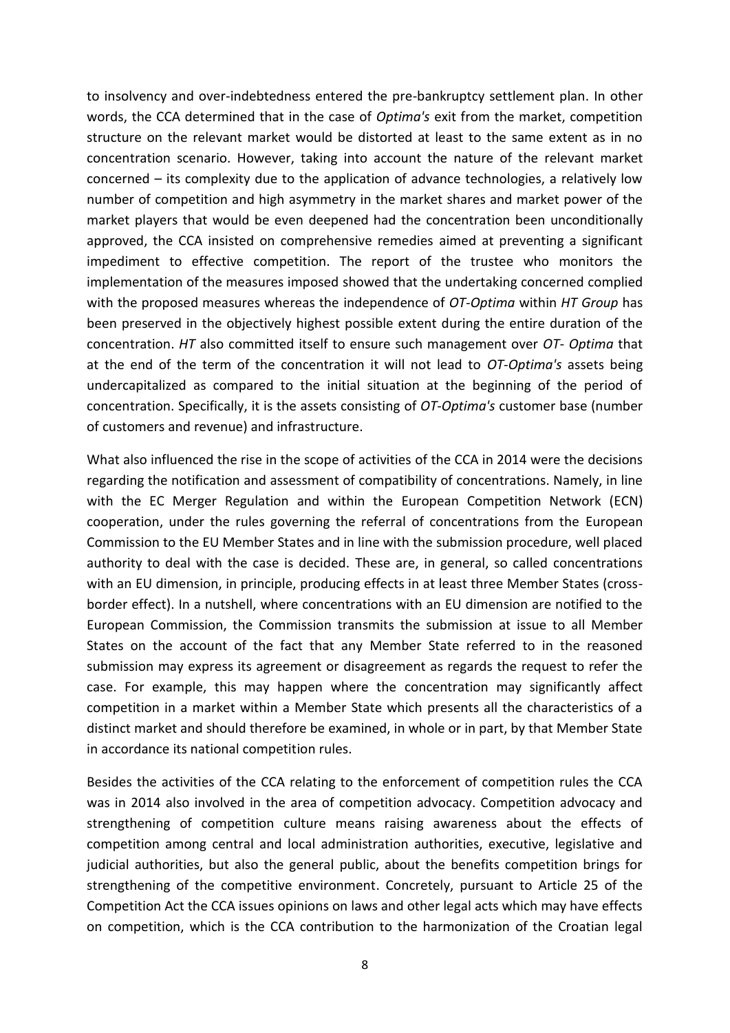to insolvency and over-indebtedness entered the pre-bankruptcy settlement plan. In other words, the CCA determined that in the case of *Optima's* exit from the market, competition structure on the relevant market would be distorted at least to the same extent as in no concentration scenario. However, taking into account the nature of the relevant market concerned – its complexity due to the application of advance technologies, a relatively low number of competition and high asymmetry in the market shares and market power of the market players that would be even deepened had the concentration been unconditionally approved, the CCA insisted on comprehensive remedies aimed at preventing a significant impediment to effective competition. The report of the trustee who monitors the implementation of the measures imposed showed that the undertaking concerned complied with the proposed measures whereas the independence of *OT-Optima* within *HT Group* has been preserved in the objectively highest possible extent during the entire duration of the concentration. *HT* also committed itself to ensure such management over *OT- Optima* that at the end of the term of the concentration it will not lead to *OT-Optima's* assets being undercapitalized as compared to the initial situation at the beginning of the period of concentration. Specifically, it is the assets consisting of *OT-Optima's* customer base (number of customers and revenue) and infrastructure.

What also influenced the rise in the scope of activities of the CCA in 2014 were the decisions regarding the notification and assessment of compatibility of concentrations. Namely, in line with the EC Merger Regulation and within the European Competition Network (ECN) cooperation, under the rules governing the referral of concentrations from the European Commission to the EU Member States and in line with the submission procedure, well placed authority to deal with the case is decided. These are, in general, so called concentrations with an EU dimension, in principle, producing effects in at least three Member States (cross-border effect). In a nutshell, where concentrations with an EU dimension are notified to the European Commission, the Commission transmits the submission at issue to all Member States on the account of the fact that any Member State referred to in the reasoned submission may express its agreement or disagreement as regards the request to refer the case. For example, this may happen where the concentration may significantly affect competition in a market within a Member State which presents all the characteristics of a distinct market and should therefore be examined, in whole or in part, by that Member State in accordance its national competition rules.

Besides the activities of the CCA relating to the enforcement of competition rules the CCA was in 2014 also involved in the area of competition advocacy. Competition advocacy and strengthening of competition culture means raising awareness about the effects of competition among central and local administration authorities, executive, legislative and judicial authorities, but also the general public, about the benefits competition brings for strengthening of the competitive environment. Concretely, pursuant to Article 25 of the Competition Act the CCA issues opinions on laws and other legal acts which may have effects on competition, which is the CCA contribution to the harmonization of the Croatian legal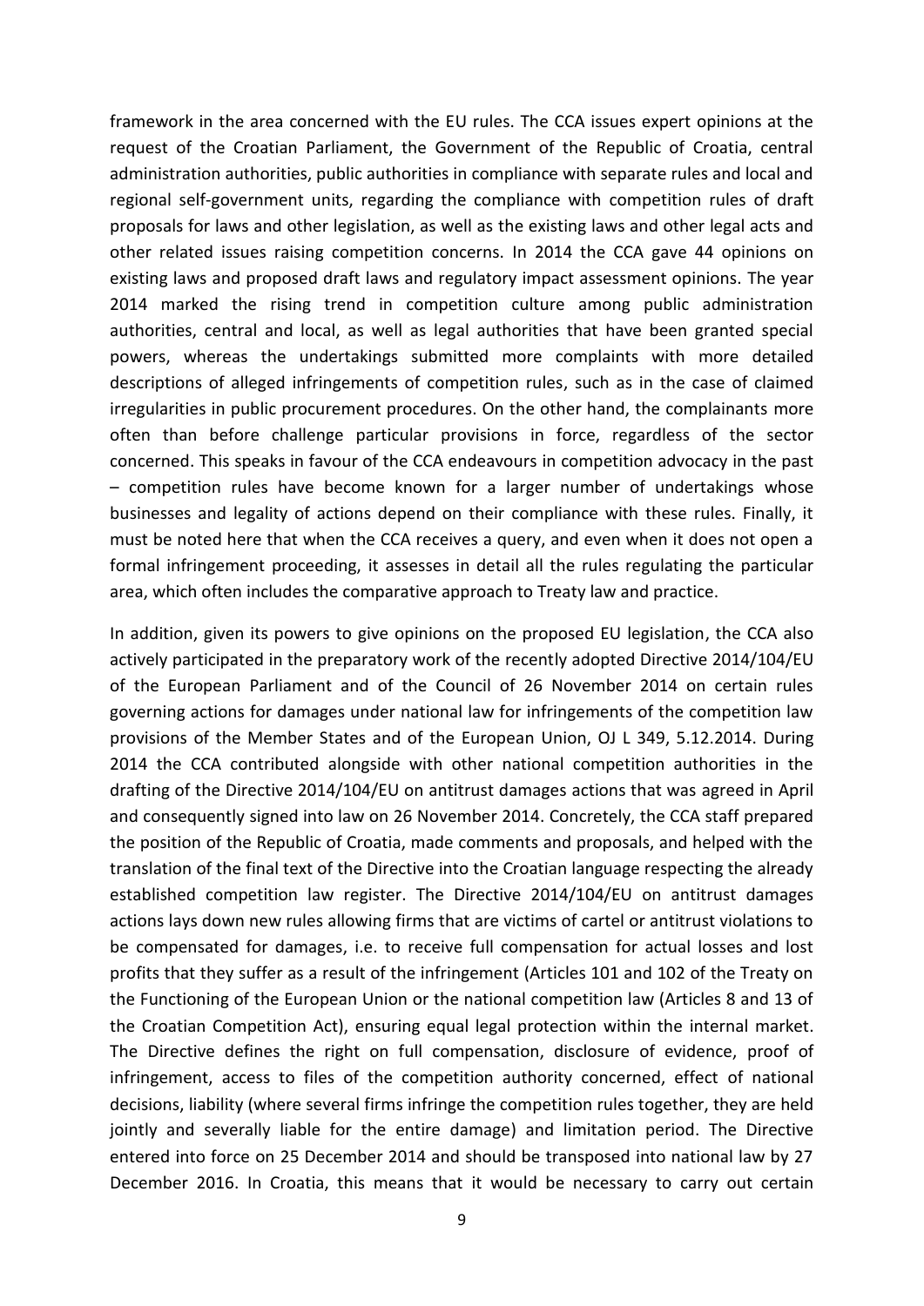framework in the area concerned with the EU rules. The CCA issues expert opinions at the request of the Croatian Parliament, the Government of the Republic of Croatia, central administration authorities, public authorities in compliance with separate rules and local and regional self-government units, regarding the compliance with competition rules of draft proposals for laws and other legislation, as well as the existing laws and other legal acts and other related issues raising competition concerns. In 2014 the CCA gave 44 opinions on existing laws and proposed draft laws and regulatory impact assessment opinions. The year 2014 marked the rising trend in competition culture among public administration authorities, central and local, as well as legal authorities that have been granted special powers, whereas the undertakings submitted more complaints with more detailed descriptions of alleged infringements of competition rules, such as in the case of claimed irregularities in public procurement procedures. On the other hand, the complainants more often than before challenge particular provisions in force, regardless of the sector concerned. This speaks in favour of the CCA endeavours in competition advocacy in the past – competition rules have become known for a larger number of undertakings whose businesses and legality of actions depend on their compliance with these rules. Finally, it must be noted here that when the CCA receives a query, and even when it does not open a formal infringement proceeding, it assesses in detail all the rules regulating the particular area, which often includes the comparative approach to Treaty law and practice.

In addition, given its powers to give opinions on the proposed EU legislation, the CCA also actively participated in the preparatory work of the recently adopted Directive 2014/104/EU of the European Parliament and of the Council of 26 November 2014 on certain rules governing actions for damages under national law for infringements of the competition law provisions of the Member States and of the European Union, OJ L 349, 5.12.2014. During 2014 the CCA contributed alongside with other national competition authorities in the drafting of the Directive 2014/104/EU on antitrust damages actions that was agreed in April and consequently signed into law on 26 November 2014. Concretely, the CCA staff prepared the position of the Republic of Croatia, made comments and proposals, and helped with the translation of the final text of the Directive into the Croatian language respecting the already established competition law register. The Directive 2014/104/EU on antitrust damages actions lays down new rules allowing firms that are victims of cartel or antitrust violations to be compensated for damages, i.e. to receive full compensation for actual losses and lost profits that they suffer as a result of the infringement (Articles 101 and 102 of the Treaty on the Functioning of the European Union or the national competition law (Articles 8 and 13 of the Croatian Competition Act), ensuring equal legal protection within the internal market. The Directive defines the right on full compensation, disclosure of evidence, proof of infringement, access to files of the competition authority concerned, effect of national decisions, liability (where several firms infringe the competition rules together, they are held jointly and severally liable for the entire damage) and limitation period. The Directive entered into force on 25 December 2014 and should be transposed into national law by 27 December 2016. In Croatia, this means that it would be necessary to carry out certain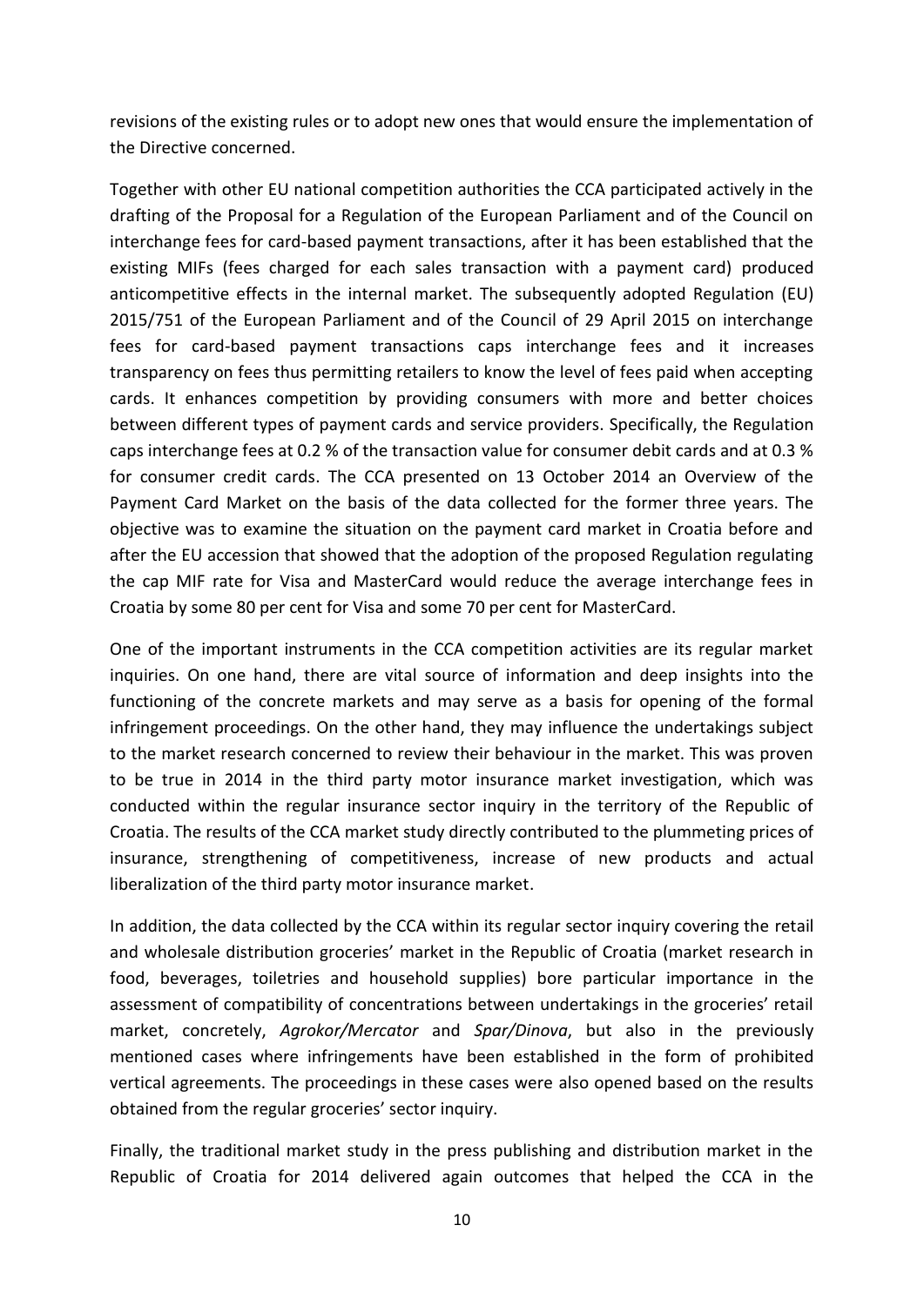revisions of the existing rules or to adopt new ones that would ensure the implementation of the Directive concerned.

Together with other EU national competition authorities the CCA participated actively in the drafting of the Proposal for a Regulation of the European Parliament and of the Council on interchange fees for card-based payment transactions, after it has been established that the existing MIFs (fees charged for each sales transaction with a payment card) produced anticompetitive effects in the internal market. The subsequently adopted Regulation (EU) 2015/751 of the European Parliament and of the Council of 29 April 2015 on interchange fees for card-based payment transactions caps interchange fees and it increases transparency on fees thus permitting retailers to know the level of fees paid when accepting cards. It enhances competition by providing consumers with more and better choices between different types of payment cards and service providers. Specifically, the Regulation caps interchange fees at 0.2 % of the transaction value for consumer debit cards and at 0.3 % for consumer credit cards. The CCA presented on 13 October 2014 an Overview of the Payment Card Market on the basis of the data collected for the former three years. The objective was to examine the situation on the payment card market in Croatia before and after the EU accession that showed that the adoption of the proposed Regulation regulating the cap MIF rate for Visa and MasterCard would reduce the average interchange fees in Croatia by some 80 per cent for Visa and some 70 per cent for MasterCard.

One of the important instruments in the CCA competition activities are its regular market inquiries. On one hand, there are vital source of information and deep insights into the functioning of the concrete markets and may serve as a basis for opening of the formal infringement proceedings. On the other hand, they may influence the undertakings subject to the market research concerned to review their behaviour in the market. This was proven to be true in 2014 in the third party motor insurance market investigation, which was conducted within the regular insurance sector inquiry in the territory of the Republic of Croatia. The results of the CCA market study directly contributed to the plummeting prices of insurance, strengthening of competitiveness, increase of new products and actual liberalization of the third party motor insurance market.

In addition, the data collected by the CCA within its regular sector inquiry covering the retail and wholesale distribution groceries' market in the Republic of Croatia (market research in food, beverages, toiletries and household supplies) bore particular importance in the assessment of compatibility of concentrations between undertakings in the groceries' retail market, concretely, *Agrokor/Mercator* and *Spar/Dinova*, but also in the previously mentioned cases where infringements have been established in the form of prohibited vertical agreements. The proceedings in these cases were also opened based on the results obtained from the regular groceries' sector inquiry.

Finally, the traditional market study in the press publishing and distribution market in the Republic of Croatia for 2014 delivered again outcomes that helped the CCA in the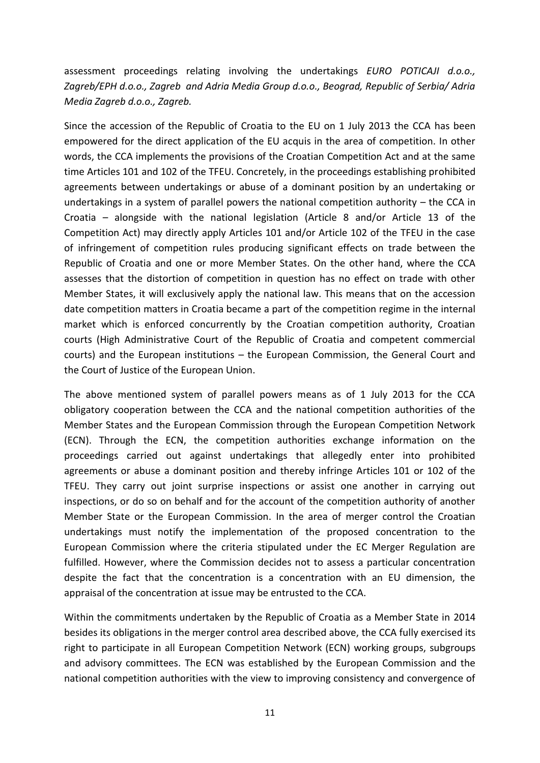assessment proceedings relating involving the undertakings *EURO POTICAJI d.o.o., Zagreb/EPH d.o.o., Zagreb and Adria Media Group d.o.o., Beograd, Republic of Serbia/ Adria Media Zagreb d.o.o., Zagreb.*

Since the accession of the Republic of Croatia to the EU on 1 July 2013 the CCA has been empowered for the direct application of the EU acquis in the area of competition. In other words, the CCA implements the provisions of the Croatian Competition Act and at the same time Articles 101 and 102 of the TFEU. Concretely, in the proceedings establishing prohibited agreements between undertakings or abuse of a dominant position by an undertaking or undertakings in a system of parallel powers the national competition authority – the CCA in Croatia – alongside with the national legislation (Article 8 and/or Article 13 of the Competition Act) may directly apply Articles 101 and/or Article 102 of the TFEU in the case of infringement of competition rules producing significant effects on trade between the Republic of Croatia and one or more Member States. On the other hand, where the CCA assesses that the distortion of competition in question has no effect on trade with other Member States, it will exclusively apply the national law. This means that on the accession date competition matters in Croatia became a part of the competition regime in the internal market which is enforced concurrently by the Croatian competition authority, Croatian courts (High Administrative Court of the Republic of Croatia and competent commercial courts) and the European institutions – the European Commission, the General Court and the Court of Justice of the European Union.

The above mentioned system of parallel powers means as of 1 July 2013 for the CCA obligatory cooperation between the CCA and the national competition authorities of the Member States and the European Commission through the European Competition Network (ECN). Through the ECN, the competition authorities exchange information on the proceedings carried out against undertakings that allegedly enter into prohibited agreements or abuse a dominant position and thereby infringe Articles 101 or 102 of the TFEU. They carry out joint surprise inspections or assist one another in carrying out inspections, or do so on behalf and for the account of the competition authority of another Member State or the European Commission. In the area of merger control the Croatian undertakings must notify the implementation of the proposed concentration to the European Commission where the criteria stipulated under the EC Merger Regulation are fulfilled. However, where the Commission decides not to assess a particular concentration despite the fact that the concentration is a concentration with an EU dimension, the appraisal of the concentration at issue may be entrusted to the CCA.

Within the commitments undertaken by the Republic of Croatia as a Member State in 2014 besides its obligations in the merger control area described above, the CCA fully exercised its right to participate in all European Competition Network (ECN) working groups, subgroups and advisory committees. The ECN was established by the European Commission and the national competition authorities with the view to improving consistency and convergence of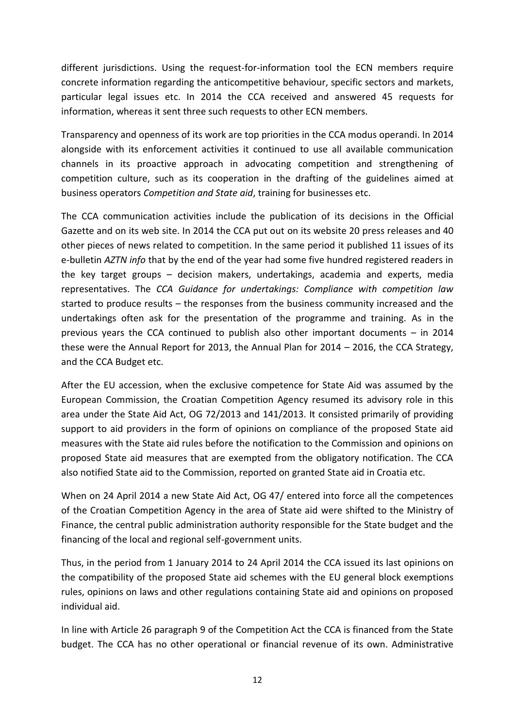different jurisdictions. Using the request-for-information tool the ECN members require concrete information regarding the anticompetitive behaviour, specific sectors and markets, particular legal issues etc. In 2014 the CCA received and answered 45 requests for information, whereas it sent three such requests to other ECN members.

Transparency and openness of its work are top priorities in the CCA modus operandi. In 2014 alongside with its enforcement activities it continued to use all available communication channels in its proactive approach in advocating competition and strengthening of competition culture, such as its cooperation in the drafting of the guidelines aimed at business operators *Competition and State aid*, training for businesses etc.

The CCA communication activities include the publication of its decisions in the Official Gazette and on its web site. In 2014 the CCA put out on its website 20 press releases and 40 other pieces of news related to competition. In the same period it published 11 issues of its e-bulletin *AZTN info* that by the end of the year had some five hundred registered readers in the key target groups – decision makers, undertakings, academia and experts, media representatives. The *CCA Guidance for undertakings: Compliance with competition law* started to produce results – the responses from the business community increased and the undertakings often ask for the presentation of the programme and training. As in the previous years the CCA continued to publish also other important documents – in 2014 these were the Annual Report for 2013, the Annual Plan for 2014 – 2016, the CCA Strategy, and the CCA Budget etc.

After the EU accession, when the exclusive competence for State Aid was assumed by the European Commission, the Croatian Competition Agency resumed its advisory role in this area under the State Aid Act, OG 72/2013 and 141/2013. It consisted primarily of providing support to aid providers in the form of opinions on compliance of the proposed State aid measures with the State aid rules before the notification to the Commission and opinions on proposed State aid measures that are exempted from the obligatory notification. The CCA also notified State aid to the Commission, reported on granted State aid in Croatia etc.

When on 24 April 2014 a new State Aid Act, OG 47/ entered into force all the competences of the Croatian Competition Agency in the area of State aid were shifted to the Ministry of Finance, the central public administration authority responsible for the State budget and the financing of the local and regional self-government units.

Thus, in the period from 1 January 2014 to 24 April 2014 the CCA issued its last opinions on the compatibility of the proposed State aid schemes with the EU general block exemptions rules, opinions on laws and other regulations containing State aid and opinions on proposed individual aid.

In line with Article 26 paragraph 9 of the Competition Act the CCA is financed from the State budget. The CCA has no other operational or financial revenue of its own. Administrative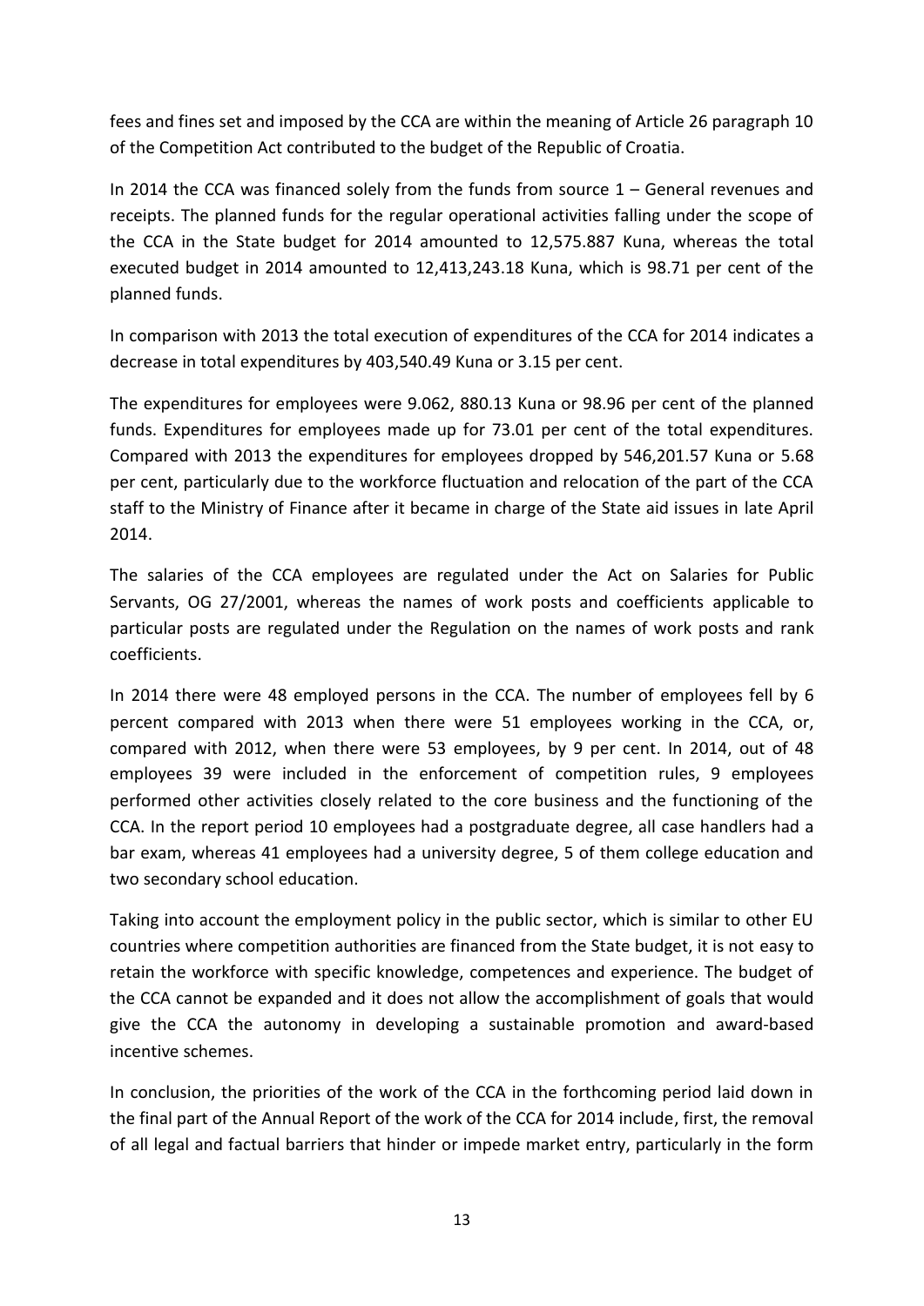fees and fines set and imposed by the CCA are within the meaning of Article 26 paragraph 10 of the Competition Act contributed to the budget of the Republic of Croatia.

In 2014 the CCA was financed solely from the funds from source 1 – General revenues and receipts. The planned funds for the regular operational activities falling under the scope of the CCA in the State budget for 2014 amounted to 12,575.887 Kuna, whereas the total executed budget in 2014 amounted to 12,413,243.18 Kuna, which is 98.71 per cent of the planned funds.

In comparison with 2013 the total execution of expenditures of the CCA for 2014 indicates a decrease in total expenditures by 403,540.49 Kuna or 3.15 per cent.

The expenditures for employees were 9.062, 880.13 Kuna or 98.96 per cent of the planned funds. Expenditures for employees made up for 73.01 per cent of the total expenditures. Compared with 2013 the expenditures for employees dropped by 546,201.57 Kuna or 5.68 per cent, particularly due to the workforce fluctuation and relocation of the part of the CCA staff to the Ministry of Finance after it became in charge of the State aid issues in late April 2014.

The salaries of the CCA employees are regulated under the Act on Salaries for Public Servants, OG 27/2001, whereas the names of work posts and coefficients applicable to particular posts are regulated under the Regulation on the names of work posts and rank coefficients.

In 2014 there were 48 employed persons in the CCA. The number of employees fell by 6 percent compared with 2013 when there were 51 employees working in the CCA, or, compared with 2012, when there were 53 employees, by 9 per cent. In 2014, out of 48 employees 39 were included in the enforcement of competition rules, 9 employees performed other activities closely related to the core business and the functioning of the CCA. In the report period 10 employees had a postgraduate degree, all case handlers had a bar exam, whereas 41 employees had a university degree, 5 of them college education and two secondary school education.

Taking into account the employment policy in the public sector, which is similar to other EU countries where competition authorities are financed from the State budget, it is not easy to retain the workforce with specific knowledge, competences and experience. The budget of the CCA cannot be expanded and it does not allow the accomplishment of goals that would give the CCA the autonomy in developing a sustainable promotion and award-based incentive schemes.

In conclusion, the priorities of the work of the CCA in the forthcoming period laid down in the final part of the Annual Report of the work of the CCA for 2014 include, first, the removal of all legal and factual barriers that hinder or impede market entry, particularly in the form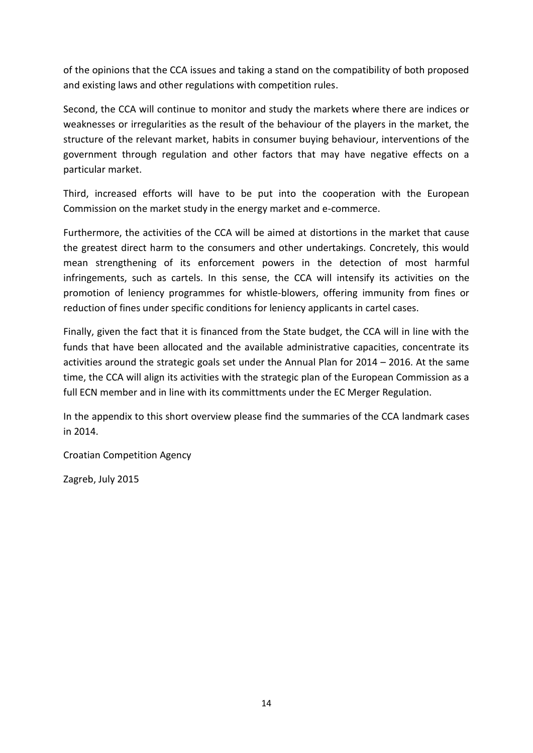of the opinions that the CCA issues and taking a stand on the compatibility of both proposed and existing laws and other regulations with competition rules.

Second, the CCA will continue to monitor and study the markets where there are indices or weaknesses or irregularities as the result of the behaviour of the players in the market, the structure of the relevant market, habits in consumer buying behaviour, interventions of the government through regulation and other factors that may have negative effects on a particular market.

Third, increased efforts will have to be put into the cooperation with the European Commission on the market study in the energy market and e-commerce.

Furthermore, the activities of the CCA will be aimed at distortions in the market that cause the greatest direct harm to the consumers and other undertakings. Concretely, this would mean strengthening of its enforcement powers in the detection of most harmful infringements, such as cartels. In this sense, the CCA will intensify its activities on the promotion of leniency programmes for whistle-blowers, offering immunity from fines or reduction of fines under specific conditions for leniency applicants in cartel cases.

Finally, given the fact that it is financed from the State budget, the CCA will in line with the funds that have been allocated and the available administrative capacities, concentrate its activities around the strategic goals set under the Annual Plan for 2014 – 2016. At the same time, the CCA will align its activities with the strategic plan of the European Commission as a full ECN member and in line with its committments under the EC Merger Regulation.

In the appendix to this short overview please find the summaries of the CCA landmark cases in 2014.

Croatian Competition Agency

Zagreb, July 2015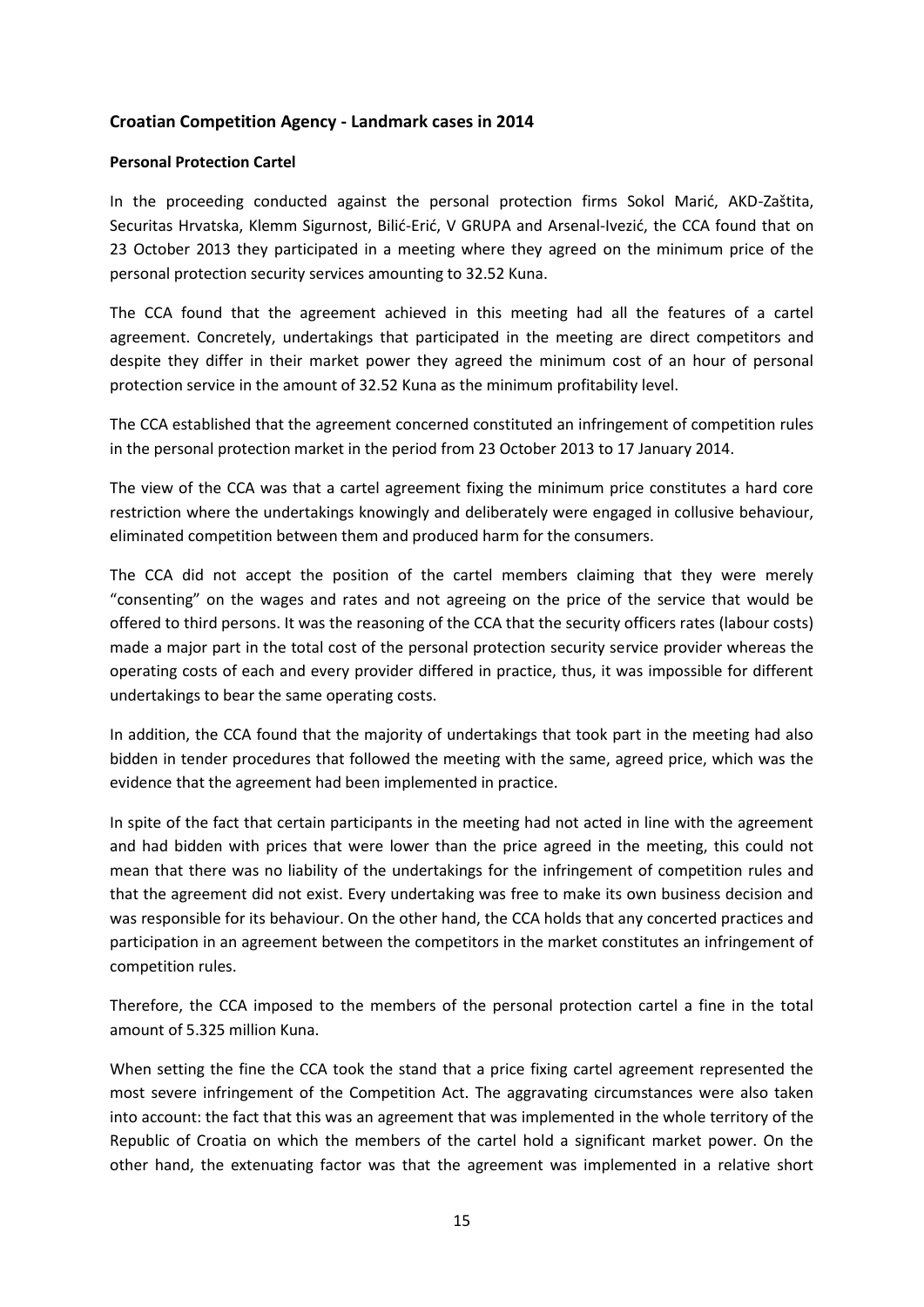## Croatian Competition Agency - Landmark cases in 2014

### Personal Protection Cartel

In the proceeding conducted against the personal protection firms Sokol Marić, AKD-Zaštita, Securitas Hrvatska, Klemm Sigurnost, Bilić-Erić, V GRUPA and Arsenal-Ivezić, the CCA found that on 23 October 2013 they participated in a meeting where they agreed on the minimum price of the personal protection security services amounting to 32.52 Kuna.

The CCA found that the agreement achieved in this meeting had all the features of a cartel agreement. Concretely, undertakings that participated in the meeting are direct competitors and despite they differ in their market power they agreed the minimum cost of an hour of personal protection service in the amount of 32.52 Kuna as the minimum profitability level.

The CCA established that the agreement concerned constituted an infringement of competition rules in the personal protection market in the period from 23 October 2013 to 17 January 2014.

The view of the CCA was that a cartel agreement fixing the minimum price constitutes a hard core restriction where the undertakings knowingly and deliberately were engaged in collusive behaviour, eliminated competition between them and produced harm for the consumers.

The CCA did not accept the position of the cartel members claiming that they were merely "consenting" on the wages and rates and not agreeing on the price of the service that would be offered to third persons. It was the reasoning of the CCA that the security officers rates (labour costs) made a major part in the total cost of the personal protection security service provider whereas the operating costs of each and every provider differed in practice, thus, it was impossible for different undertakings to bear the same operating costs.

In addition, the CCA found that the majority of undertakings that took part in the meeting had also bidden in tender procedures that followed the meeting with the same, agreed price, which was the evidence that the agreement had been implemented in practice.

In spite of the fact that certain participants in the meeting had not acted in line with the agreement and had bidden with prices that were lower than the price agreed in the meeting, this could not mean that there was no liability of the undertakings for the infringement of competition rules and that the agreement did not exist. Every undertaking was free to make its own business decision and was responsible for its behaviour. On the other hand, the CCA holds that any concerted practices and participation in an agreement between the competitors in the market constitutes an infringement of competition rules.

Therefore, the CCA imposed to the members of the personal protection cartel a fine in the total amount of 5.325 million Kuna.

When setting the fine the CCA took the stand that a price fixing cartel agreement represented the most severe infringement of the Competition Act. The aggravating circumstances were also taken into account: the fact that this was an agreement that was implemented in the whole territory of the Republic of Croatia on which the members of the cartel hold a significant market power. On the other hand, the extenuating factor was that the agreement was implemented in a relative short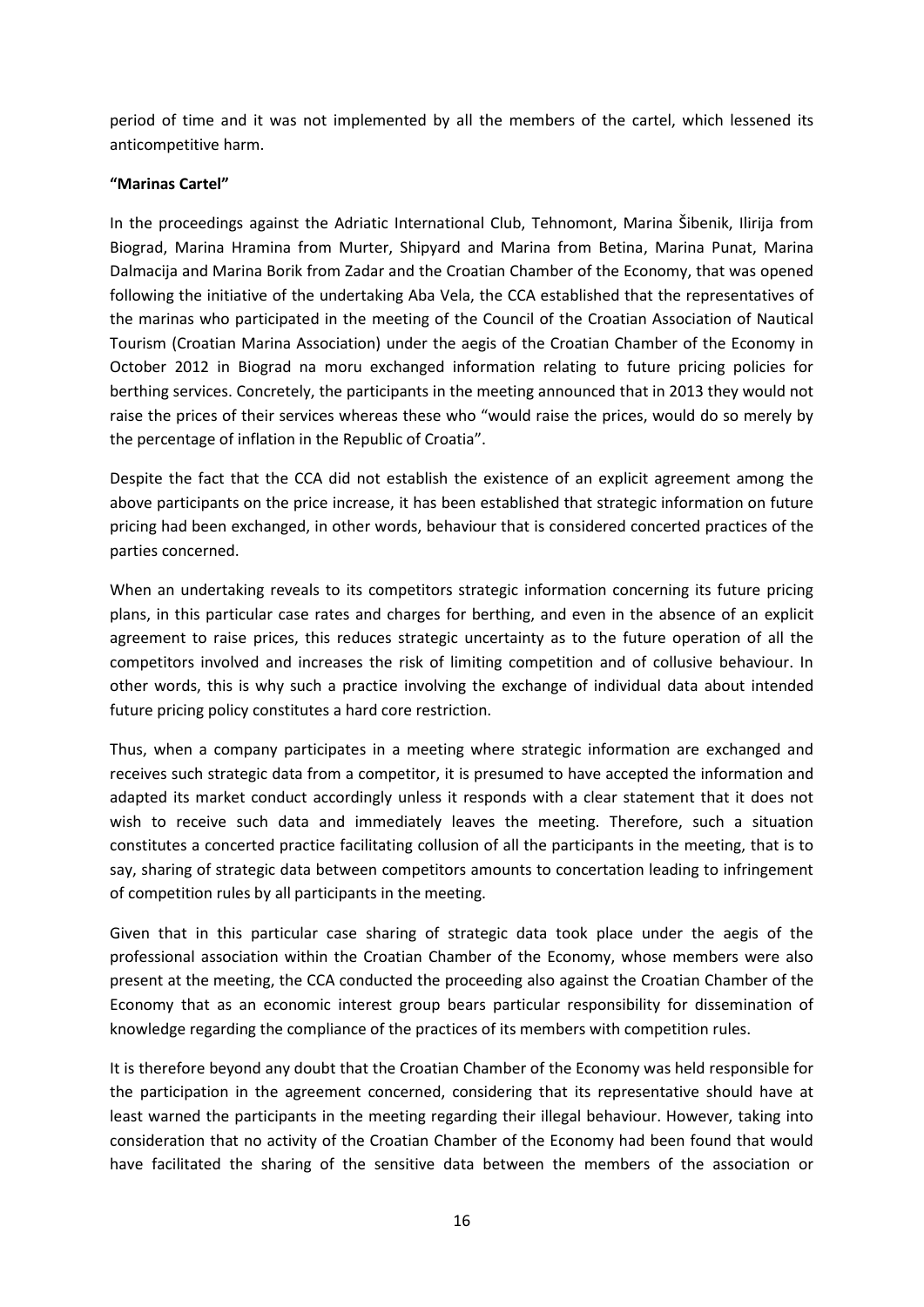period of time and it was not implemented by all the members of the cartel, which lessened its anticompetitive harm.

**"Marinas Cartel"**

In the proceedings against the Adriatic International Club, Tehnomont, Marina Šibenik, Ilirija from Biograd, Marina Hramina from Murter, Shipyard and Marina from Betina, Marina Punat, Marina Dalmacija and Marina Borik from Zadar and the Croatian Chamber of the Economy, that was opened following the initiative of the undertaking Aba Vela, the CCA established that the representatives of the marinas who participated in the meeting of the Council of the Croatian Association of Nautical Tourism (Croatian Marina Association) under the aegis of the Croatian Chamber of the Economy in October 2012 in Biograd na moru exchanged information relating to future pricing policies for berthing services. Concretely, the participants in the meeting announced that in 2013 they would not raise the prices of their services whereas these who "would raise the prices, would do so merely by the percentage of inflation in the Republic of Croatia".

Despite the fact that the CCA did not establish the existence of an explicit agreement among the above participants on the price increase, it has been established that strategic information on future pricing had been exchanged, in other words, behaviour that is considered concerted practices of the parties concerned.

When an undertaking reveals to its competitors strategic information concerning its future pricing plans, in this particular case rates and charges for berthing, and even in the absence of an explicit agreement to raise prices, this reduces strategic uncertainty as to the future operation of all the competitors involved and increases the risk of limiting competition and of collusive behaviour. In other words, this is why such a practice involving the exchange of individual data about intended future pricing policy constitutes a hard core restriction.

Thus, when a company participates in a meeting where strategic information are exchanged and receives such strategic data from a competitor, it is presumed to have accepted the information and adapted its market conduct accordingly unless it responds with a clear statement that it does not wish to receive such data and immediately leaves the meeting. Therefore, such a situation constitutes a concerted practice facilitating collusion of all the participants in the meeting, that is to say, sharing of strategic data between competitors amounts to concertation leading to infringement of competition rules by all participants in the meeting.

Given that in this particular case sharing of strategic data took place under the aegis of the professional association within the Croatian Chamber of the Economy, whose members were also present at the meeting, the CCA conducted the proceeding also against the Croatian Chamber of the Economy that as an economic interest group bears particular responsibility for dissemination of knowledge regarding the compliance of the practices of its members with competition rules.

It is therefore beyond any doubt that the Croatian Chamber of the Economy was held responsible for the participation in the agreement concerned, considering that its representative should have at least warned the participants in the meeting regarding their illegal behaviour. However, taking into consideration that no activity of the Croatian Chamber of the Economy had been found that would have facilitated the sharing of the sensitive data between the members of the association or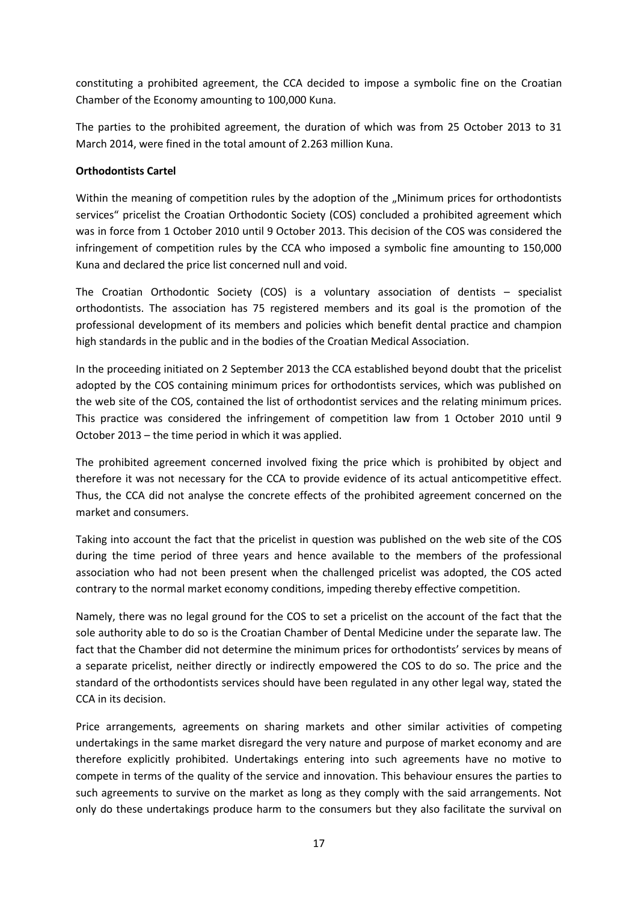constituting a prohibited agreement, the CCA decided to impose a symbolic fine on the Croatian Chamber of the Economy amounting to 100,000 Kuna.

The parties to the prohibited agreement, the duration of which was from 25 October 2013 to 31 March 2014, were fined in the total amount of 2.263 million Kuna.

**Orthodontists Cartel**

Within the meaning of competition rules by the adoption of the „Minimum prices for orthodontists services" pricelist the Croatian Orthodontic Society (COS) concluded a prohibited agreement which was in force from 1 October 2010 until 9 October 2013. This decision of the COS was considered the infringement of competition rules by the CCA who imposed a symbolic fine amounting to 150,000 Kuna and declared the price list concerned null and void.

The Croatian Orthodontic Society (COS) is a voluntary association of dentists – specialist orthodontists. The association has 75 registered members and its goal is the promotion of the professional development of its members and policies which benefit dental practice and champion high standards in the public and in the bodies of the Croatian Medical Association.

In the proceeding initiated on 2 September 2013 the CCA established beyond doubt that the pricelist adopted by the COS containing minimum prices for orthodontists services, which was published on the web site of the COS, contained the list of orthodontist services and the relating minimum prices. This practice was considered the infringement of competition law from 1 October 2010 until 9 October 2013 – the time period in which it was applied.

The prohibited agreement concerned involved fixing the price which is prohibited by object and therefore it was not necessary for the CCA to provide evidence of its actual anticompetitive effect. Thus, the CCA did not analyse the concrete effects of the prohibited agreement concerned on the market and consumers.

Taking into account the fact that the pricelist in question was published on the web site of the COS during the time period of three years and hence available to the members of the professional association who had not been present when the challenged pricelist was adopted, the COS acted contrary to the normal market economy conditions, impeding thereby effective competition.

Namely, there was no legal ground for the COS to set a pricelist on the account of the fact that the sole authority able to do so is the Croatian Chamber of Dental Medicine under the separate law. The fact that the Chamber did not determine the minimum prices for orthodontists' services by means of a separate pricelist, neither directly or indirectly empowered the COS to do so. The price and the standard of the orthodontists services should have been regulated in any other legal way, stated the CCA in its decision.

Price arrangements, agreements on sharing markets and other similar activities of competing undertakings in the same market disregard the very nature and purpose of market economy and are therefore explicitly prohibited. Undertakings entering into such agreements have no motive to compete in terms of the quality of the service and innovation. This behaviour ensures the parties to such agreements to survive on the market as long as they comply with the said arrangements. Not only do these undertakings produce harm to the consumers but they also facilitate the survival on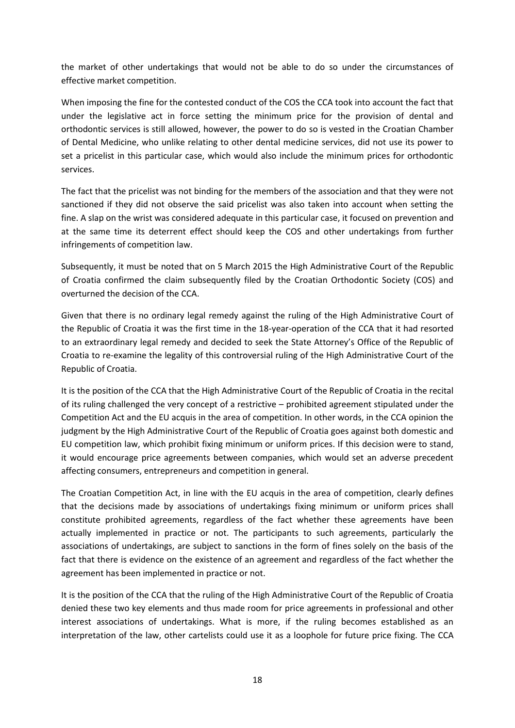the market of other undertakings that would not be able to do so under the circumstances of effective market competition.

When imposing the fine for the contested conduct of the COS the CCA took into account the fact that under the legislative act in force setting the minimum price for the provision of dental and orthodontic services is still allowed, however, the power to do so is vested in the Croatian Chamber of Dental Medicine, who unlike relating to other dental medicine services, did not use its power to set a pricelist in this particular case, which would also include the minimum prices for orthodontic services.

The fact that the pricelist was not binding for the members of the association and that they were not sanctioned if they did not observe the said pricelist was also taken into account when setting the fine. A slap on the wrist was considered adequate in this particular case, it focused on prevention and at the same time its deterrent effect should keep the COS and other undertakings from further infringements of competition law.

Subsequently, it must be noted that on 5 March 2015 the High Administrative Court of the Republic of Croatia confirmed the claim subsequently filed by the Croatian Orthodontic Society (COS) and overturned the decision of the CCA.

Given that there is no ordinary legal remedy against the ruling of the High Administrative Court of the Republic of Croatia it was the first time in the 18-year-operation of the CCA that it had resorted to an extraordinary legal remedy and decided to seek the State Attorney's Office of the Republic of Croatia to re-examine the legality of this controversial ruling of the High Administrative Court of the Republic of Croatia.

It is the position of the CCA that the High Administrative Court of the Republic of Croatia in the recital of its ruling challenged the very concept of a restrictive – prohibited agreement stipulated under the Competition Act and the EU acquis in the area of competition. In other words, in the CCA opinion the judgment by the High Administrative Court of the Republic of Croatia goes against both domestic and EU competition law, which prohibit fixing minimum or uniform prices. If this decision were to stand, it would encourage price agreements between companies, which would set an adverse precedent affecting consumers, entrepreneurs and competition in general.

The Croatian Competition Act, in line with the EU acquis in the area of competition, clearly defines that the decisions made by associations of undertakings fixing minimum or uniform prices shall constitute prohibited agreements, regardless of the fact whether these agreements have been actually implemented in practice or not. The participants to such agreements, particularly the associations of undertakings, are subject to sanctions in the form of fines solely on the basis of the fact that there is evidence on the existence of an agreement and regardless of the fact whether the agreement has been implemented in practice or not.

It is the position of the CCA that the ruling of the High Administrative Court of the Republic of Croatia denied these two key elements and thus made room for price agreements in professional and other interest associations of undertakings. What is more, if the ruling becomes established as an interpretation of the law, other cartelists could use it as a loophole for future price fixing. The CCA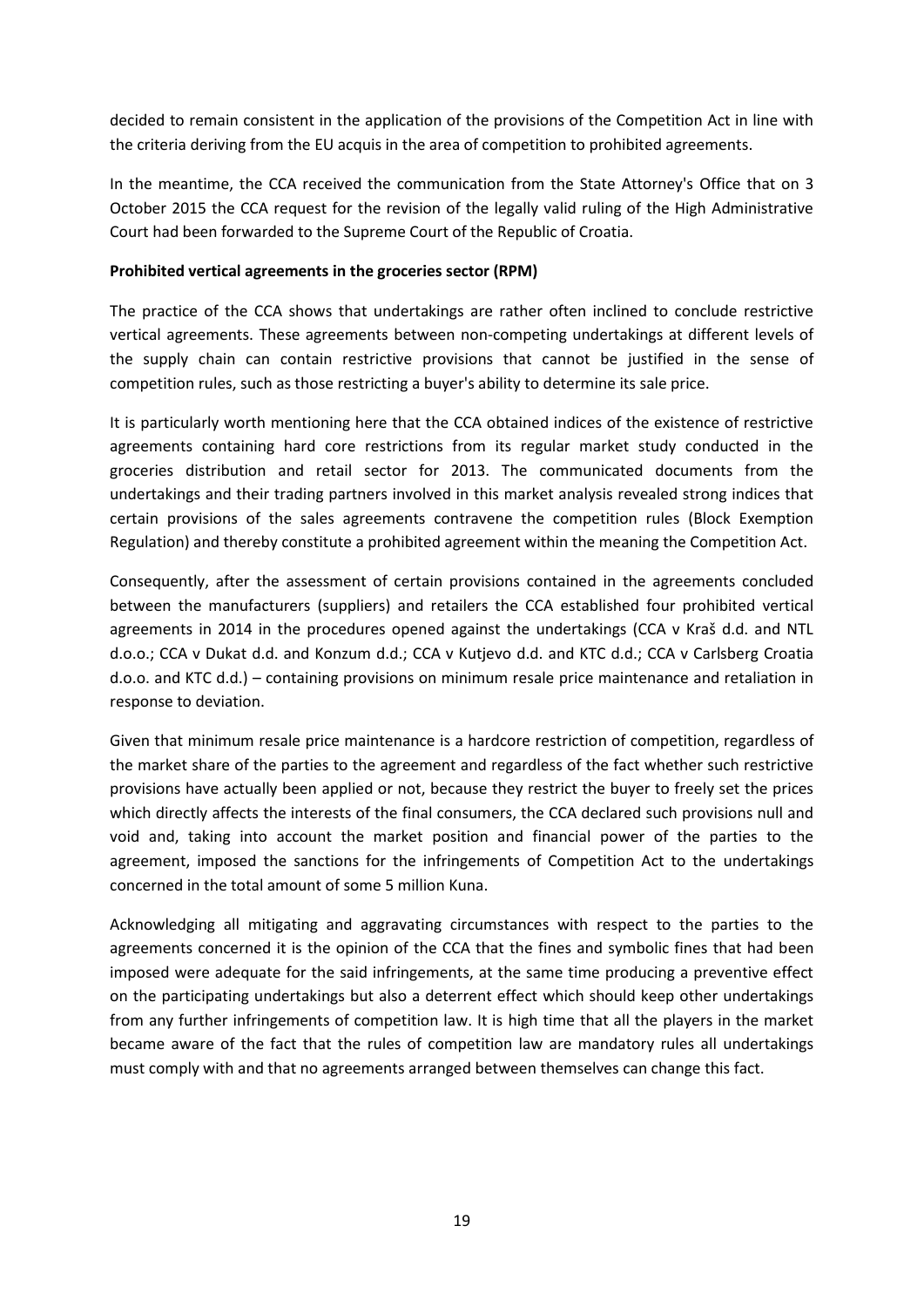decided to remain consistent in the application of the provisions of the Competition Act in line with the criteria deriving from the EU acquis in the area of competition to prohibited agreements.

In the meantime, the CCA received the communication from the State Attorney's Office that on 3 October 2015 the CCA request for the revision of the legally valid ruling of the High Administrative Court had been forwarded to the Supreme Court of the Republic of Croatia.

**Prohibited vertical agreements in the groceries sector (RPM)**

The practice of the CCA shows that undertakings are rather often inclined to conclude restrictive vertical agreements. These agreements between non-competing undertakings at different levels of the supply chain can contain restrictive provisions that cannot be justified in the sense of competition rules, such as those restricting a buyer's ability to determine its sale price.

It is particularly worth mentioning here that the CCA obtained indices of the existence of restrictive agreements containing hard core restrictions from its regular market study conducted in the groceries distribution and retail sector for 2013. The communicated documents from the undertakings and their trading partners involved in this market analysis revealed strong indices that certain provisions of the sales agreements contravene the competition rules (Block Exemption Regulation) and thereby constitute a prohibited agreement within the meaning the Competition Act.

Consequently, after the assessment of certain provisions contained in the agreements concluded between the manufacturers (suppliers) and retailers the CCA established four prohibited vertical agreements in 2014 in the procedures opened against the undertakings (CCA v Kraš d.d. and NTL d.o.o.; CCA v Dukat d.d. and Konzum d.d.; CCA v Kutjevo d.d. and KTC d.d.; CCA v Carlsberg Croatia d.o.o. and KTC d.d.) – containing provisions on minimum resale price maintenance and retaliation in response to deviation.

Given that minimum resale price maintenance is a hardcore restriction of competition, regardless of the market share of the parties to the agreement and regardless of the fact whether such restrictive provisions have actually been applied or not, because they restrict the buyer to freely set the prices which directly affects the interests of the final consumers, the CCA declared such provisions null and void and, taking into account the market position and financial power of the parties to the agreement, imposed the sanctions for the infringements of Competition Act to the undertakings concerned in the total amount of some 5 million Kuna.

Acknowledging all mitigating and aggravating circumstances with respect to the parties to the agreements concerned it is the opinion of the CCA that the fines and symbolic fines that had been imposed were adequate for the said infringements, at the same time producing a preventive effect on the participating undertakings but also a deterrent effect which should keep other undertakings from any further infringements of competition law. It is high time that all the players in the market became aware of the fact that the rules of competition law are mandatory rules all undertakings must comply with and that no agreements arranged between themselves can change this fact.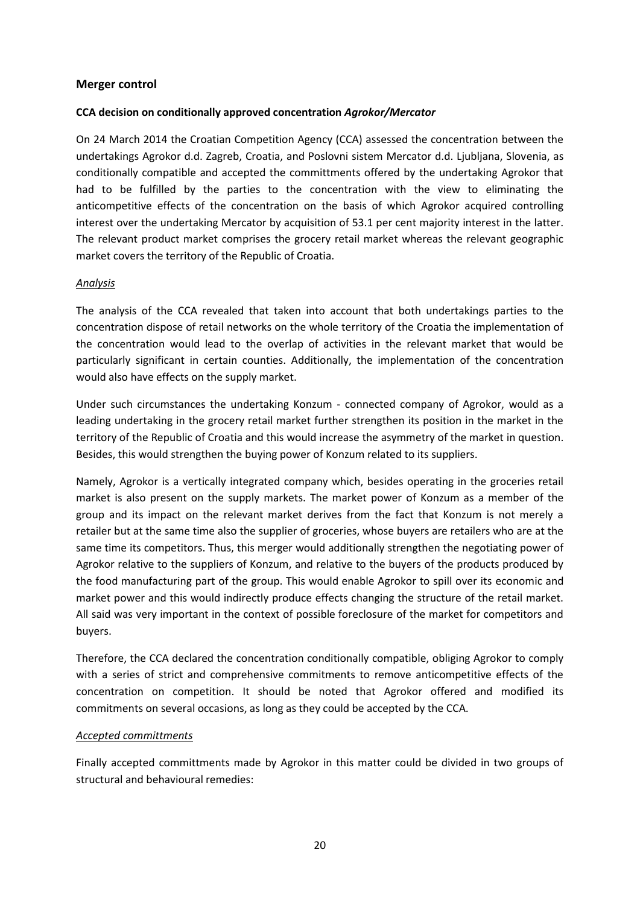## Merger control

### CCA decision on conditionally approved concentration *Agrokor/Mercator*

On 24 March 2014 the Croatian Competition Agency (CCA) assessed the concentration between the undertakings Agrokor d.d. Zagreb, Croatia, and Poslovni sistem Mercator d.d. Ljubljana, Slovenia, as conditionally compatible and accepted the committments offered by the undertaking Agrokor that had to be fulfilled by the parties to the concentration with the view to eliminating the anticompetitive effects of the concentration on the basis of which Agrokor acquired controlling interest over the undertaking Mercator by acquisition of 53.1 per cent majority interest in the latter. The relevant product market comprises the grocery retail market whereas the relevant geographic market covers the territory of the Republic of Croatia.

#### *Analysis*

The analysis of the CCA revealed that taken into account that both undertakings parties to the concentration dispose of retail networks on the whole territory of the Croatia the implementation of the concentration would lead to the overlap of activities in the relevant market that would be particularly significant in certain counties. Additionally, the implementation of the concentration would also have effects on the supply market.

Under such circumstances the undertaking Konzum - connected company of Agrokor, would as a leading undertaking in the grocery retail market further strengthen its position in the market in the territory of the Republic of Croatia and this would increase the asymmetry of the market in question. Besides, this would strengthen the buying power of Konzum related to its suppliers.

Namely, Agrokor is a vertically integrated company which, besides operating in the groceries retail market is also present on the supply markets. The market power of Konzum as a member of the group and its impact on the relevant market derives from the fact that Konzum is not merely a retailer but at the same time also the supplier of groceries, whose buyers are retailers who are at the same time its competitors. Thus, this merger would additionally strengthen the negotiating power of Agrokor relative to the suppliers of Konzum, and relative to the buyers of the products produced by the food manufacturing part of the group. This would enable Agrokor to spill over its economic and market power and this would indirectly produce effects changing the structure of the retail market. All said was very important in the context of possible foreclosure of the market for competitors and buyers.

Therefore, the CCA declared the concentration conditionally compatible, obliging Agrokor to comply with a series of strict and comprehensive commitments to remove anticompetitive effects of the concentration on competition. It should be noted that Agrokor offered and modified its commitments on several occasions, as long as they could be accepted by the CCA.

#### *Accepted committments*

Finally accepted committments made by Agrokor in this matter could be divided in two groups of structural and behavioural remedies: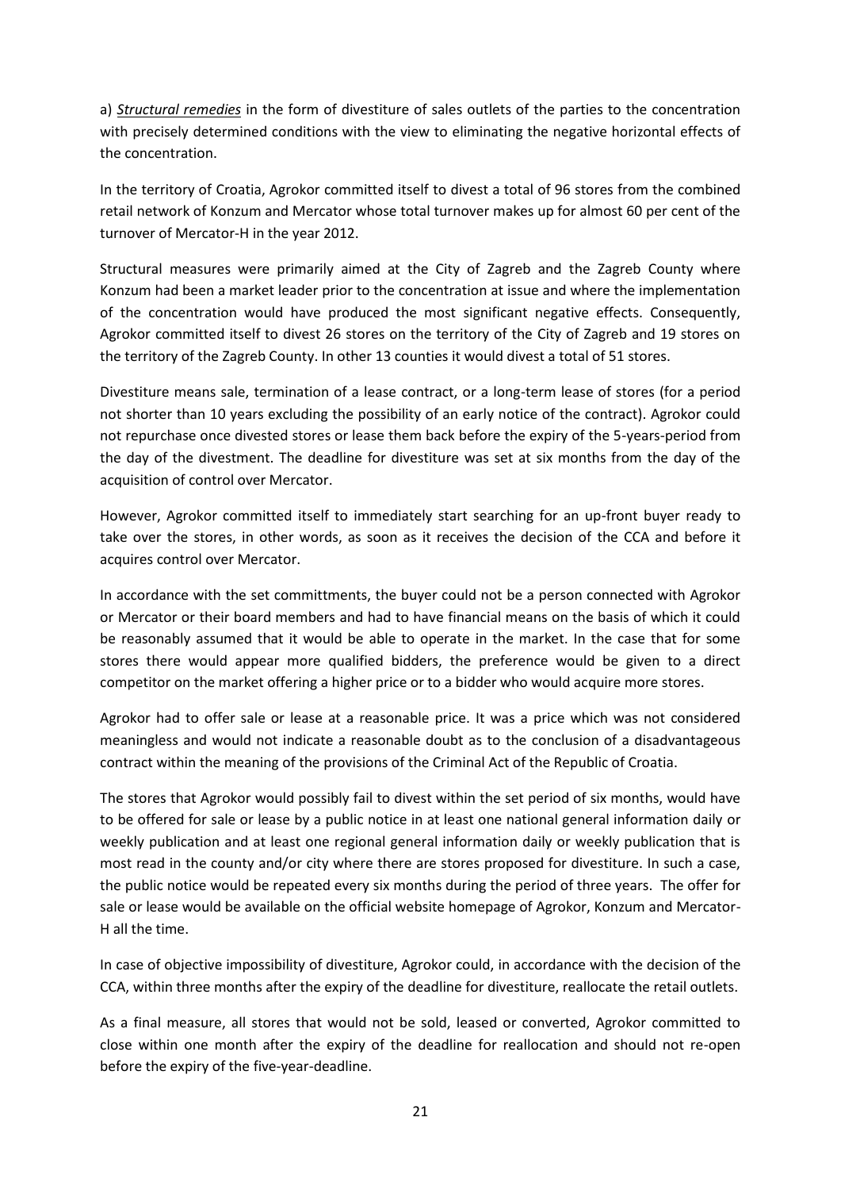a) ***Structural remedies*** in the form of divestiture of sales outlets of the parties to the concentration with precisely determined conditions with the view to eliminating the negative horizontal effects of the concentration.

In the territory of Croatia, Agrokor committed itself to divest a total of 96 stores from the combined retail network of Konzum and Mercator whose total turnover makes up for almost 60 per cent of the turnover of Mercator-H in the year 2012.

Structural measures were primarily aimed at the City of Zagreb and the Zagreb County where Konzum had been a market leader prior to the concentration at issue and where the implementation of the concentration would have produced the most significant negative effects. Consequently, Agrokor committed itself to divest 26 stores on the territory of the City of Zagreb and 19 stores on the territory of the Zagreb County. In other 13 counties it would divest a total of 51 stores.

Divestiture means sale, termination of a lease contract, or a long-term lease of stores (for a period not shorter than 10 years excluding the possibility of an early notice of the contract). Agrokor could not repurchase once divested stores or lease them back before the expiry of the 5-years-period from the day of the divestment. The deadline for divestiture was set at six months from the day of the acquisition of control over Mercator.

However, Agrokor committed itself to immediately start searching for an up-front buyer ready to take over the stores, in other words, as soon as it receives the decision of the CCA and before it acquires control over Mercator.

In accordance with the set committments, the buyer could not be a person connected with Agrokor or Mercator or their board members and had to have financial means on the basis of which it could be reasonably assumed that it would be able to operate in the market. In the case that for some stores there would appear more qualified bidders, the preference would be given to a direct competitor on the market offering a higher price or to a bidder who would acquire more stores.

Agrokor had to offer sale or lease at a reasonable price. It was a price which was not considered meaningless and would not indicate a reasonable doubt as to the conclusion of a disadvantageous contract within the meaning of the provisions of the Criminal Act of the Republic of Croatia.

The stores that Agrokor would possibly fail to divest within the set period of six months, would have to be offered for sale or lease by a public notice in at least one national general information daily or weekly publication and at least one regional general information daily or weekly publication that is most read in the county and/or city where there are stores proposed for divestiture. In such a case, the public notice would be repeated every six months during the period of three years. The offer for sale or lease would be available on the official website homepage of Agrokor, Konzum and Mercator-H all the time.

In case of objective impossibility of divestiture, Agrokor could, in accordance with the decision of the CCA, within three months after the expiry of the deadline for divestiture, reallocate the retail outlets.

As a final measure, all stores that would not be sold, leased or converted, Agrokor committed to close within one month after the expiry of the deadline for reallocation and should not re-open before the expiry of the five-year-deadline.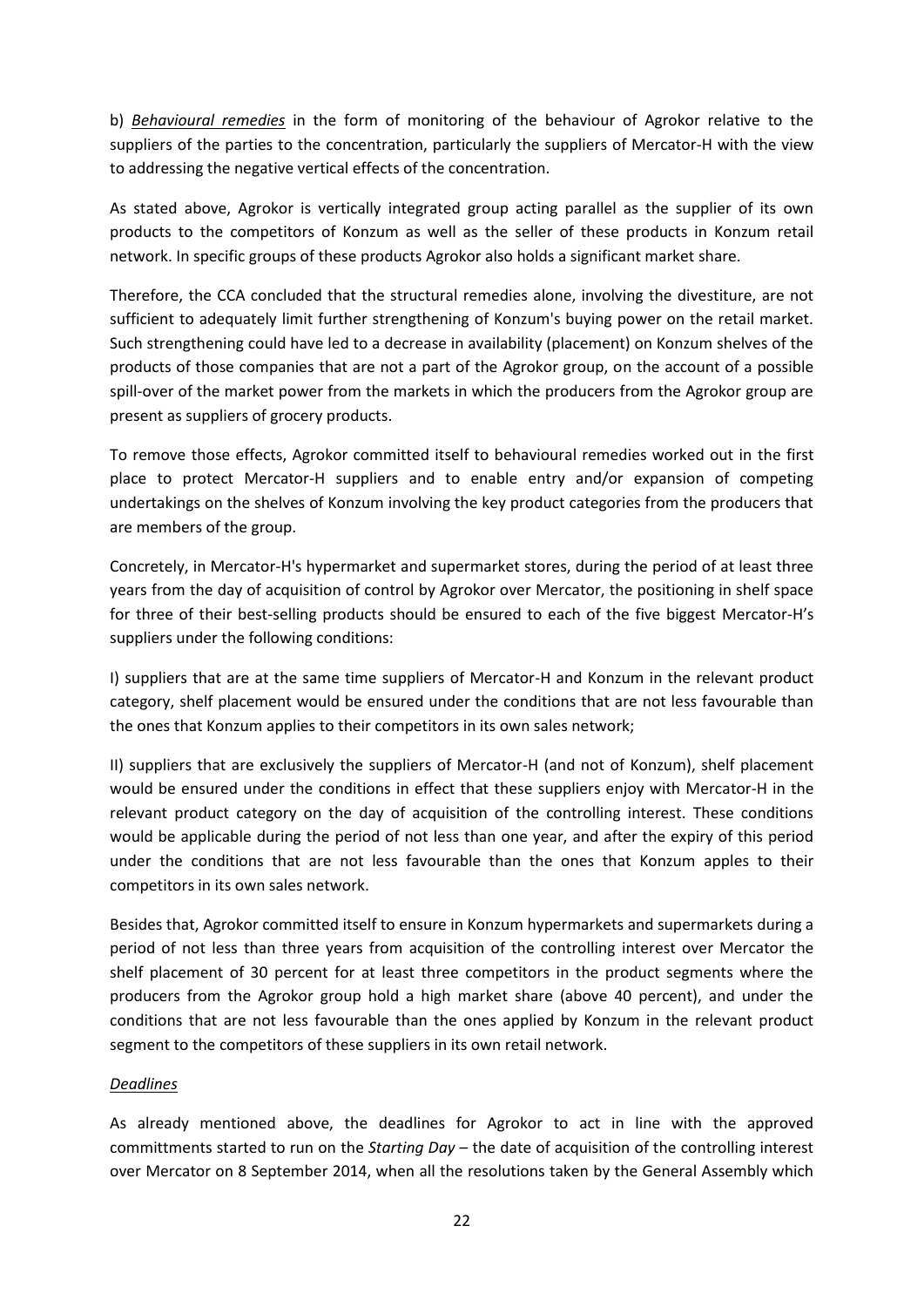b) ***Behavioural remedies*** in the form of monitoring of the behaviour of Agrokor relative to the suppliers of the parties to the concentration, particularly the suppliers of Mercator-H with the view to addressing the negative vertical effects of the concentration.

As stated above, Agrokor is vertically integrated group acting parallel as the supplier of its own products to the competitors of Konzum as well as the seller of these products in Konzum retail network. In specific groups of these products Agrokor also holds a significant market share.

Therefore, the CCA concluded that the structural remedies alone, involving the divestiture, are not sufficient to adequately limit further strengthening of Konzum's buying power on the retail market. Such strengthening could have led to a decrease in availability (placement) on Konzum shelves of the products of those companies that are not a part of the Agrokor group, on the account of a possible spill-over of the market power from the markets in which the producers from the Agrokor group are present as suppliers of grocery products.

To remove those effects, Agrokor committed itself to behavioural remedies worked out in the first place to protect Mercator-H suppliers and to enable entry and/or expansion of competing undertakings on the shelves of Konzum involving the key product categories from the producers that are members of the group.

Concretely, in Mercator-H's hypermarket and supermarket stores, during the period of at least three years from the day of acquisition of control by Agrokor over Mercator, the positioning in shelf space for three of their best-selling products should be ensured to each of the five biggest Mercator-H's suppliers under the following conditions:

I) suppliers that are at the same time suppliers of Mercator-H and Konzum in the relevant product category, shelf placement would be ensured under the conditions that are not less favourable than the ones that Konzum applies to their competitors in its own sales network;

II) suppliers that are exclusively the suppliers of Mercator-H (and not of Konzum), shelf placement would be ensured under the conditions in effect that these suppliers enjoy with Mercator-H in the relevant product category on the day of acquisition of the controlling interest. These conditions would be applicable during the period of not less than one year, and after the expiry of this period under the conditions that are not less favourable than the ones that Konzum apples to their competitors in its own sales network.

Besides that, Agrokor committed itself to ensure in Konzum hypermarkets and supermarkets during a period of not less than three years from acquisition of the controlling interest over Mercator the shelf placement of 30 percent for at least three competitors in the product segments where the producers from the Agrokor group hold a high market share (above 40 percent), and under the conditions that are not less favourable than the ones applied by Konzum in the relevant product segment to the competitors of these suppliers in its own retail network.

*Deadlines*

As already mentioned above, the deadlines for Agrokor to act in line with the approved committments started to run on the *Starting Day* – the date of acquisition of the controlling interest over Mercator on 8 September 2014, when all the resolutions taken by the General Assembly which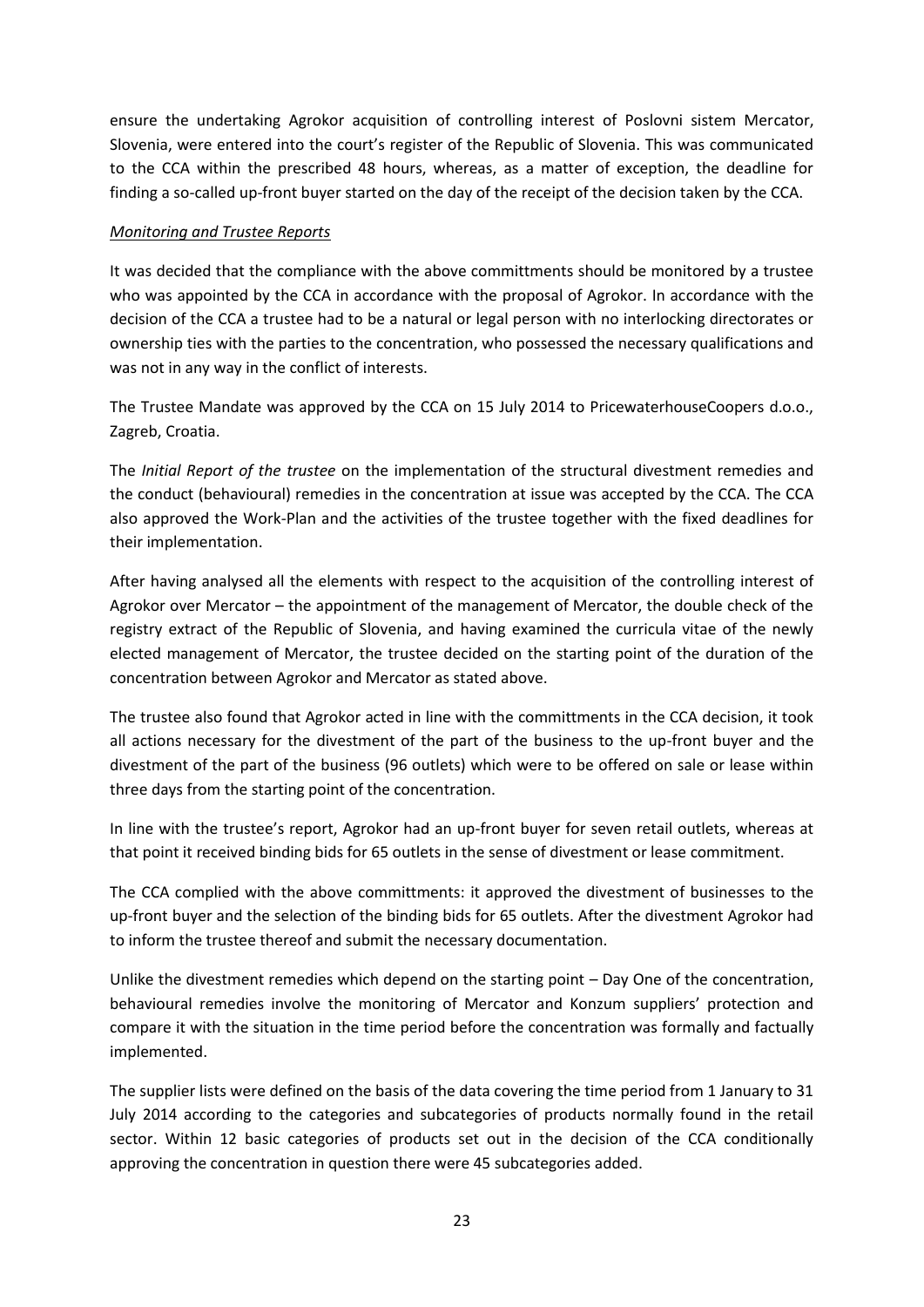ensure the undertaking Agrokor acquisition of controlling interest of Poslovni sistem Mercator, Slovenia, were entered into the court's register of the Republic of Slovenia. This was communicated to the CCA within the prescribed 48 hours, whereas, as a matter of exception, the deadline for finding a so-called up-front buyer started on the day of the receipt of the decision taken by the CCA.

*Monitoring and Trustee Reports*

It was decided that the compliance with the above committments should be monitored by a trustee who was appointed by the CCA in accordance with the proposal of Agrokor. In accordance with the decision of the CCA a trustee had to be a natural or legal person with no interlocking directorates or ownership ties with the parties to the concentration, who possessed the necessary qualifications and was not in any way in the conflict of interests.

The Trustee Mandate was approved by the CCA on 15 July 2014 to PricewaterhouseCoopers d.o.o., Zagreb, Croatia.

The *Initial Report of the trustee* on the implementation of the structural divestment remedies and the conduct (behavioural) remedies in the concentration at issue was accepted by the CCA. The CCA also approved the Work-Plan and the activities of the trustee together with the fixed deadlines for their implementation.

After having analysed all the elements with respect to the acquisition of the controlling interest of Agrokor over Mercator – the appointment of the management of Mercator, the double check of the registry extract of the Republic of Slovenia, and having examined the curricula vitae of the newly elected management of Mercator, the trustee decided on the starting point of the duration of the concentration between Agrokor and Mercator as stated above.

The trustee also found that Agrokor acted in line with the committments in the CCA decision, it took all actions necessary for the divestment of the part of the business to the up-front buyer and the divestment of the part of the business (96 outlets) which were to be offered on sale or lease within three days from the starting point of the concentration.

In line with the trustee's report, Agrokor had an up-front buyer for seven retail outlets, whereas at that point it received binding bids for 65 outlets in the sense of divestment or lease commitment.

The CCA complied with the above committments: it approved the divestment of businesses to the up-front buyer and the selection of the binding bids for 65 outlets. After the divestment Agrokor had to inform the trustee thereof and submit the necessary documentation.

Unlike the divestment remedies which depend on the starting point – Day One of the concentration, behavioural remedies involve the monitoring of Mercator and Konzum suppliers' protection and compare it with the situation in the time period before the concentration was formally and factually implemented.

The supplier lists were defined on the basis of the data covering the time period from 1 January to 31 July 2014 according to the categories and subcategories of products normally found in the retail sector. Within 12 basic categories of products set out in the decision of the CCA conditionally approving the concentration in question there were 45 subcategories added.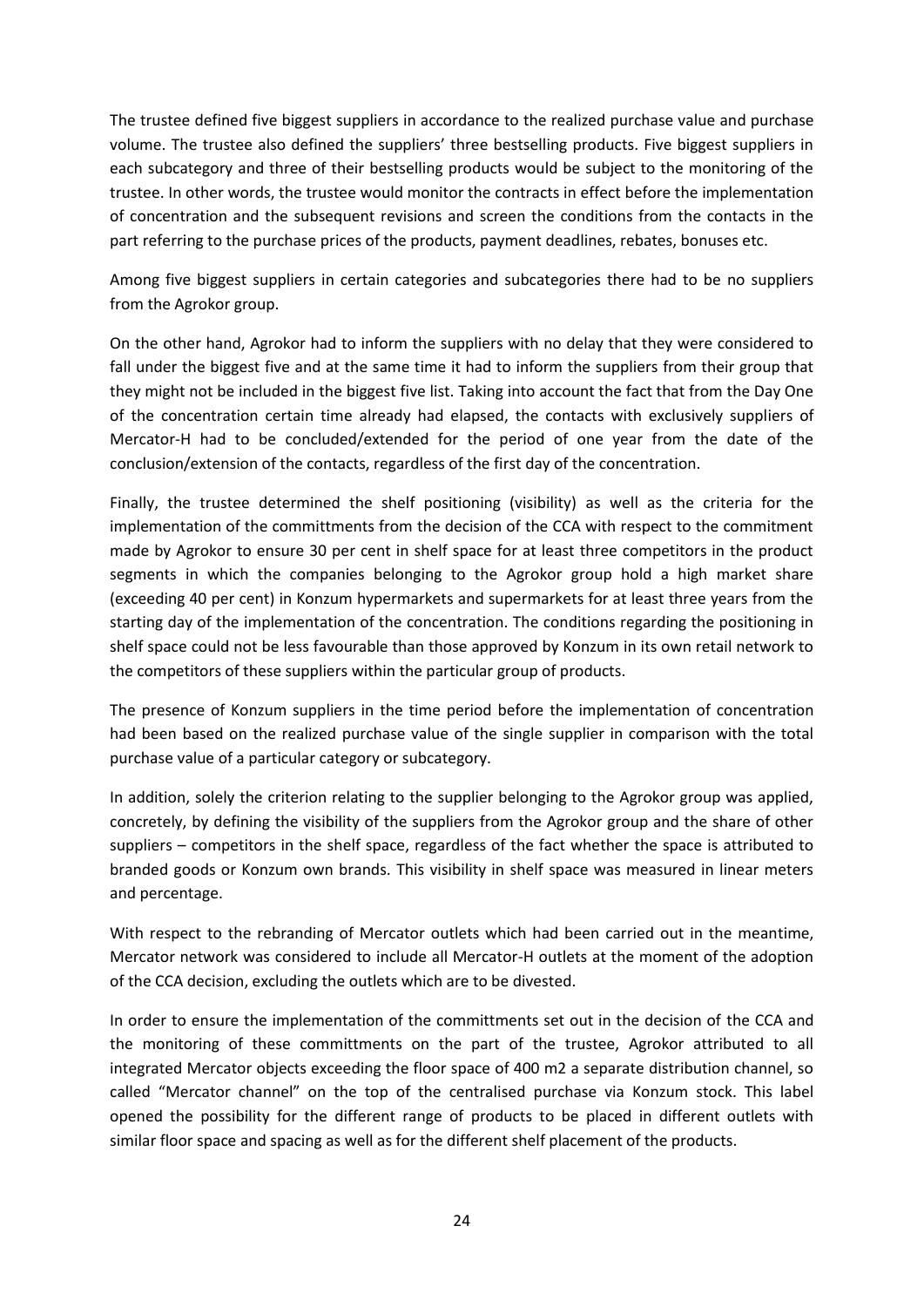The trustee defined five biggest suppliers in accordance to the realized purchase value and purchase volume. The trustee also defined the suppliers' three bestselling products. Five biggest suppliers in each subcategory and three of their bestselling products would be subject to the monitoring of the trustee. In other words, the trustee would monitor the contracts in effect before the implementation of concentration and the subsequent revisions and screen the conditions from the contacts in the part referring to the purchase prices of the products, payment deadlines, rebates, bonuses etc.

Among five biggest suppliers in certain categories and subcategories there had to be no suppliers from the Agrokor group.

On the other hand, Agrokor had to inform the suppliers with no delay that they were considered to fall under the biggest five and at the same time it had to inform the suppliers from their group that they might not be included in the biggest five list. Taking into account the fact that from the Day One of the concentration certain time already had elapsed, the contacts with exclusively suppliers of Mercator-H had to be concluded/extended for the period of one year from the date of the conclusion/extension of the contacts, regardless of the first day of the concentration.

Finally, the trustee determined the shelf positioning (visibility) as well as the criteria for the implementation of the committments from the decision of the CCA with respect to the commitment made by Agrokor to ensure 30 per cent in shelf space for at least three competitors in the product segments in which the companies belonging to the Agrokor group hold a high market share (exceeding 40 per cent) in Konzum hypermarkets and supermarkets for at least three years from the starting day of the implementation of the concentration. The conditions regarding the positioning in shelf space could not be less favourable than those approved by Konzum in its own retail network to the competitors of these suppliers within the particular group of products.

The presence of Konzum suppliers in the time period before the implementation of concentration had been based on the realized purchase value of the single supplier in comparison with the total purchase value of a particular category or subcategory.

In addition, solely the criterion relating to the supplier belonging to the Agrokor group was applied, concretely, by defining the visibility of the suppliers from the Agrokor group and the share of other suppliers – competitors in the shelf space, regardless of the fact whether the space is attributed to branded goods or Konzum own brands. This visibility in shelf space was measured in linear meters and percentage.

With respect to the rebranding of Mercator outlets which had been carried out in the meantime, Mercator network was considered to include all Mercator-H outlets at the moment of the adoption of the CCA decision, excluding the outlets which are to be divested.

In order to ensure the implementation of the committments set out in the decision of the CCA and the monitoring of these committments on the part of the trustee, Agrokor attributed to all integrated Mercator objects exceeding the floor space of 400 m2 a separate distribution channel, so called "Mercator channel" on the top of the centralised purchase via Konzum stock. This label opened the possibility for the different range of products to be placed in different outlets with similar floor space and spacing as well as for the different shelf placement of the products.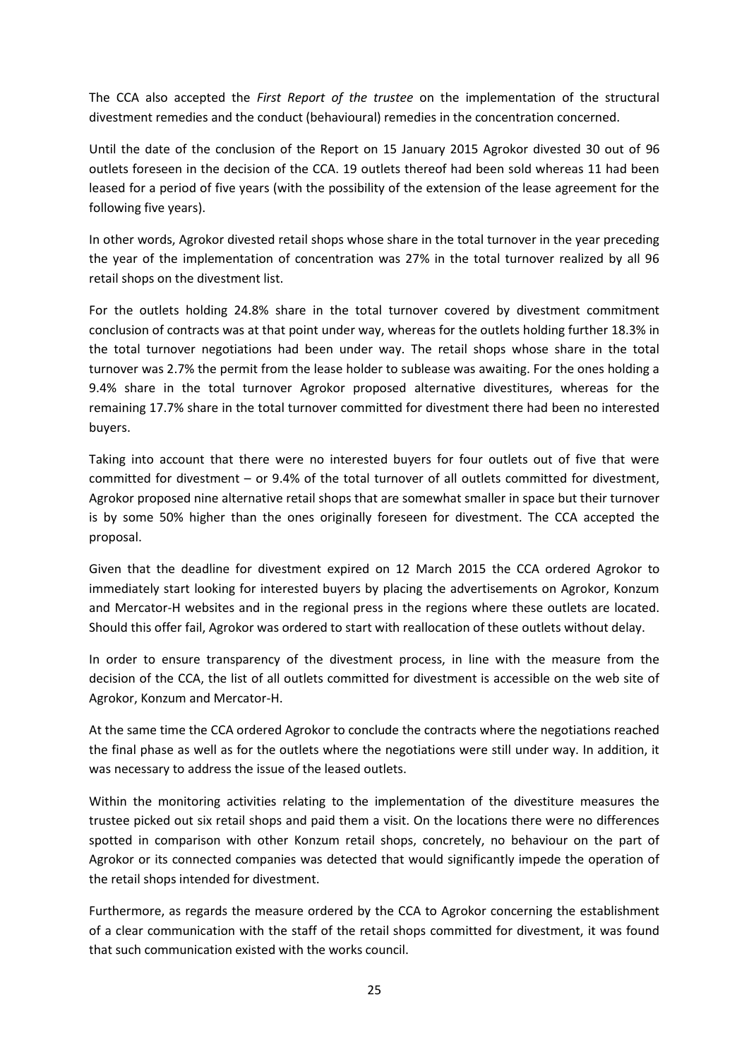The CCA also accepted the *First Report of the trustee* on the implementation of the structural divestment remedies and the conduct (behavioural) remedies in the concentration concerned.

Until the date of the conclusion of the Report on 15 January 2015 Agrokor divested 30 out of 96 outlets foreseen in the decision of the CCA. 19 outlets thereof had been sold whereas 11 had been leased for a period of five years (with the possibility of the extension of the lease agreement for the following five years).

In other words, Agrokor divested retail shops whose share in the total turnover in the year preceding the year of the implementation of concentration was 27% in the total turnover realized by all 96 retail shops on the divestment list.

For the outlets holding 24.8% share in the total turnover covered by divestment commitment conclusion of contracts was at that point under way, whereas for the outlets holding further 18.3% in the total turnover negotiations had been under way. The retail shops whose share in the total turnover was 2.7% the permit from the lease holder to sublease was awaiting. For the ones holding a 9.4% share in the total turnover Agrokor proposed alternative divestitures, whereas for the remaining 17.7% share in the total turnover committed for divestment there had been no interested buyers.

Taking into account that there were no interested buyers for four outlets out of five that were committed for divestment – or 9.4% of the total turnover of all outlets committed for divestment, Agrokor proposed nine alternative retail shops that are somewhat smaller in space but their turnover is by some 50% higher than the ones originally foreseen for divestment. The CCA accepted the proposal.

Given that the deadline for divestment expired on 12 March 2015 the CCA ordered Agrokor to immediately start looking for interested buyers by placing the advertisements on Agrokor, Konzum and Mercator-H websites and in the regional press in the regions where these outlets are located. Should this offer fail, Agrokor was ordered to start with reallocation of these outlets without delay.

In order to ensure transparency of the divestment process, in line with the measure from the decision of the CCA, the list of all outlets committed for divestment is accessible on the web site of Agrokor, Konzum and Mercator-H.

At the same time the CCA ordered Agrokor to conclude the contracts where the negotiations reached the final phase as well as for the outlets where the negotiations were still under way. In addition, it was necessary to address the issue of the leased outlets.

Within the monitoring activities relating to the implementation of the divestiture measures the trustee picked out six retail shops and paid them a visit. On the locations there were no differences spotted in comparison with other Konzum retail shops, concretely, no behaviour on the part of Agrokor or its connected companies was detected that would significantly impede the operation of the retail shops intended for divestment.

Furthermore, as regards the measure ordered by the CCA to Agrokor concerning the establishment of a clear communication with the staff of the retail shops committed for divestment, it was found that such communication existed with the works council.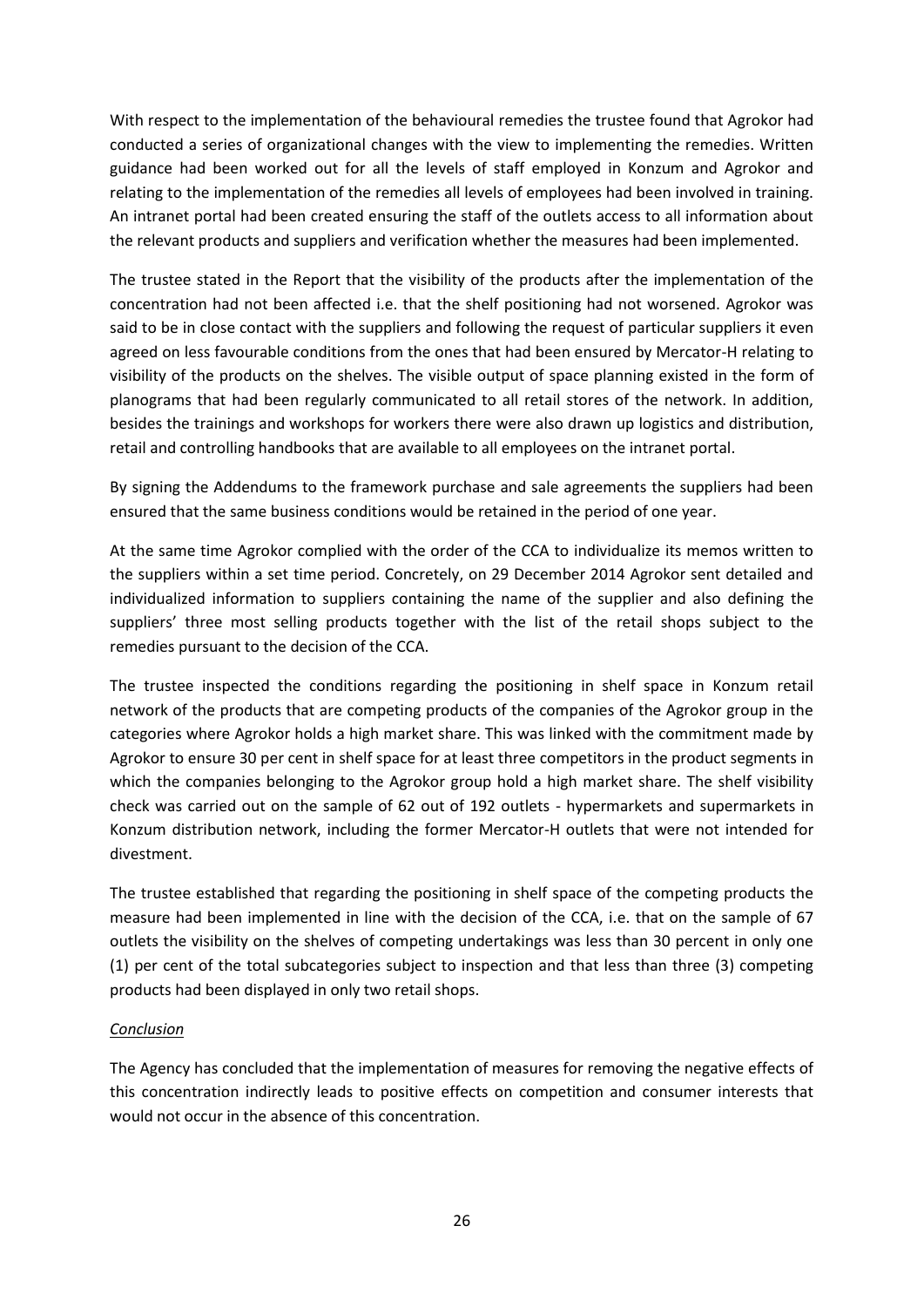With respect to the implementation of the behavioural remedies the trustee found that Agrokor had conducted a series of organizational changes with the view to implementing the remedies. Written guidance had been worked out for all the levels of staff employed in Konzum and Agrokor and relating to the implementation of the remedies all levels of employees had been involved in training. An intranet portal had been created ensuring the staff of the outlets access to all information about the relevant products and suppliers and verification whether the measures had been implemented.

The trustee stated in the Report that the visibility of the products after the implementation of the concentration had not been affected i.e. that the shelf positioning had not worsened. Agrokor was said to be in close contact with the suppliers and following the request of particular suppliers it even agreed on less favourable conditions from the ones that had been ensured by Mercator-H relating to visibility of the products on the shelves. The visible output of space planning existed in the form of planograms that had been regularly communicated to all retail stores of the network. In addition, besides the trainings and workshops for workers there were also drawn up logistics and distribution, retail and controlling handbooks that are available to all employees on the intranet portal.

By signing the Addendums to the framework purchase and sale agreements the suppliers had been ensured that the same business conditions would be retained in the period of one year.

At the same time Agrokor complied with the order of the CCA to individualize its memos written to the suppliers within a set time period. Concretely, on 29 December 2014 Agrokor sent detailed and individualized information to suppliers containing the name of the supplier and also defining the suppliers' three most selling products together with the list of the retail shops subject to the remedies pursuant to the decision of the CCA.

The trustee inspected the conditions regarding the positioning in shelf space in Konzum retail network of the products that are competing products of the companies of the Agrokor group in the categories where Agrokor holds a high market share. This was linked with the commitment made by Agrokor to ensure 30 per cent in shelf space for at least three competitors in the product segments in which the companies belonging to the Agrokor group hold a high market share. The shelf visibility check was carried out on the sample of 62 out of 192 outlets - hypermarkets and supermarkets in Konzum distribution network, including the former Mercator-H outlets that were not intended for divestment.

The trustee established that regarding the positioning in shelf space of the competing products the measure had been implemented in line with the decision of the CCA, i.e. that on the sample of 67 outlets the visibility on the shelves of competing undertakings was less than 30 percent in only one (1) per cent of the total subcategories subject to inspection and that less than three (3) competing products had been displayed in only two retail shops.

*Conclusion*

The Agency has concluded that the implementation of measures for removing the negative effects of this concentration indirectly leads to positive effects on competition and consumer interests that would not occur in the absence of this concentration.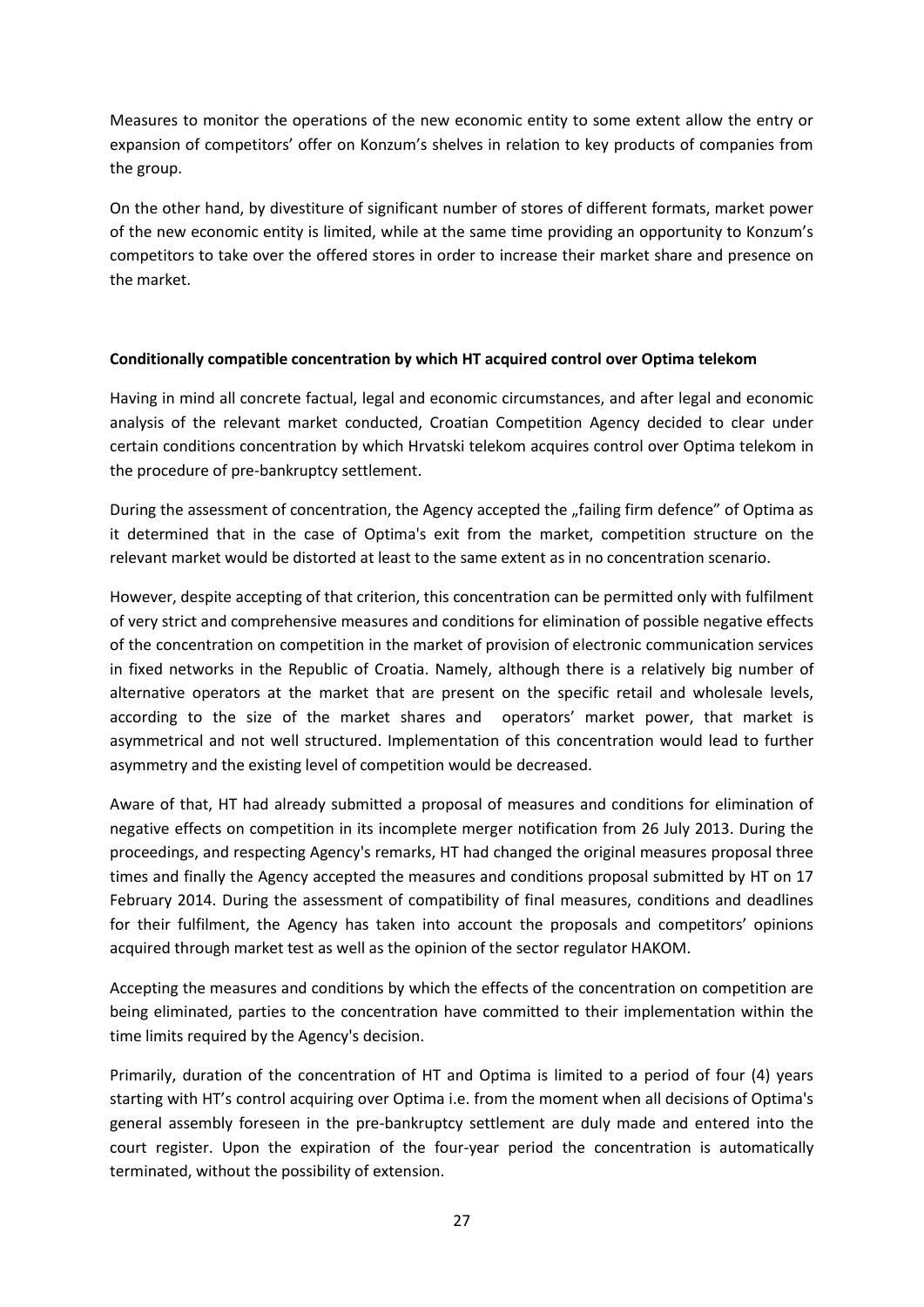Measures to monitor the operations of the new economic entity to some extent allow the entry or expansion of competitors' offer on Konzum's shelves in relation to key products of companies from the group.

On the other hand, by divestiture of significant number of stores of different formats, market power of the new economic entity is limited, while at the same time providing an opportunity to Konzum's competitors to take over the offered stores in order to increase their market share and presence on the market.

**Conditionally compatible concentration by which HT acquired control over Optima telekom**

Having in mind all concrete factual, legal and economic circumstances, and after legal and economic analysis of the relevant market conducted, Croatian Competition Agency decided to clear under certain conditions concentration by which Hrvatski telekom acquires control over Optima telekom in the procedure of pre-bankruptcy settlement.

During the assessment of concentration, the Agency accepted the „failing firm defence" of Optima as it determined that in the case of Optima's exit from the market, competition structure on the relevant market would be distorted at least to the same extent as in no concentration scenario.

However, despite accepting of that criterion, this concentration can be permitted only with fulfilment of very strict and comprehensive measures and conditions for elimination of possible negative effects of the concentration on competition in the market of provision of electronic communication services in fixed networks in the Republic of Croatia. Namely, although there is a relatively big number of alternative operators at the market that are present on the specific retail and wholesale levels, according to the size of the market shares and operators' market power, that market is asymmetrical and not well structured. Implementation of this concentration would lead to further asymmetry and the existing level of competition would be decreased.

Aware of that, HT had already submitted a proposal of measures and conditions for elimination of negative effects on competition in its incomplete merger notification from 26 July 2013. During the proceedings, and respecting Agency's remarks, HT had changed the original measures proposal three times and finally the Agency accepted the measures and conditions proposal submitted by HT on 17 February 2014. During the assessment of compatibility of final measures, conditions and deadlines for their fulfilment, the Agency has taken into account the proposals and competitors' opinions acquired through market test as well as the opinion of the sector regulator HAKOM.

Accepting the measures and conditions by which the effects of the concentration on competition are being eliminated, parties to the concentration have committed to their implementation within the time limits required by the Agency's decision.

Primarily, duration of the concentration of HT and Optima is limited to a period of four (4) years starting with HT's control acquiring over Optima i.e. from the moment when all decisions of Optima's general assembly foreseen in the pre-bankruptcy settlement are duly made and entered into the court register. Upon the expiration of the four-year period the concentration is automatically terminated, without the possibility of extension.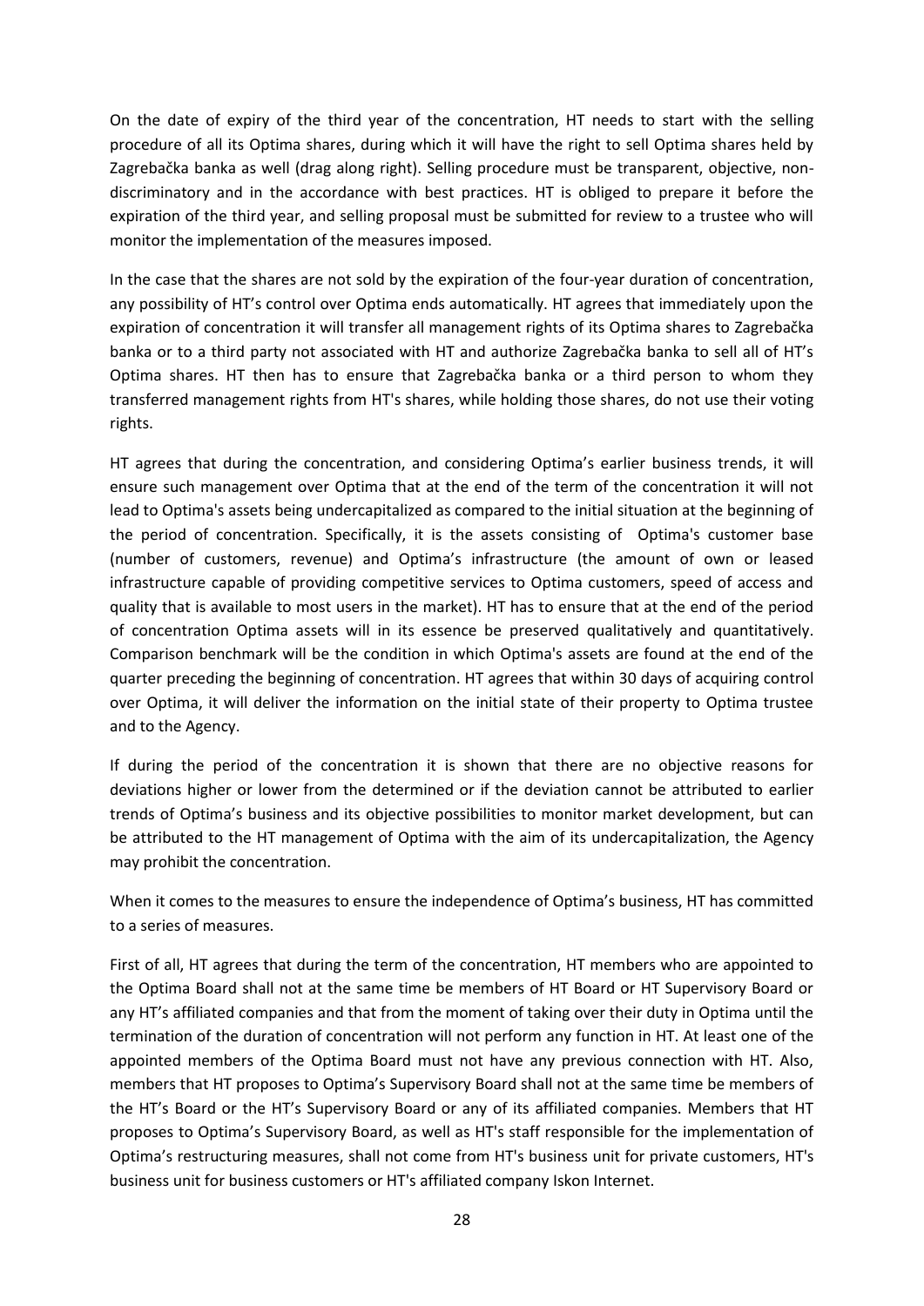On the date of expiry of the third year of the concentration, HT needs to start with the selling procedure of all its Optima shares, during which it will have the right to sell Optima shares held by Zagrebačka banka as well (drag along right). Selling procedure must be transparent, objective, non-discriminatory and in the accordance with best practices. HT is obliged to prepare it before the expiration of the third year, and selling proposal must be submitted for review to a trustee who will monitor the implementation of the measures imposed.

In the case that the shares are not sold by the expiration of the four-year duration of concentration, any possibility of HT's control over Optima ends automatically. HT agrees that immediately upon the expiration of concentration it will transfer all management rights of its Optima shares to Zagrebačka banka or to a third party not associated with HT and authorize Zagrebačka banka to sell all of HT's Optima shares. HT then has to ensure that Zagrebačka banka or a third person to whom they transferred management rights from HT's shares, while holding those shares, do not use their voting rights.

HT agrees that during the concentration, and considering Optima's earlier business trends, it will ensure such management over Optima that at the end of the term of the concentration it will not lead to Optima's assets being undercapitalized as compared to the initial situation at the beginning of the period of concentration. Specifically, it is the assets consisting of Optima's customer base (number of customers, revenue) and Optima's infrastructure (the amount of own or leased infrastructure capable of providing competitive services to Optima customers, speed of access and quality that is available to most users in the market). HT has to ensure that at the end of the period of concentration Optima assets will in its essence be preserved qualitatively and quantitatively. Comparison benchmark will be the condition in which Optima's assets are found at the end of the quarter preceding the beginning of concentration. HT agrees that within 30 days of acquiring control over Optima, it will deliver the information on the initial state of their property to Optima trustee and to the Agency.

If during the period of the concentration it is shown that there are no objective reasons for deviations higher or lower from the determined or if the deviation cannot be attributed to earlier trends of Optima's business and its objective possibilities to monitor market development, but can be attributed to the HT management of Optima with the aim of its undercapitalization, the Agency may prohibit the concentration.

When it comes to the measures to ensure the independence of Optima's business, HT has committed to a series of measures.

First of all, HT agrees that during the term of the concentration, HT members who are appointed to the Optima Board shall not at the same time be members of HT Board or HT Supervisory Board or any HT's affiliated companies and that from the moment of taking over their duty in Optima until the termination of the duration of concentration will not perform any function in HT. At least one of the appointed members of the Optima Board must not have any previous connection with HT. Also, members that HT proposes to Optima's Supervisory Board shall not at the same time be members of the HT's Board or the HT's Supervisory Board or any of its affiliated companies. Members that HT proposes to Optima's Supervisory Board, as well as HT's staff responsible for the implementation of Optima's restructuring measures, shall not come from HT's business unit for private customers, HT's business unit for business customers or HT's affiliated company Iskon Internet.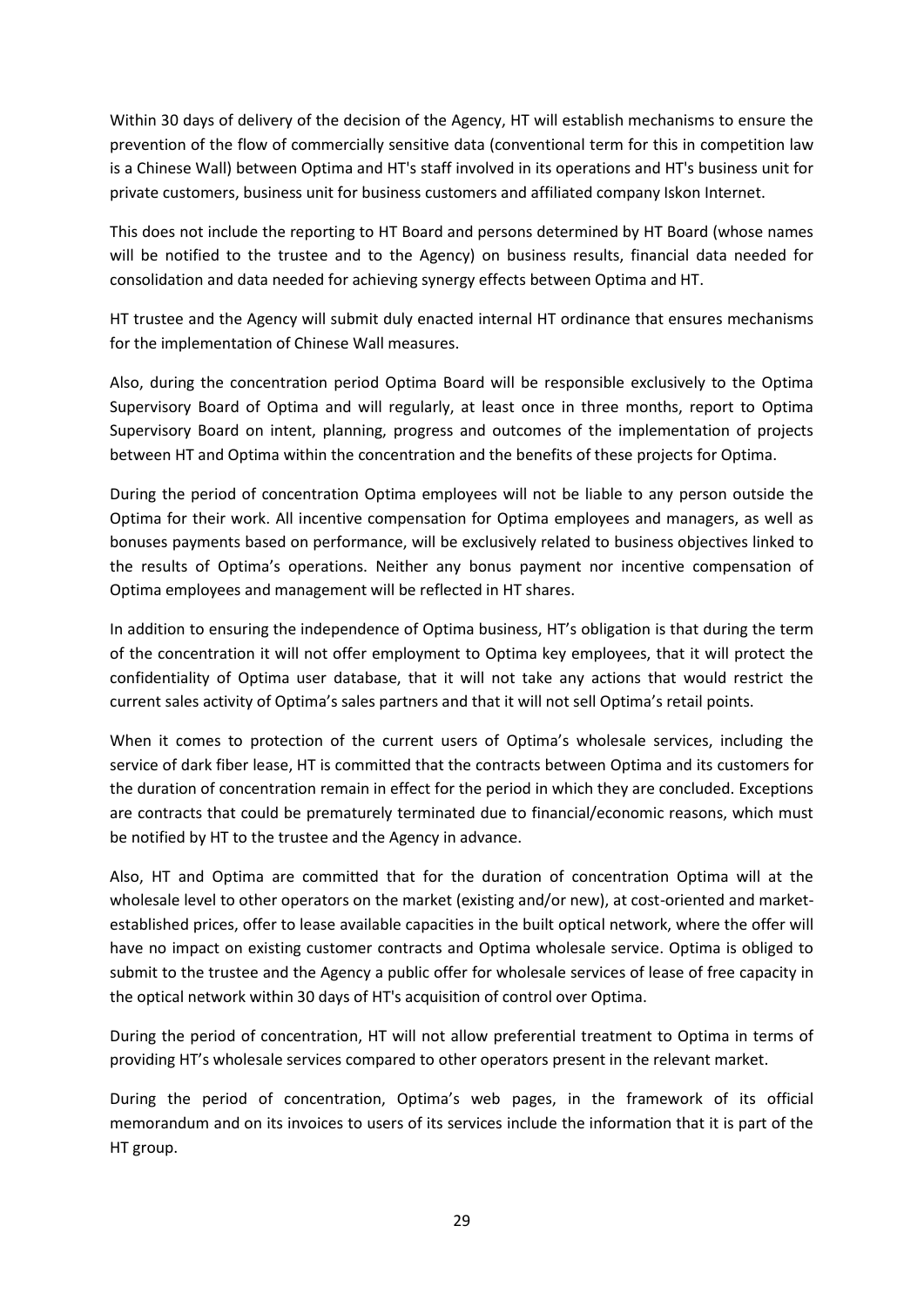Within 30 days of delivery of the decision of the Agency, HT will establish mechanisms to ensure the prevention of the flow of commercially sensitive data (conventional term for this in competition law is a Chinese Wall) between Optima and HT's staff involved in its operations and HT's business unit for private customers, business unit for business customers and affiliated company Iskon Internet.

This does not include the reporting to HT Board and persons determined by HT Board (whose names will be notified to the trustee and to the Agency) on business results, financial data needed for consolidation and data needed for achieving synergy effects between Optima and HT.

HT trustee and the Agency will submit duly enacted internal HT ordinance that ensures mechanisms for the implementation of Chinese Wall measures.

Also, during the concentration period Optima Board will be responsible exclusively to the Optima Supervisory Board of Optima and will regularly, at least once in three months, report to Optima Supervisory Board on intent, planning, progress and outcomes of the implementation of projects between HT and Optima within the concentration and the benefits of these projects for Optima.

During the period of concentration Optima employees will not be liable to any person outside the Optima for their work. All incentive compensation for Optima employees and managers, as well as bonuses payments based on performance, will be exclusively related to business objectives linked to the results of Optima's operations. Neither any bonus payment nor incentive compensation of Optima employees and management will be reflected in HT shares.

In addition to ensuring the independence of Optima business, HT's obligation is that during the term of the concentration it will not offer employment to Optima key employees, that it will protect the confidentiality of Optima user database, that it will not take any actions that would restrict the current sales activity of Optima's sales partners and that it will not sell Optima's retail points.

When it comes to protection of the current users of Optima's wholesale services, including the service of dark fiber lease, HT is committed that the contracts between Optima and its customers for the duration of concentration remain in effect for the period in which they are concluded. Exceptions are contracts that could be prematurely terminated due to financial/economic reasons, which must be notified by HT to the trustee and the Agency in advance.

Also, HT and Optima are committed that for the duration of concentration Optima will at the wholesale level to other operators on the market (existing and/or new), at cost-oriented and market-established prices, offer to lease available capacities in the built optical network, where the offer will have no impact on existing customer contracts and Optima wholesale service. Optima is obliged to submit to the trustee and the Agency a public offer for wholesale services of lease of free capacity in the optical network within 30 days of HT's acquisition of control over Optima.

During the period of concentration, HT will not allow preferential treatment to Optima in terms of providing HT's wholesale services compared to other operators present in the relevant market.

During the period of concentration, Optima's web pages, in the framework of its official memorandum and on its invoices to users of its services include the information that it is part of the HT group.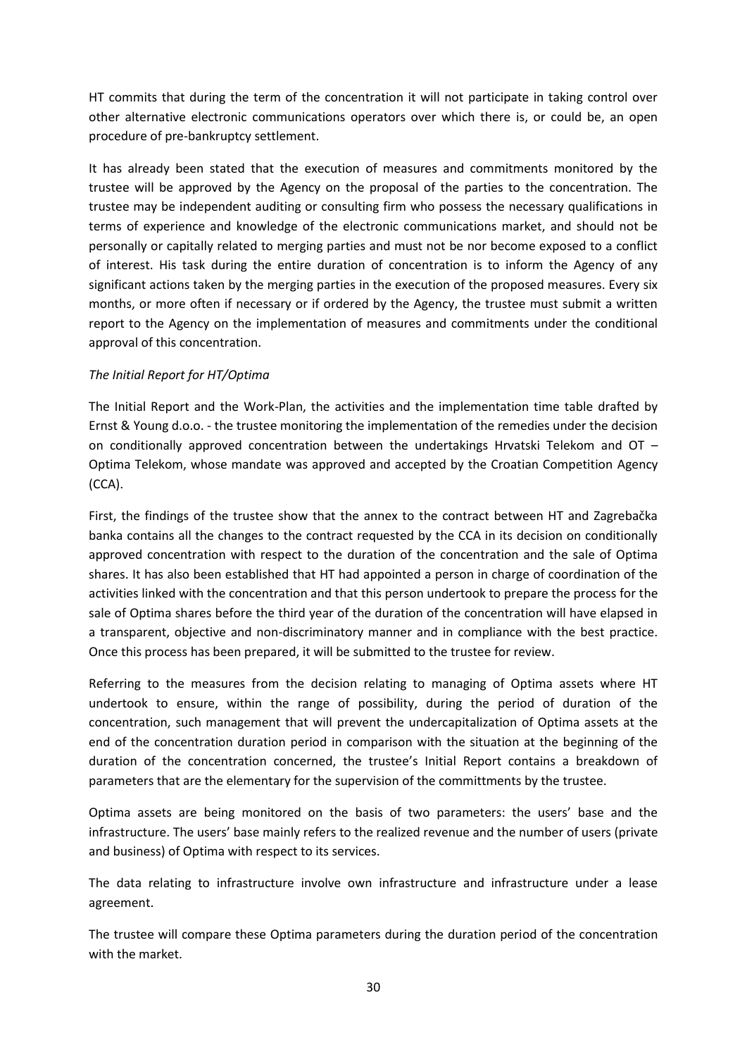HT commits that during the term of the concentration it will not participate in taking control over other alternative electronic communications operators over which there is, or could be, an open procedure of pre-bankruptcy settlement.

It has already been stated that the execution of measures and commitments monitored by the trustee will be approved by the Agency on the proposal of the parties to the concentration. The trustee may be independent auditing or consulting firm who possess the necessary qualifications in terms of experience and knowledge of the electronic communications market, and should not be personally or capitally related to merging parties and must not be nor become exposed to a conflict of interest. His task during the entire duration of concentration is to inform the Agency of any significant actions taken by the merging parties in the execution of the proposed measures. Every six months, or more often if necessary or if ordered by the Agency, the trustee must submit a written report to the Agency on the implementation of measures and commitments under the conditional approval of this concentration.

*The Initial Report for HT/Optima*

The Initial Report and the Work-Plan, the activities and the implementation time table drafted by Ernst & Young d.o.o. - the trustee monitoring the implementation of the remedies under the decision on conditionally approved concentration between the undertakings Hrvatski Telekom and OT – Optima Telekom, whose mandate was approved and accepted by the Croatian Competition Agency (CCA).

First, the findings of the trustee show that the annex to the contract between HT and Zagrebačka banka contains all the changes to the contract requested by the CCA in its decision on conditionally approved concentration with respect to the duration of the concentration and the sale of Optima shares. It has also been established that HT had appointed a person in charge of coordination of the activities linked with the concentration and that this person undertook to prepare the process for the sale of Optima shares before the third year of the duration of the concentration will have elapsed in a transparent, objective and non-discriminatory manner and in compliance with the best practice. Once this process has been prepared, it will be submitted to the trustee for review.

Referring to the measures from the decision relating to managing of Optima assets where HT undertook to ensure, within the range of possibility, during the period of duration of the concentration, such management that will prevent the undercapitalization of Optima assets at the end of the concentration duration period in comparison with the situation at the beginning of the duration of the concentration concerned, the trustee's Initial Report contains a breakdown of parameters that are the elementary for the supervision of the committments by the trustee.

Optima assets are being monitored on the basis of two parameters: the users' base and the infrastructure. The users' base mainly refers to the realized revenue and the number of users (private and business) of Optima with respect to its services.

The data relating to infrastructure involve own infrastructure and infrastructure under a lease agreement.

The trustee will compare these Optima parameters during the duration period of the concentration with the market.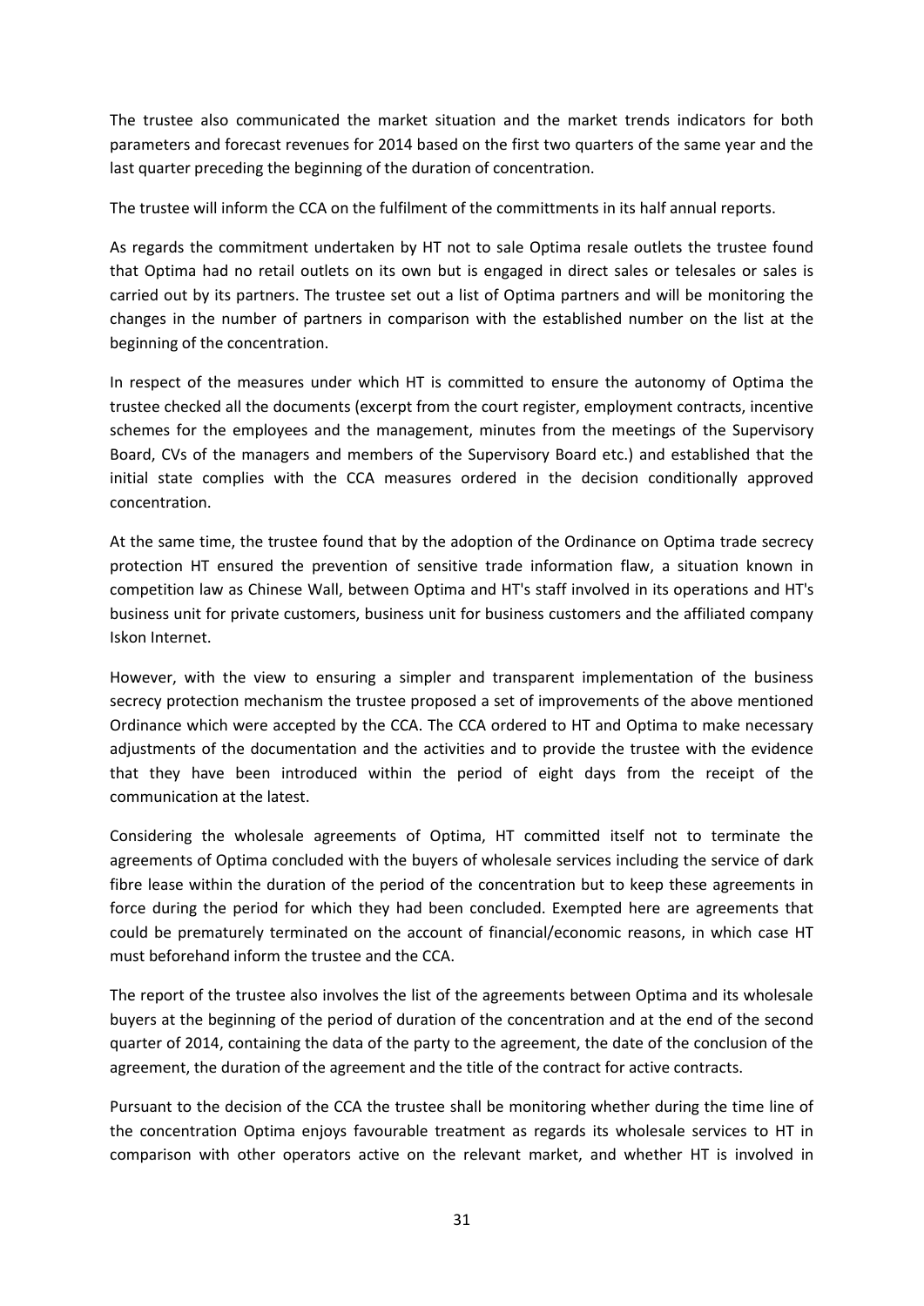The trustee also communicated the market situation and the market trends indicators for both parameters and forecast revenues for 2014 based on the first two quarters of the same year and the last quarter preceding the beginning of the duration of concentration.

The trustee will inform the CCA on the fulfilment of the committments in its half annual reports.

As regards the commitment undertaken by HT not to sale Optima resale outlets the trustee found that Optima had no retail outlets on its own but is engaged in direct sales or telesales or sales is carried out by its partners. The trustee set out a list of Optima partners and will be monitoring the changes in the number of partners in comparison with the established number on the list at the beginning of the concentration.

In respect of the measures under which HT is committed to ensure the autonomy of Optima the trustee checked all the documents (excerpt from the court register, employment contracts, incentive schemes for the employees and the management, minutes from the meetings of the Supervisory Board, CVs of the managers and members of the Supervisory Board etc.) and established that the initial state complies with the CCA measures ordered in the decision conditionally approved concentration.

At the same time, the trustee found that by the adoption of the Ordinance on Optima trade secrecy protection HT ensured the prevention of sensitive trade information flaw, a situation known in competition law as Chinese Wall, between Optima and HT's staff involved in its operations and HT's business unit for private customers, business unit for business customers and the affiliated company Iskon Internet.

However, with the view to ensuring a simpler and transparent implementation of the business secrecy protection mechanism the trustee proposed a set of improvements of the above mentioned Ordinance which were accepted by the CCA. The CCA ordered to HT and Optima to make necessary adjustments of the documentation and the activities and to provide the trustee with the evidence that they have been introduced within the period of eight days from the receipt of the communication at the latest.

Considering the wholesale agreements of Optima, HT committed itself not to terminate the agreements of Optima concluded with the buyers of wholesale services including the service of dark fibre lease within the duration of the period of the concentration but to keep these agreements in force during the period for which they had been concluded. Exempted here are agreements that could be prematurely terminated on the account of financial/economic reasons, in which case HT must beforehand inform the trustee and the CCA.

The report of the trustee also involves the list of the agreements between Optima and its wholesale buyers at the beginning of the period of duration of the concentration and at the end of the second quarter of 2014, containing the data of the party to the agreement, the date of the conclusion of the agreement, the duration of the agreement and the title of the contract for active contracts.

Pursuant to the decision of the CCA the trustee shall be monitoring whether during the time line of the concentration Optima enjoys favourable treatment as regards its wholesale services to HT in comparison with other operators active on the relevant market, and whether HT is involved in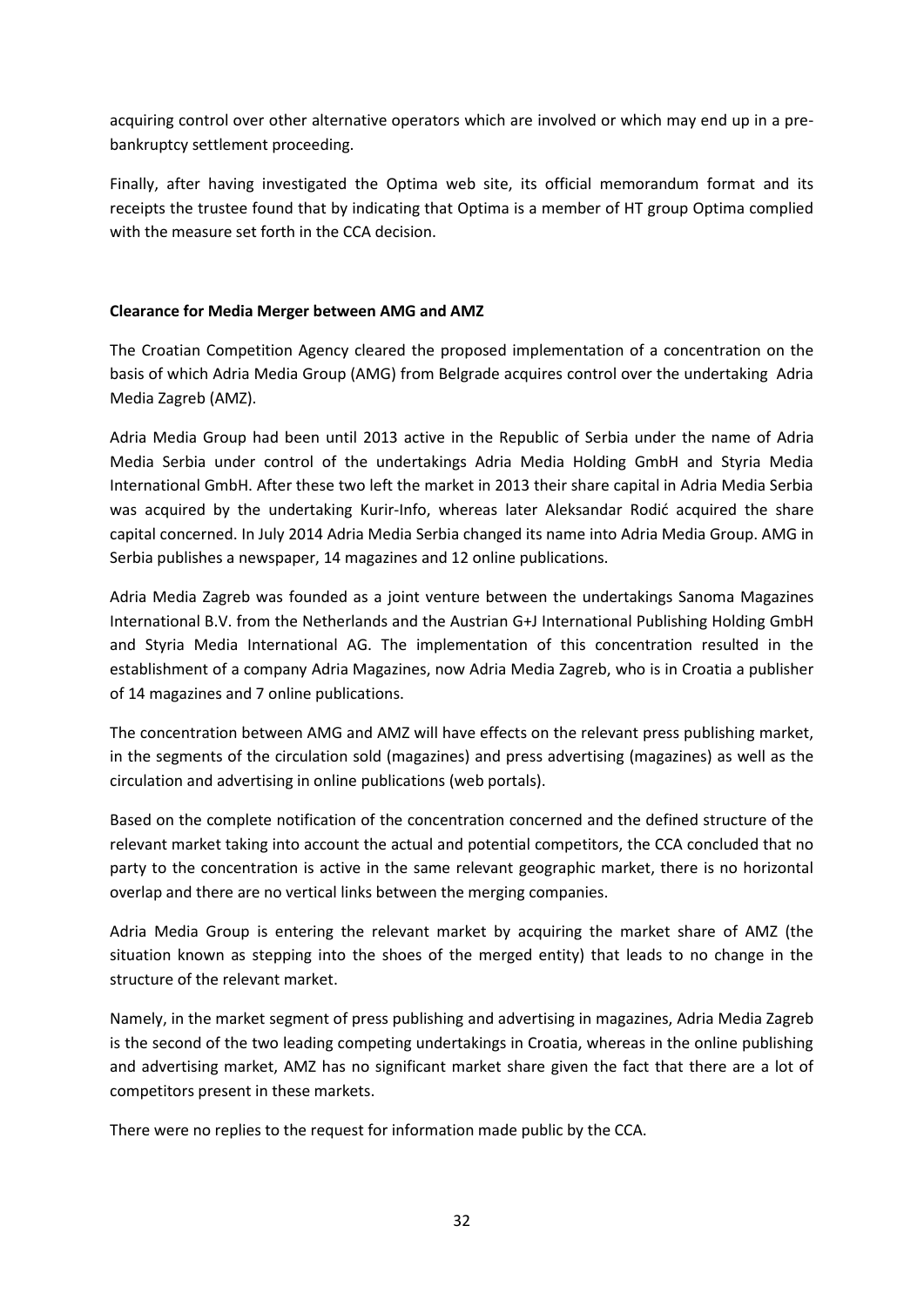acquiring control over other alternative operators which are involved or which may end up in a pre-bankruptcy settlement proceeding.

Finally, after having investigated the Optima web site, its official memorandum format and its receipts the trustee found that by indicating that Optima is a member of HT group Optima complied with the measure set forth in the CCA decision.

**Clearance for Media Merger between AMG and AMZ**

The Croatian Competition Agency cleared the proposed implementation of a concentration on the basis of which Adria Media Group (AMG) from Belgrade acquires control over the undertaking Adria Media Zagreb (AMZ).

Adria Media Group had been until 2013 active in the Republic of Serbia under the name of Adria Media Serbia under control of the undertakings Adria Media Holding GmbH and Styria Media International GmbH. After these two left the market in 2013 their share capital in Adria Media Serbia was acquired by the undertaking Kurir-Info, whereas later Aleksandar Rodić acquired the share capital concerned. In July 2014 Adria Media Serbia changed its name into Adria Media Group. AMG in Serbia publishes a newspaper, 14 magazines and 12 online publications.

Adria Media Zagreb was founded as a joint venture between the undertakings Sanoma Magazines International B.V. from the Netherlands and the Austrian G+J International Publishing Holding GmbH and Styria Media International AG. The implementation of this concentration resulted in the establishment of a company Adria Magazines, now Adria Media Zagreb, who is in Croatia a publisher of 14 magazines and 7 online publications.

The concentration between AMG and AMZ will have effects on the relevant press publishing market, in the segments of the circulation sold (magazines) and press advertising (magazines) as well as the circulation and advertising in online publications (web portals).

Based on the complete notification of the concentration concerned and the defined structure of the relevant market taking into account the actual and potential competitors, the CCA concluded that no party to the concentration is active in the same relevant geographic market, there is no horizontal overlap and there are no vertical links between the merging companies.

Adria Media Group is entering the relevant market by acquiring the market share of AMZ (the situation known as stepping into the shoes of the merged entity) that leads to no change in the structure of the relevant market.

Namely, in the market segment of press publishing and advertising in magazines, Adria Media Zagreb is the second of the two leading competing undertakings in Croatia, whereas in the online publishing and advertising market, AMZ has no significant market share given the fact that there are a lot of competitors present in these markets.

There were no replies to the request for information made public by the CCA.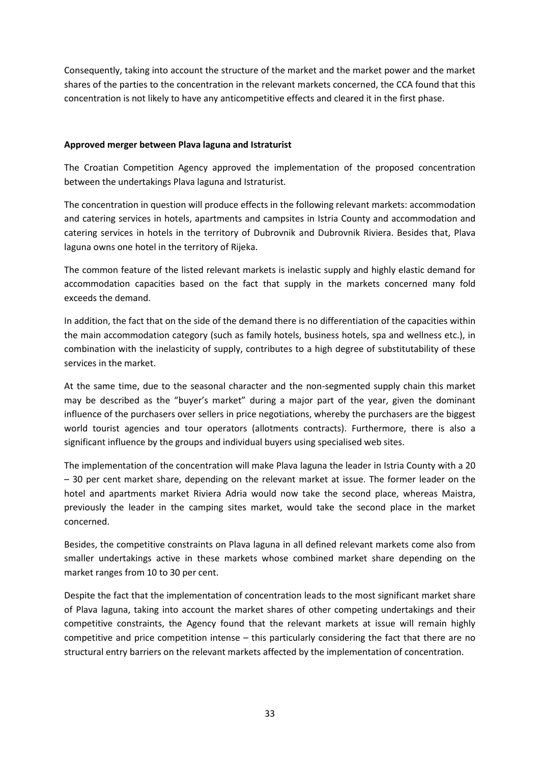Consequently, taking into account the structure of the market and the market power and the market shares of the parties to the concentration in the relevant markets concerned, the CCA found that this concentration is not likely to have any anticompetitive effects and cleared it in the first phase.

**Approved merger between Plava laguna and Istraturist**

The Croatian Competition Agency approved the implementation of the proposed concentration between the undertakings Plava laguna and Istraturist.

The concentration in question will produce effects in the following relevant markets: accommodation and catering services in hotels, apartments and campsites in Istria County and accommodation and catering services in hotels in the territory of Dubrovnik and Dubrovnik Riviera. Besides that, Plava laguna owns one hotel in the territory of Rijeka.

The common feature of the listed relevant markets is inelastic supply and highly elastic demand for accommodation capacities based on the fact that supply in the markets concerned many fold exceeds the demand.

In addition, the fact that on the side of the demand there is no differentiation of the capacities within the main accommodation category (such as family hotels, business hotels, spa and wellness etc.), in combination with the inelasticity of supply, contributes to a high degree of substitutability of these services in the market.

At the same time, due to the seasonal character and the non-segmented supply chain this market may be described as the "buyer's market" during a major part of the year, given the dominant influence of the purchasers over sellers in price negotiations, whereby the purchasers are the biggest world tourist agencies and tour operators (allotments contracts). Furthermore, there is also a significant influence by the groups and individual buyers using specialised web sites.

The implementation of the concentration will make Plava laguna the leader in Istria County with a 20 – 30 per cent market share, depending on the relevant market at issue. The former leader on the hotel and apartments market Riviera Adria would now take the second place, whereas Maistra, previously the leader in the camping sites market, would take the second place in the market concerned.

Besides, the competitive constraints on Plava laguna in all defined relevant markets come also from smaller undertakings active in these markets whose combined market share depending on the market ranges from 10 to 30 per cent.

Despite the fact that the implementation of concentration leads to the most significant market share of Plava laguna, taking into account the market shares of other competing undertakings and their competitive constraints, the Agency found that the relevant markets at issue will remain highly competitive and price competition intense – this particularly considering the fact that there are no structural entry barriers on the relevant markets affected by the implementation of concentration.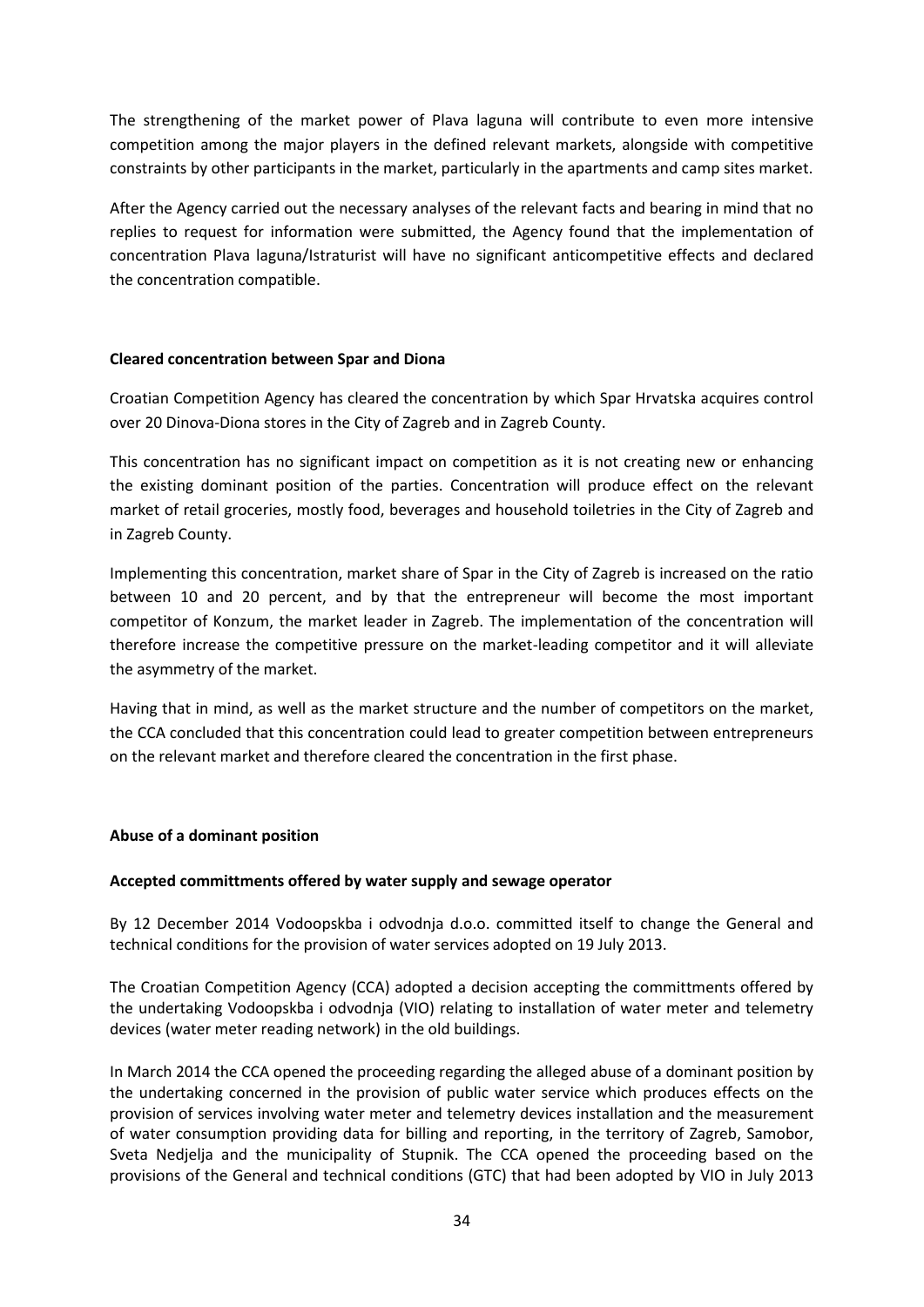The strengthening of the market power of Plava laguna will contribute to even more intensive competition among the major players in the defined relevant markets, alongside with competitive constraints by other participants in the market, particularly in the apartments and camp sites market.

After the Agency carried out the necessary analyses of the relevant facts and bearing in mind that no replies to request for information were submitted, the Agency found that the implementation of concentration Plava laguna/Istraturist will have no significant anticompetitive effects and declared the concentration compatible.

**Cleared concentration between Spar and Diona**

Croatian Competition Agency has cleared the concentration by which Spar Hrvatska acquires control over 20 Dinova-Diona stores in the City of Zagreb and in Zagreb County.

This concentration has no significant impact on competition as it is not creating new or enhancing the existing dominant position of the parties. Concentration will produce effect on the relevant market of retail groceries, mostly food, beverages and household toiletries in the City of Zagreb and in Zagreb County.

Implementing this concentration, market share of Spar in the City of Zagreb is increased on the ratio between 10 and 20 percent, and by that the entrepreneur will become the most important competitor of Konzum, the market leader in Zagreb. The implementation of the concentration will therefore increase the competitive pressure on the market-leading competitor and it will alleviate the asymmetry of the market.

Having that in mind, as well as the market structure and the number of competitors on the market, the CCA concluded that this concentration could lead to greater competition between entrepreneurs on the relevant market and therefore cleared the concentration in the first phase.

**Abuse of a dominant position**

**Accepted committments offered by water supply and sewage operator**

By 12 December 2014 Vodoopskba i odvodnja d.o.o. committed itself to change the General and technical conditions for the provision of water services adopted on 19 July 2013.

The Croatian Competition Agency (CCA) adopted a decision accepting the committments offered by the undertaking Vodoopskba i odvodnja (VIO) relating to installation of water meter and telemetry devices (water meter reading network) in the old buildings.

In March 2014 the CCA opened the proceeding regarding the alleged abuse of a dominant position by the undertaking concerned in the provision of public water service which produces effects on the provision of services involving water meter and telemetry devices installation and the measurement of water consumption providing data for billing and reporting, in the territory of Zagreb, Samobor, Sveta Nedjelja and the municipality of Stupnik. The CCA opened the proceeding based on the provisions of the General and technical conditions (GTC) that had been adopted by VIO in July 2013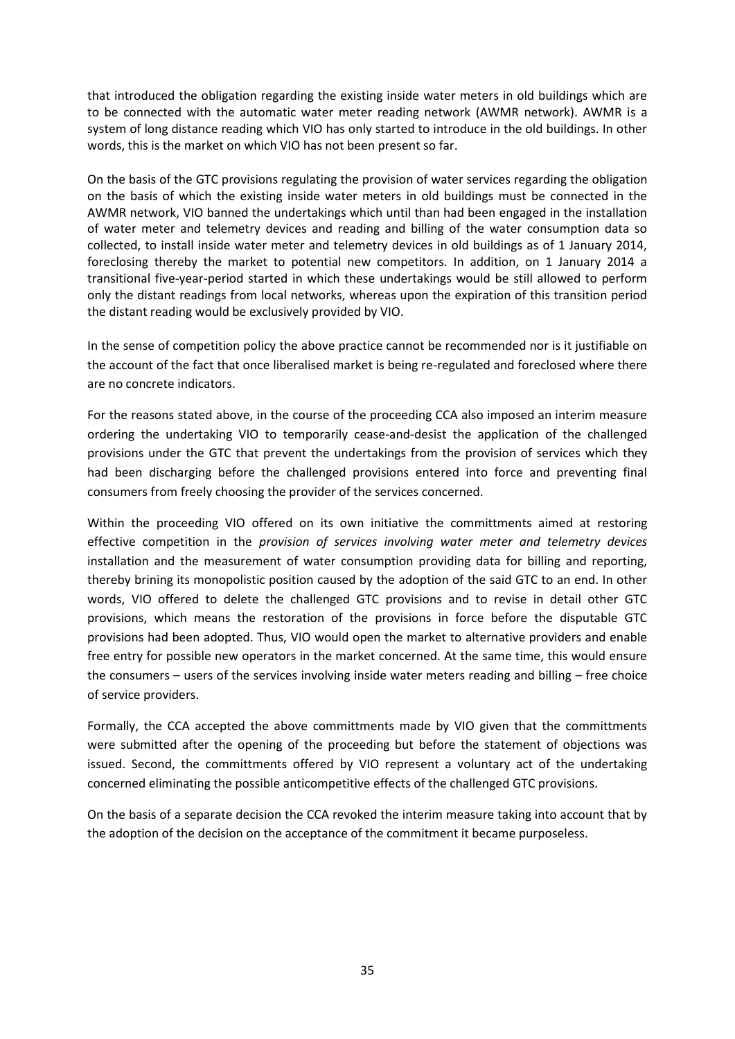that introduced the obligation regarding the existing inside water meters in old buildings which are to be connected with the automatic water meter reading network (AWMR network). AWMR is a system of long distance reading which VIO has only started to introduce in the old buildings. In other words, this is the market on which VIO has not been present so far.

On the basis of the GTC provisions regulating the provision of water services regarding the obligation on the basis of which the existing inside water meters in old buildings must be connected in the AWMR network, VIO banned the undertakings which until than had been engaged in the installation of water meter and telemetry devices and reading and billing of the water consumption data so collected, to install inside water meter and telemetry devices in old buildings as of 1 January 2014, foreclosing thereby the market to potential new competitors. In addition, on 1 January 2014 a transitional five-year-period started in which these undertakings would be still allowed to perform only the distant readings from local networks, whereas upon the expiration of this transition period the distant reading would be exclusively provided by VIO.

In the sense of competition policy the above practice cannot be recommended nor is it justifiable on the account of the fact that once liberalised market is being re-regulated and foreclosed where there are no concrete indicators.

For the reasons stated above, in the course of the proceeding CCA also imposed an interim measure ordering the undertaking VIO to temporarily cease-and-desist the application of the challenged provisions under the GTC that prevent the undertakings from the provision of services which they had been discharging before the challenged provisions entered into force and preventing final consumers from freely choosing the provider of the services concerned.

Within the proceeding VIO offered on its own initiative the committments aimed at restoring effective competition in the *provision of services involving water meter and telemetry devices* installation and the measurement of water consumption providing data for billing and reporting, thereby brining its monopolistic position caused by the adoption of the said GTC to an end. In other words, VIO offered to delete the challenged GTC provisions and to revise in detail other GTC provisions, which means the restoration of the provisions in force before the disputable GTC provisions had been adopted. Thus, VIO would open the market to alternative providers and enable free entry for possible new operators in the market concerned. At the same time, this would ensure the consumers – users of the services involving inside water meters reading and billing – free choice of service providers.

Formally, the CCA accepted the above committments made by VIO given that the committments were submitted after the opening of the proceeding but before the statement of objections was issued. Second, the committments offered by VIO represent a voluntary act of the undertaking concerned eliminating the possible anticompetitive effects of the challenged GTC provisions.

On the basis of a separate decision the CCA revoked the interim measure taking into account that by the adoption of the decision on the acceptance of the commitment it became purposeless.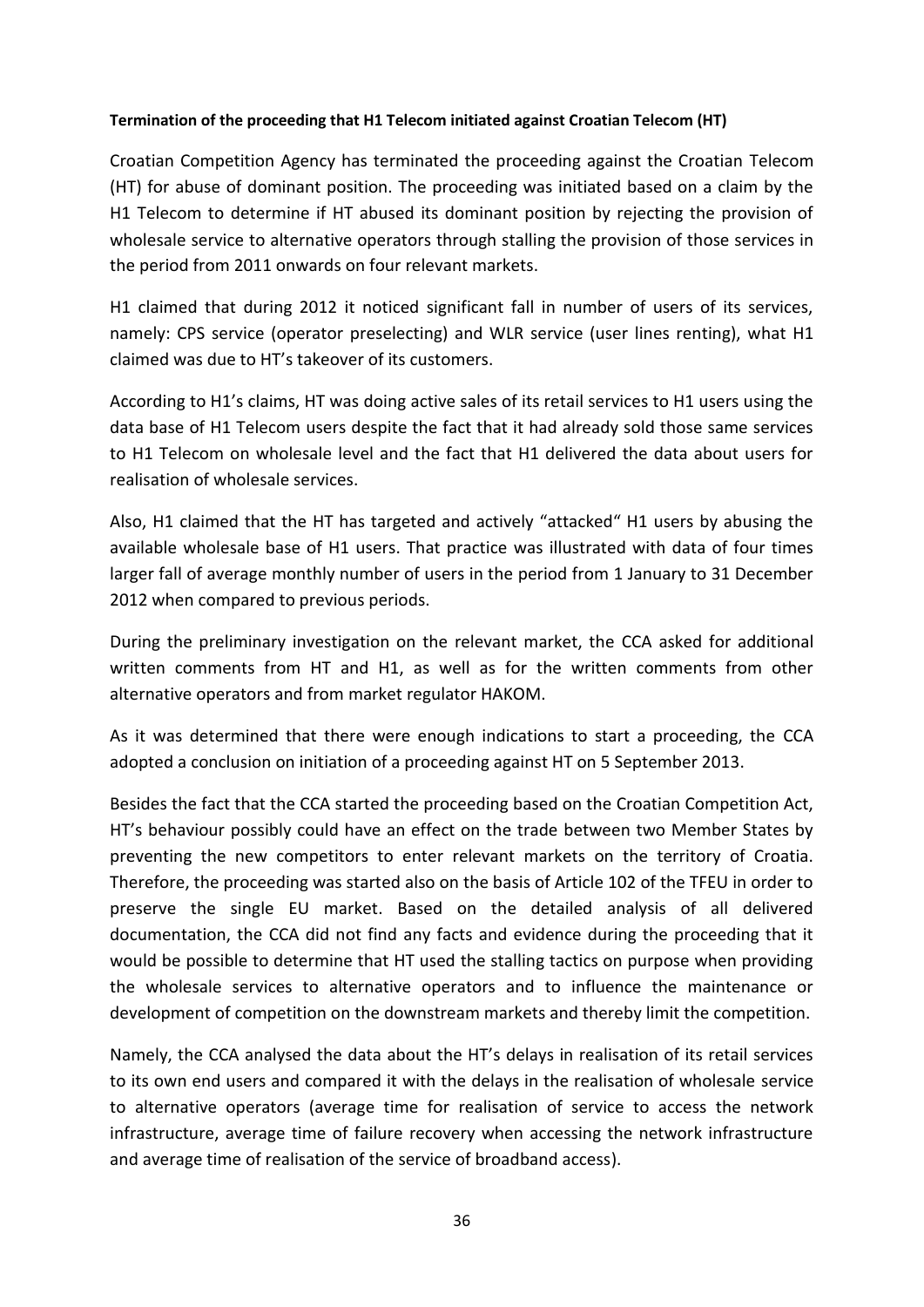**Termination of the proceeding that H1 Telecom initiated against Croatian Telecom (HT)**

Croatian Competition Agency has terminated the proceeding against the Croatian Telecom (HT) for abuse of dominant position. The proceeding was initiated based on a claim by the H1 Telecom to determine if HT abused its dominant position by rejecting the provision of wholesale service to alternative operators through stalling the provision of those services in the period from 2011 onwards on four relevant markets.

H1 claimed that during 2012 it noticed significant fall in number of users of its services, namely: CPS service (operator preselecting) and WLR service (user lines renting), what H1 claimed was due to HT's takeover of its customers.

According to H1's claims, HT was doing active sales of its retail services to H1 users using the data base of H1 Telecom users despite the fact that it had already sold those same services to H1 Telecom on wholesale level and the fact that H1 delivered the data about users for realisation of wholesale services.

Also, H1 claimed that the HT has targeted and actively "attacked" H1 users by abusing the available wholesale base of H1 users. That practice was illustrated with data of four times larger fall of average monthly number of users in the period from 1 January to 31 December 2012 when compared to previous periods.

During the preliminary investigation on the relevant market, the CCA asked for additional written comments from HT and H1, as well as for the written comments from other alternative operators and from market regulator HAKOM.

As it was determined that there were enough indications to start a proceeding, the CCA adopted a conclusion on initiation of a proceeding against HT on 5 September 2013.

Besides the fact that the CCA started the proceeding based on the Croatian Competition Act, HT's behaviour possibly could have an effect on the trade between two Member States by preventing the new competitors to enter relevant markets on the territory of Croatia. Therefore, the proceeding was started also on the basis of Article 102 of the TFEU in order to preserve the single EU market. Based on the detailed analysis of all delivered documentation, the CCA did not find any facts and evidence during the proceeding that it would be possible to determine that HT used the stalling tactics on purpose when providing the wholesale services to alternative operators and to influence the maintenance or development of competition on the downstream markets and thereby limit the competition.

Namely, the CCA analysed the data about the HT's delays in realisation of its retail services to its own end users and compared it with the delays in the realisation of wholesale service to alternative operators (average time for realisation of service to access the network infrastructure, average time of failure recovery when accessing the network infrastructure and average time of realisation of the service of broadband access).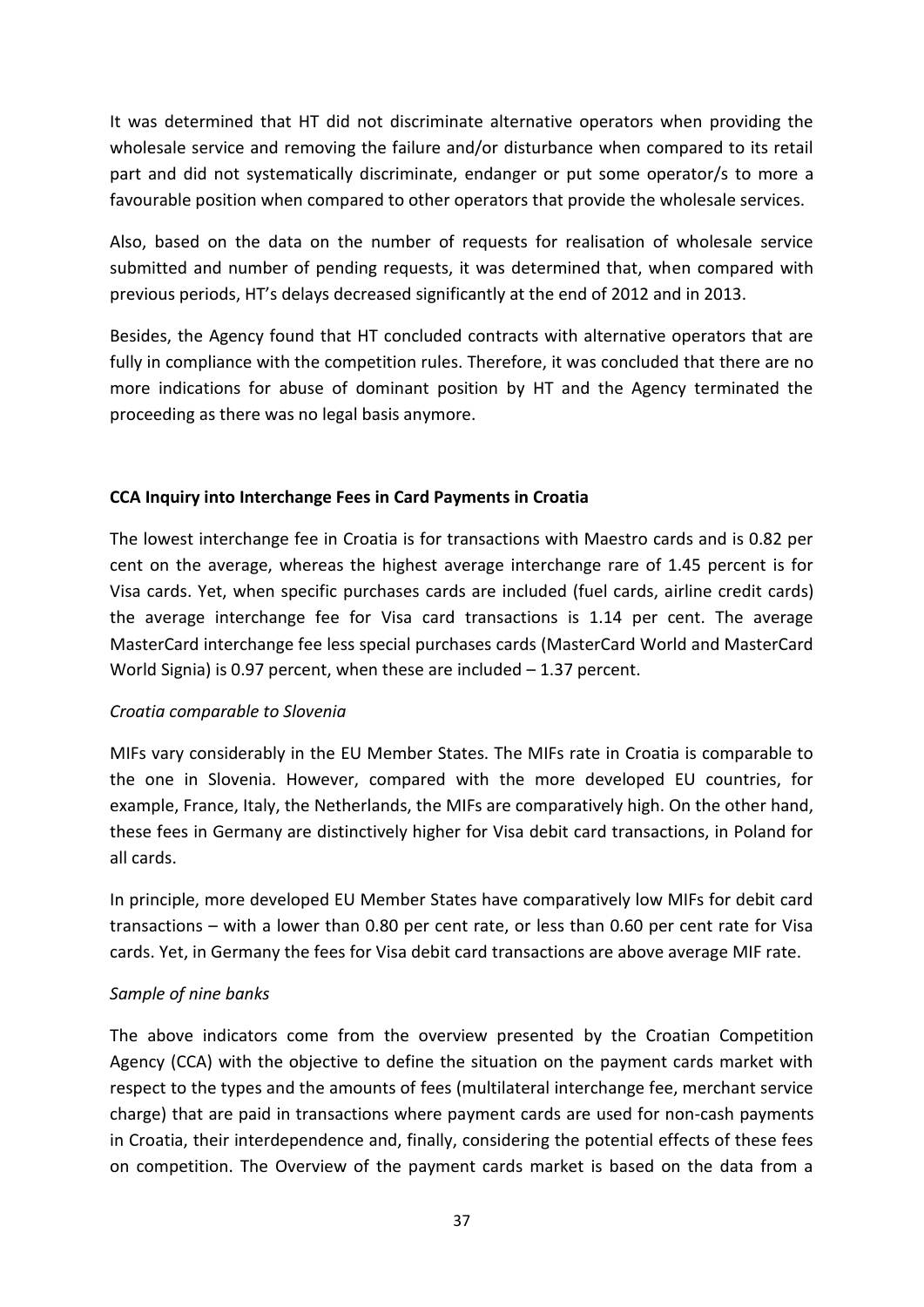It was determined that HT did not discriminate alternative operators when providing the wholesale service and removing the failure and/or disturbance when compared to its retail part and did not systematically discriminate, endanger or put some operator/s to more a favourable position when compared to other operators that provide the wholesale services.

Also, based on the data on the number of requests for realisation of wholesale service submitted and number of pending requests, it was determined that, when compared with previous periods, HT's delays decreased significantly at the end of 2012 and in 2013.

Besides, the Agency found that HT concluded contracts with alternative operators that are fully in compliance with the competition rules. Therefore, it was concluded that there are no more indications for abuse of dominant position by HT and the Agency terminated the proceeding as there was no legal basis anymore.

**CCA Inquiry into Interchange Fees in Card Payments in Croatia**

The lowest interchange fee in Croatia is for transactions with Maestro cards and is 0.82 per cent on the average, whereas the highest average interchange rare of 1.45 percent is for Visa cards. Yet, when specific purchases cards are included (fuel cards, airline credit cards) the average interchange fee for Visa card transactions is 1.14 per cent. The average MasterCard interchange fee less special purchases cards (MasterCard World and MasterCard World Signia) is 0.97 percent, when these are included – 1.37 percent.

*Croatia comparable to Slovenia*

MIFs vary considerably in the EU Member States. The MIFs rate in Croatia is comparable to the one in Slovenia. However, compared with the more developed EU countries, for example, France, Italy, the Netherlands, the MIFs are comparatively high. On the other hand, these fees in Germany are distinctively higher for Visa debit card transactions, in Poland for all cards.

In principle, more developed EU Member States have comparatively low MIFs for debit card transactions – with a lower than 0.80 per cent rate, or less than 0.60 per cent rate for Visa cards. Yet, in Germany the fees for Visa debit card transactions are above average MIF rate.

*Sample of nine banks*

The above indicators come from the overview presented by the Croatian Competition Agency (CCA) with the objective to define the situation on the payment cards market with respect to the types and the amounts of fees (multilateral interchange fee, merchant service charge) that are paid in transactions where payment cards are used for non-cash payments in Croatia, their interdependence and, finally, considering the potential effects of these fees on competition. The Overview of the payment cards market is based on the data from a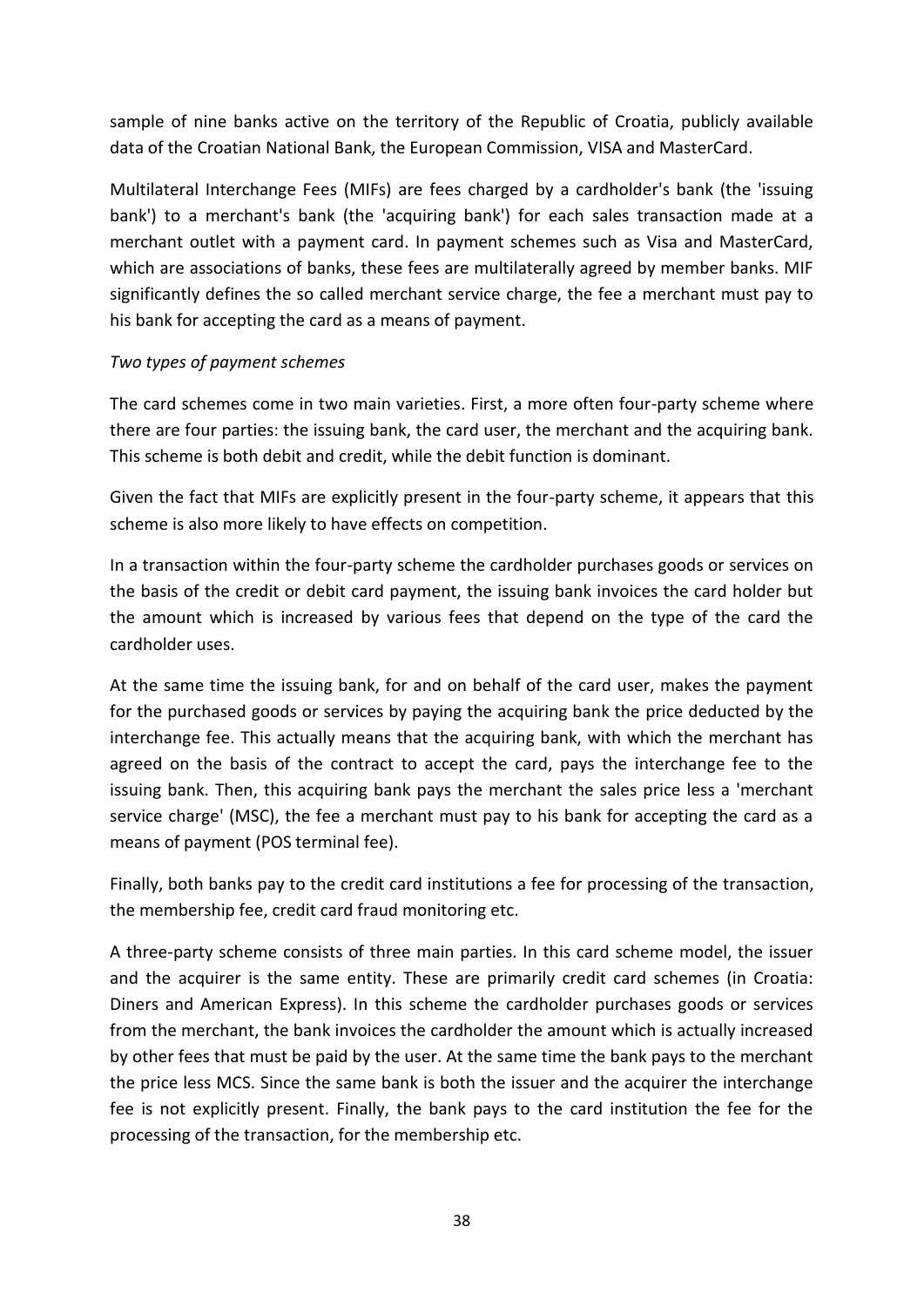sample of nine banks active on the territory of the Republic of Croatia, publicly available data of the Croatian National Bank, the European Commission, VISA and MasterCard.

Multilateral Interchange Fees (MIFs) are fees charged by a cardholder's bank (the 'issuing bank') to a merchant's bank (the 'acquiring bank') for each sales transaction made at a merchant outlet with a payment card. In payment schemes such as Visa and MasterCard, which are associations of banks, these fees are multilaterally agreed by member banks. MIF significantly defines the so called merchant service charge, the fee a merchant must pay to his bank for accepting the card as a means of payment.

*Two types of payment schemes*

The card schemes come in two main varieties. First, a more often four-party scheme where there are four parties: the issuing bank, the card user, the merchant and the acquiring bank. This scheme is both debit and credit, while the debit function is dominant.

Given the fact that MIFs are explicitly present in the four-party scheme, it appears that this scheme is also more likely to have effects on competition.

In a transaction within the four-party scheme the cardholder purchases goods or services on the basis of the credit or debit card payment, the issuing bank invoices the card holder but the amount which is increased by various fees that depend on the type of the card the cardholder uses.

At the same time the issuing bank, for and on behalf of the card user, makes the payment for the purchased goods or services by paying the acquiring bank the price deducted by the interchange fee. This actually means that the acquiring bank, with which the merchant has agreed on the basis of the contract to accept the card, pays the interchange fee to the issuing bank. Then, this acquiring bank pays the merchant the sales price less a 'merchant service charge' (MSC), the fee a merchant must pay to his bank for accepting the card as a means of payment (POS terminal fee).

Finally, both banks pay to the credit card institutions a fee for processing of the transaction, the membership fee, credit card fraud monitoring etc.

A three-party scheme consists of three main parties. In this card scheme model, the issuer and the acquirer is the same entity. These are primarily credit card schemes (in Croatia: Diners and American Express). In this scheme the cardholder purchases goods or services from the merchant, the bank invoices the cardholder the amount which is actually increased by other fees that must be paid by the user. At the same time the bank pays to the merchant the price less MCS. Since the same bank is both the issuer and the acquirer the interchange fee is not explicitly present. Finally, the bank pays to the card institution the fee for the processing of the transaction, for the membership etc.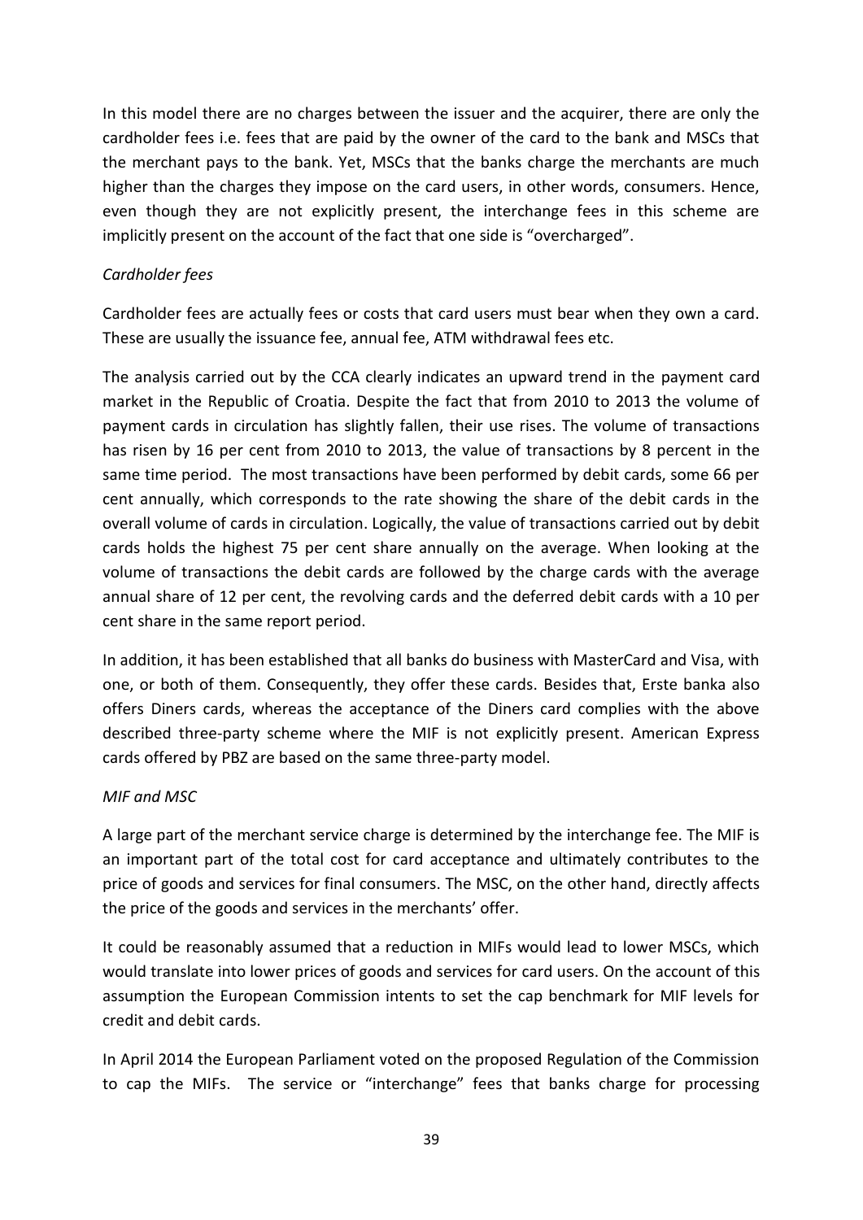In this model there are no charges between the issuer and the acquirer, there are only the cardholder fees i.e. fees that are paid by the owner of the card to the bank and MSCs that the merchant pays to the bank. Yet, MSCs that the banks charge the merchants are much higher than the charges they impose on the card users, in other words, consumers. Hence, even though they are not explicitly present, the interchange fees in this scheme are implicitly present on the account of the fact that one side is "overcharged".

*Cardholder fees*

Cardholder fees are actually fees or costs that card users must bear when they own a card. These are usually the issuance fee, annual fee, ATM withdrawal fees etc.

The analysis carried out by the CCA clearly indicates an upward trend in the payment card market in the Republic of Croatia. Despite the fact that from 2010 to 2013 the volume of payment cards in circulation has slightly fallen, their use rises. The volume of transactions has risen by 16 per cent from 2010 to 2013, the value of transactions by 8 percent in the same time period. The most transactions have been performed by debit cards, some 66 per cent annually, which corresponds to the rate showing the share of the debit cards in the overall volume of cards in circulation. Logically, the value of transactions carried out by debit cards holds the highest 75 per cent share annually on the average. When looking at the volume of transactions the debit cards are followed by the charge cards with the average annual share of 12 per cent, the revolving cards and the deferred debit cards with a 10 per cent share in the same report period.

In addition, it has been established that all banks do business with MasterCard and Visa, with one, or both of them. Consequently, they offer these cards. Besides that, Erste banka also offers Diners cards, whereas the acceptance of the Diners card complies with the above described three-party scheme where the MIF is not explicitly present. American Express cards offered by PBZ are based on the same three-party model.

*MIF and MSC*

A large part of the merchant service charge is determined by the interchange fee. The MIF is an important part of the total cost for card acceptance and ultimately contributes to the price of goods and services for final consumers. The MSC, on the other hand, directly affects the price of the goods and services in the merchants' offer.

It could be reasonably assumed that a reduction in MIFs would lead to lower MSCs, which would translate into lower prices of goods and services for card users. On the account of this assumption the European Commission intents to set the cap benchmark for MIF levels for credit and debit cards.

In April 2014 the European Parliament voted on the proposed Regulation of the Commission to cap the MIFs. The service or "interchange" fees that banks charge for processing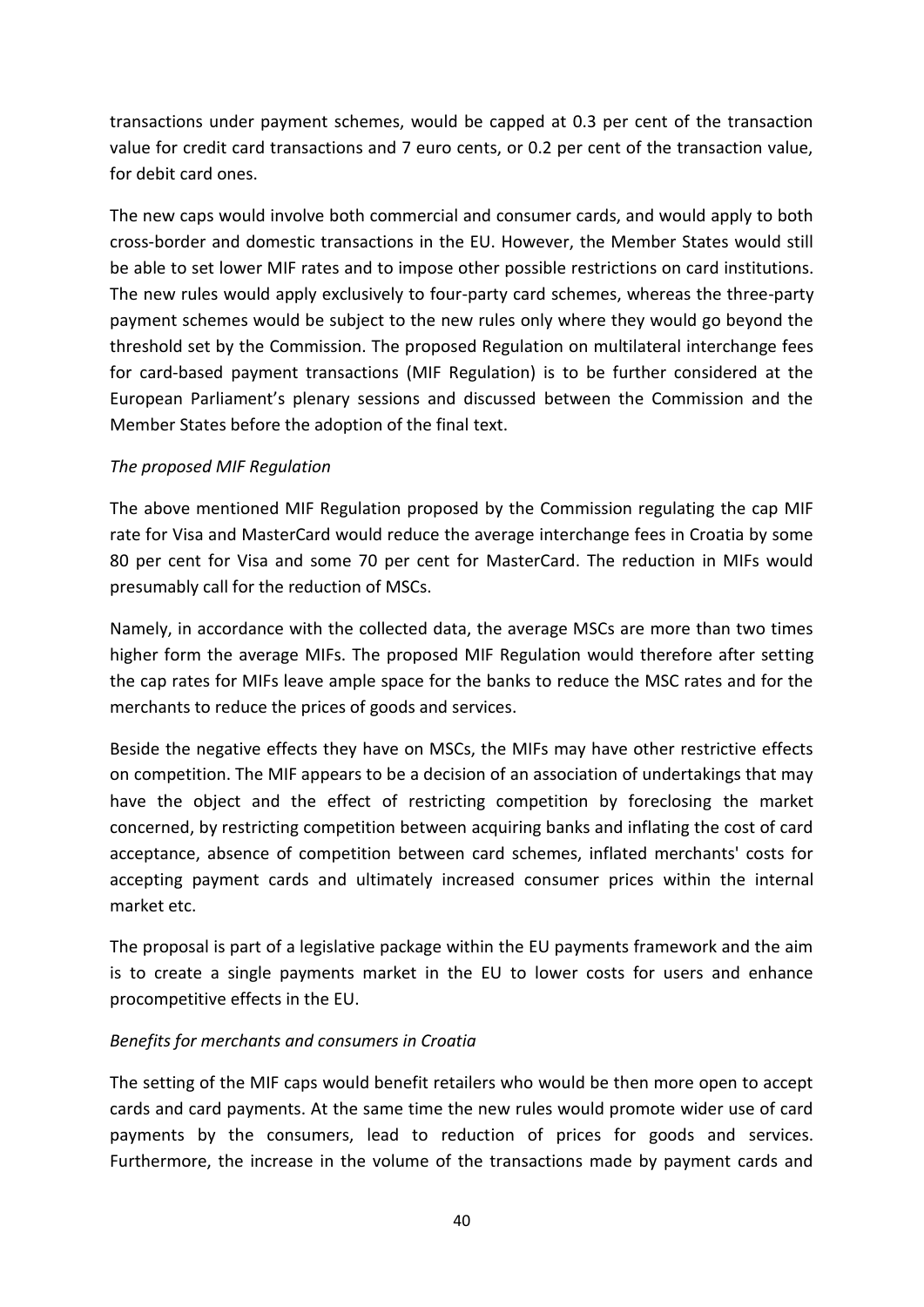transactions under payment schemes, would be capped at 0.3 per cent of the transaction value for credit card transactions and 7 euro cents, or 0.2 per cent of the transaction value, for debit card ones.

The new caps would involve both commercial and consumer cards, and would apply to both cross-border and domestic transactions in the EU. However, the Member States would still be able to set lower MIF rates and to impose other possible restrictions on card institutions. The new rules would apply exclusively to four-party card schemes, whereas the three-party payment schemes would be subject to the new rules only where they would go beyond the threshold set by the Commission. The proposed Regulation on multilateral interchange fees for card-based payment transactions (MIF Regulation) is to be further considered at the European Parliament's plenary sessions and discussed between the Commission and the Member States before the adoption of the final text.

*The proposed MIF Regulation*

The above mentioned MIF Regulation proposed by the Commission regulating the cap MIF rate for Visa and MasterCard would reduce the average interchange fees in Croatia by some 80 per cent for Visa and some 70 per cent for MasterCard. The reduction in MIFs would presumably call for the reduction of MSCs.

Namely, in accordance with the collected data, the average MSCs are more than two times higher form the average MIFs. The proposed MIF Regulation would therefore after setting the cap rates for MIFs leave ample space for the banks to reduce the MSC rates and for the merchants to reduce the prices of goods and services.

Beside the negative effects they have on MSCs, the MIFs may have other restrictive effects on competition. The MIF appears to be a decision of an association of undertakings that may have the object and the effect of restricting competition by foreclosing the market concerned, by restricting competition between acquiring banks and inflating the cost of card acceptance, absence of competition between card schemes, inflated merchants' costs for accepting payment cards and ultimately increased consumer prices within the internal market etc.

The proposal is part of a legislative package within the EU payments framework and the aim is to create a single payments market in the EU to lower costs for users and enhance procompetitive effects in the EU.

*Benefits for merchants and consumers in Croatia*

The setting of the MIF caps would benefit retailers who would be then more open to accept cards and card payments. At the same time the new rules would promote wider use of card payments by the consumers, lead to reduction of prices for goods and services. Furthermore, the increase in the volume of the transactions made by payment cards and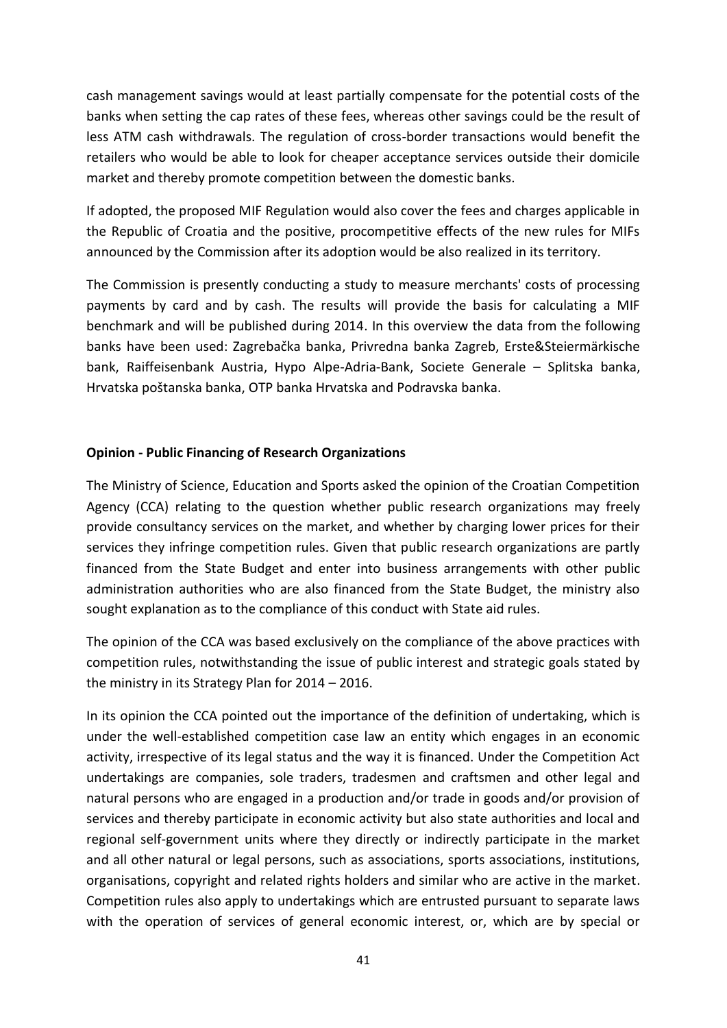cash management savings would at least partially compensate for the potential costs of the banks when setting the cap rates of these fees, whereas other savings could be the result of less ATM cash withdrawals. The regulation of cross-border transactions would benefit the retailers who would be able to look for cheaper acceptance services outside their domicile market and thereby promote competition between the domestic banks.

If adopted, the proposed MIF Regulation would also cover the fees and charges applicable in the Republic of Croatia and the positive, procompetitive effects of the new rules for MIFs announced by the Commission after its adoption would be also realized in its territory.

The Commission is presently conducting a study to measure merchants' costs of processing payments by card and by cash. The results will provide the basis for calculating a MIF benchmark and will be published during 2014. In this overview the data from the following banks have been used: Zagrebačka banka, Privredna banka Zagreb, Erste&Steiermärkische bank, Raiffeisenbank Austria, Hypo Alpe-Adria-Bank, Societe Generale – Splitska banka, Hrvatska poštanska banka, OTP banka Hrvatska and Podravska banka.

**Opinion - Public Financing of Research Organizations**

The Ministry of Science, Education and Sports asked the opinion of the Croatian Competition Agency (CCA) relating to the question whether public research organizations may freely provide consultancy services on the market, and whether by charging lower prices for their services they infringe competition rules. Given that public research organizations are partly financed from the State Budget and enter into business arrangements with other public administration authorities who are also financed from the State Budget, the ministry also sought explanation as to the compliance of this conduct with State aid rules.

The opinion of the CCA was based exclusively on the compliance of the above practices with competition rules, notwithstanding the issue of public interest and strategic goals stated by the ministry in its Strategy Plan for 2014 – 2016.

In its opinion the CCA pointed out the importance of the definition of undertaking, which is under the well-established competition case law an entity which engages in an economic activity, irrespective of its legal status and the way it is financed. Under the Competition Act undertakings are companies, sole traders, tradesmen and craftsmen and other legal and natural persons who are engaged in a production and/or trade in goods and/or provision of services and thereby participate in economic activity but also state authorities and local and regional self-government units where they directly or indirectly participate in the market and all other natural or legal persons, such as associations, sports associations, institutions, organisations, copyright and related rights holders and similar who are active in the market. Competition rules also apply to undertakings which are entrusted pursuant to separate laws with the operation of services of general economic interest, or, which are by special or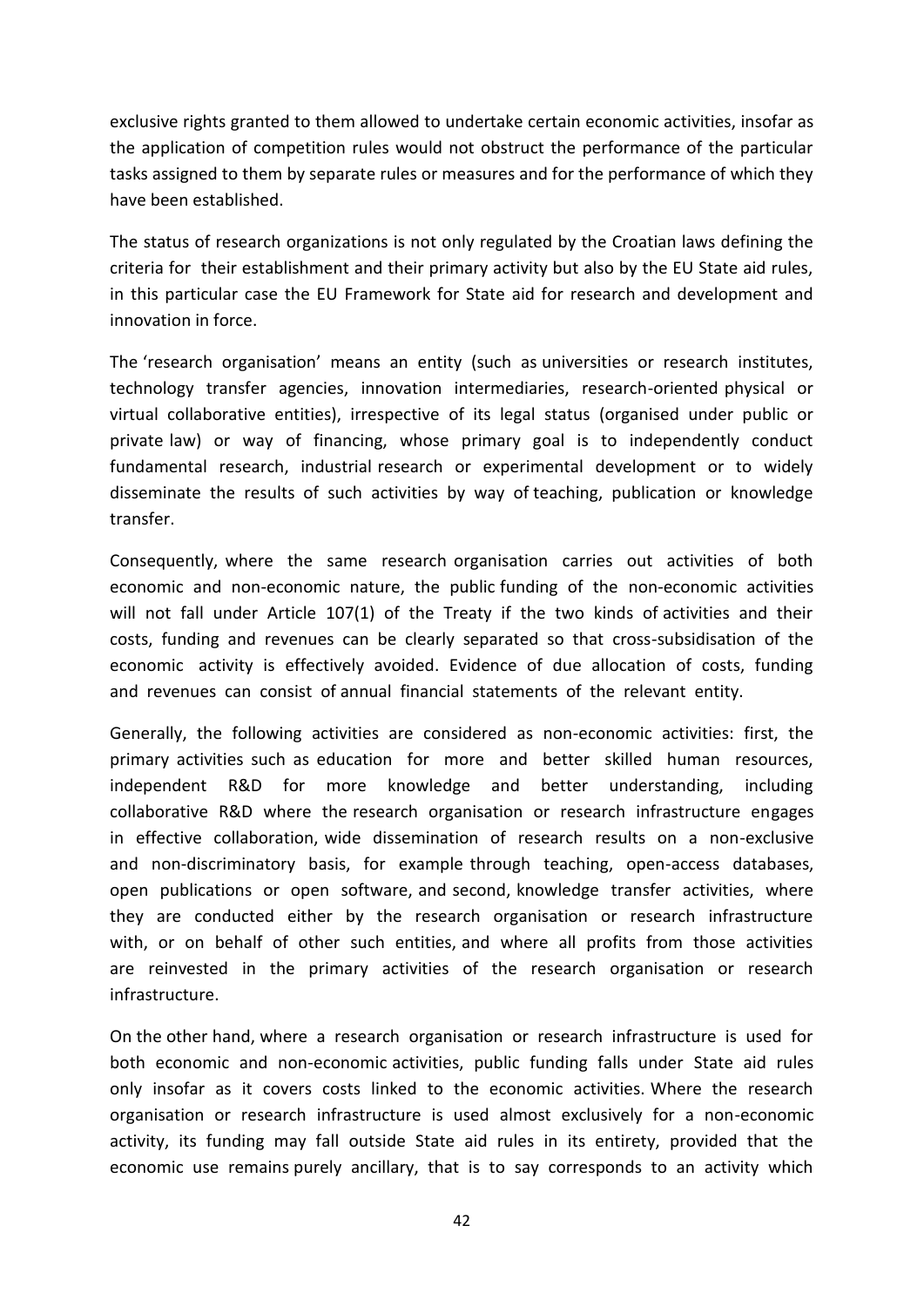exclusive rights granted to them allowed to undertake certain economic activities, insofar as the application of competition rules would not obstruct the performance of the particular tasks assigned to them by separate rules or measures and for the performance of which they have been established.

The status of research organizations is not only regulated by the Croatian laws defining the criteria for their establishment and their primary activity but also by the EU State aid rules, in this particular case the EU Framework for State aid for research and development and innovation in force.

The 'research organisation' means an entity (such as universities or research institutes, technology transfer agencies, innovation intermediaries, research-oriented physical or virtual collaborative entities), irrespective of its legal status (organised under public or private law) or way of financing, whose primary goal is to independently conduct fundamental research, industrial research or experimental development or to widely disseminate the results of such activities by way of teaching, publication or knowledge transfer.

Consequently, where the same research organisation carries out activities of both economic and non-economic nature, the public funding of the non-economic activities will not fall under Article 107(1) of the Treaty if the two kinds of activities and their costs, funding and revenues can be clearly separated so that cross-subsidisation of the economic activity is effectively avoided. Evidence of due allocation of costs, funding and revenues can consist of annual financial statements of the relevant entity.

Generally, the following activities are considered as non-economic activities: first, the primary activities such as education for more and better skilled human resources, independent R&D for more knowledge and better understanding, including collaborative R&D where the research organisation or research infrastructure engages in effective collaboration, wide dissemination of research results on a non-exclusive and non-discriminatory basis, for example through teaching, open-access databases, open publications or open software, and second, knowledge transfer activities, where they are conducted either by the research organisation or research infrastructure with, or on behalf of other such entities, and where all profits from those activities are reinvested in the primary activities of the research organisation or research infrastructure.

On the other hand, where a research organisation or research infrastructure is used for both economic and non-economic activities, public funding falls under State aid rules only insofar as it covers costs linked to the economic activities. Where the research organisation or research infrastructure is used almost exclusively for a non-economic activity, its funding may fall outside State aid rules in its entirety, provided that the economic use remains purely ancillary, that is to say corresponds to an activity which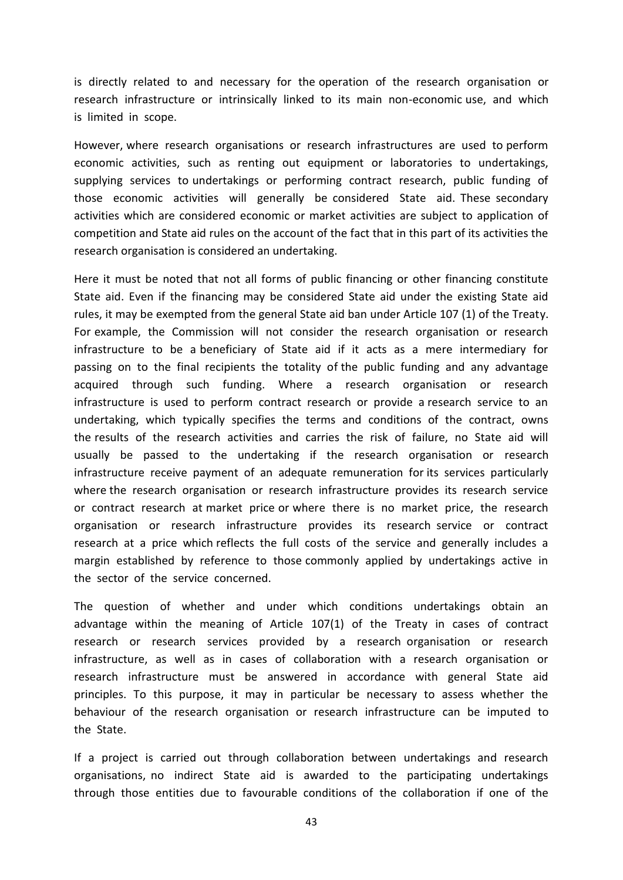is directly related to and necessary for the operation of the research organisation or research infrastructure or intrinsically linked to its main non-economic use, and which is limited in scope.

However, where research organisations or research infrastructures are used to perform economic activities, such as renting out equipment or laboratories to undertakings, supplying services to undertakings or performing contract research, public funding of those economic activities will generally be considered State aid. These secondary activities which are considered economic or market activities are subject to application of competition and State aid rules on the account of the fact that in this part of its activities the research organisation is considered an undertaking.

Here it must be noted that not all forms of public financing or other financing constitute State aid. Even if the financing may be considered State aid under the existing State aid rules, it may be exempted from the general State aid ban under Article 107 (1) of the Treaty. For example, the Commission will not consider the research organisation or research infrastructure to be a beneficiary of State aid if it acts as a mere intermediary for passing on to the final recipients the totality of the public funding and any advantage acquired through such funding. Where a research organisation or research infrastructure is used to perform contract research or provide a research service to an undertaking, which typically specifies the terms and conditions of the contract, owns the results of the research activities and carries the risk of failure, no State aid will usually be passed to the undertaking if the research organisation or research infrastructure receive payment of an adequate remuneration for its services particularly where the research organisation or research infrastructure provides its research service or contract research at market price or where there is no market price, the research organisation or research infrastructure provides its research service or contract research at a price which reflects the full costs of the service and generally includes a margin established by reference to those commonly applied by undertakings active in the sector of the service concerned.

The question of whether and under which conditions undertakings obtain an advantage within the meaning of Article 107(1) of the Treaty in cases of contract research or research services provided by a research organisation or research infrastructure, as well as in cases of collaboration with a research organisation or research infrastructure must be answered in accordance with general State aid principles. To this purpose, it may in particular be necessary to assess whether the behaviour of the research organisation or research infrastructure can be imputed to the State.

If a project is carried out through collaboration between undertakings and research organisations, no indirect State aid is awarded to the participating undertakings through those entities due to favourable conditions of the collaboration if one of the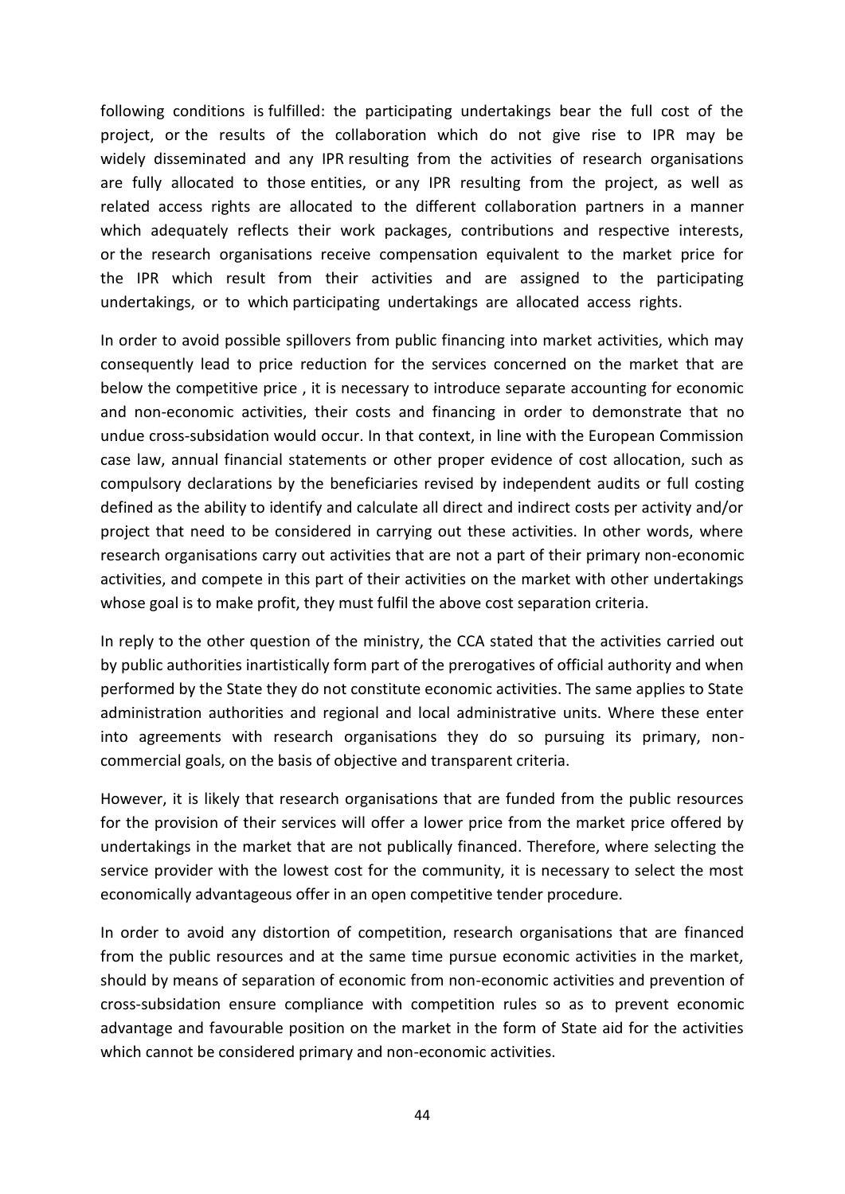following conditions is fulfilled: the participating undertakings bear the full cost of the project, or the results of the collaboration which do not give rise to IPR may be widely disseminated and any IPR resulting from the activities of research organisations are fully allocated to those entities, or any IPR resulting from the project, as well as related access rights are allocated to the different collaboration partners in a manner which adequately reflects their work packages, contributions and respective interests, or the research organisations receive compensation equivalent to the market price for the IPR which result from their activities and are assigned to the participating undertakings, or to which participating undertakings are allocated access rights.

In order to avoid possible spillovers from public financing into market activities, which may consequently lead to price reduction for the services concerned on the market that are below the competitive price , it is necessary to introduce separate accounting for economic and non-economic activities, their costs and financing in order to demonstrate that no undue cross-subsidation would occur. In that context, in line with the European Commission case law, annual financial statements or other proper evidence of cost allocation, such as compulsory declarations by the beneficiaries revised by independent audits or full costing defined as the ability to identify and calculate all direct and indirect costs per activity and/or project that need to be considered in carrying out these activities. In other words, where research organisations carry out activities that are not a part of their primary non-economic activities, and compete in this part of their activities on the market with other undertakings whose goal is to make profit, they must fulfil the above cost separation criteria.

In reply to the other question of the ministry, the CCA stated that the activities carried out by public authorities inartistically form part of the prerogatives of official authority and when performed by the State they do not constitute economic activities. The same applies to State administration authorities and regional and local administrative units. Where these enter into agreements with research organisations they do so pursuing its primary, non-commercial goals, on the basis of objective and transparent criteria.

However, it is likely that research organisations that are funded from the public resources for the provision of their services will offer a lower price from the market price offered by undertakings in the market that are not publically financed. Therefore, where selecting the service provider with the lowest cost for the community, it is necessary to select the most economically advantageous offer in an open competitive tender procedure.

In order to avoid any distortion of competition, research organisations that are financed from the public resources and at the same time pursue economic activities in the market, should by means of separation of economic from non-economic activities and prevention of cross-subsidation ensure compliance with competition rules so as to prevent economic advantage and favourable position on the market in the form of State aid for the activities which cannot be considered primary and non-economic activities.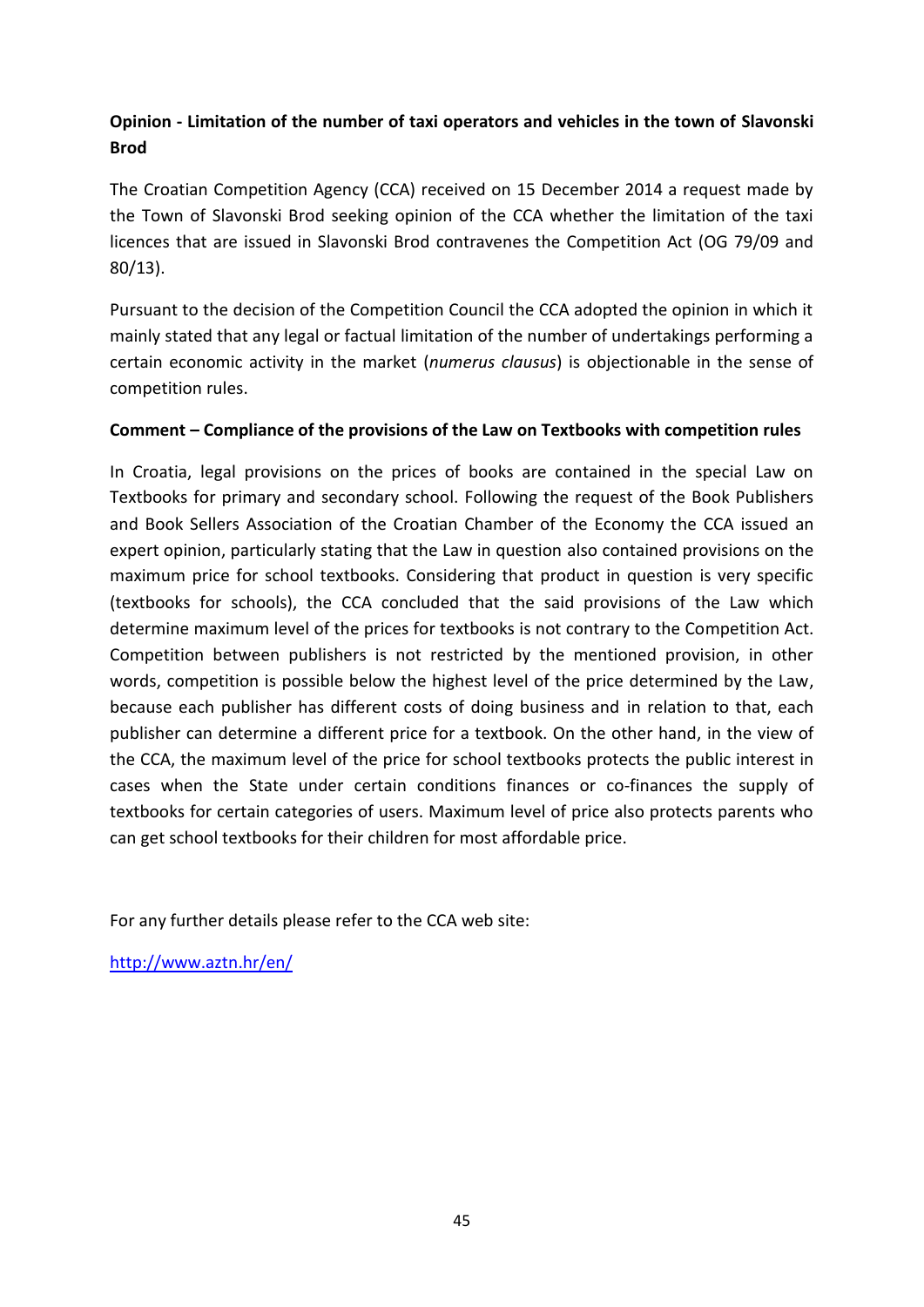**Opinion - Limitation of the number of taxi operators and vehicles in the town of Slavonski Brod**

The Croatian Competition Agency (CCA) received on 15 December 2014 a request made by the Town of Slavonski Brod seeking opinion of the CCA whether the limitation of the taxi licences that are issued in Slavonski Brod contravenes the Competition Act (OG 79/09 and 80/13).

Pursuant to the decision of the Competition Council the CCA adopted the opinion in which it mainly stated that any legal or factual limitation of the number of undertakings performing a certain economic activity in the market (*numerus clausus*) is objectionable in the sense of competition rules.

**Comment – Compliance of the provisions of the Law on Textbooks with competition rules**

In Croatia, legal provisions on the prices of books are contained in the special Law on Textbooks for primary and secondary school. Following the request of the Book Publishers and Book Sellers Association of the Croatian Chamber of the Economy the CCA issued an expert opinion, particularly stating that the Law in question also contained provisions on the maximum price for school textbooks. Considering that product in question is very specific (textbooks for schools), the CCA concluded that the said provisions of the Law which determine maximum level of the prices for textbooks is not contrary to the Competition Act. Competition between publishers is not restricted by the mentioned provision, in other words, competition is possible below the highest level of the price determined by the Law, because each publisher has different costs of doing business and in relation to that, each publisher can determine a different price for a textbook. On the other hand, in the view of the CCA, the maximum level of the price for school textbooks protects the public interest in cases when the State under certain conditions finances or co-finances the supply of textbooks for certain categories of users. Maximum level of price also protects parents who can get school textbooks for their children for most affordable price.

For any further details please refer to the CCA web site:

http://www.aztn.hr/en/